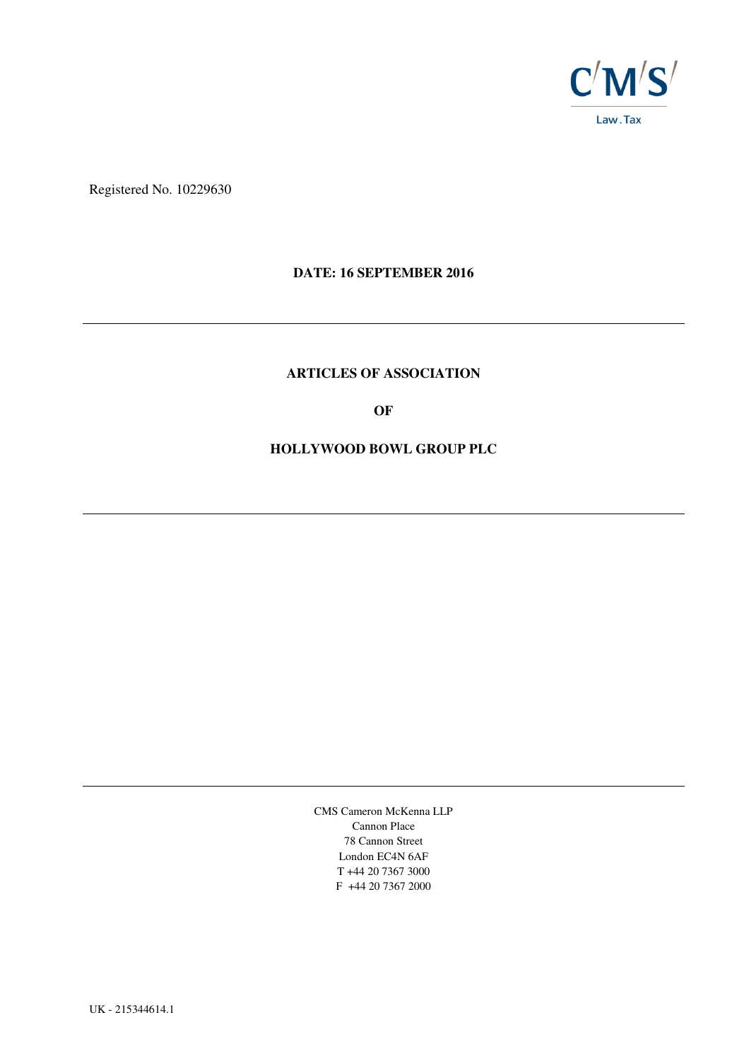C'M'S'
Law . Tax

Registered No. 10229630

**DATE: 16 SEPTEMBER 2016**

---

# ARTICLES OF ASSOCIATION

**OF**

**HOLLYWOOD BOWL GROUP PLC**

---

---

CMS Cameron McKenna LLP
Cannon Place
78 Cannon Street
London EC4N 6AF
T +44 20 7367 3000
F +44 20 7367 2000

UK - 215344614.1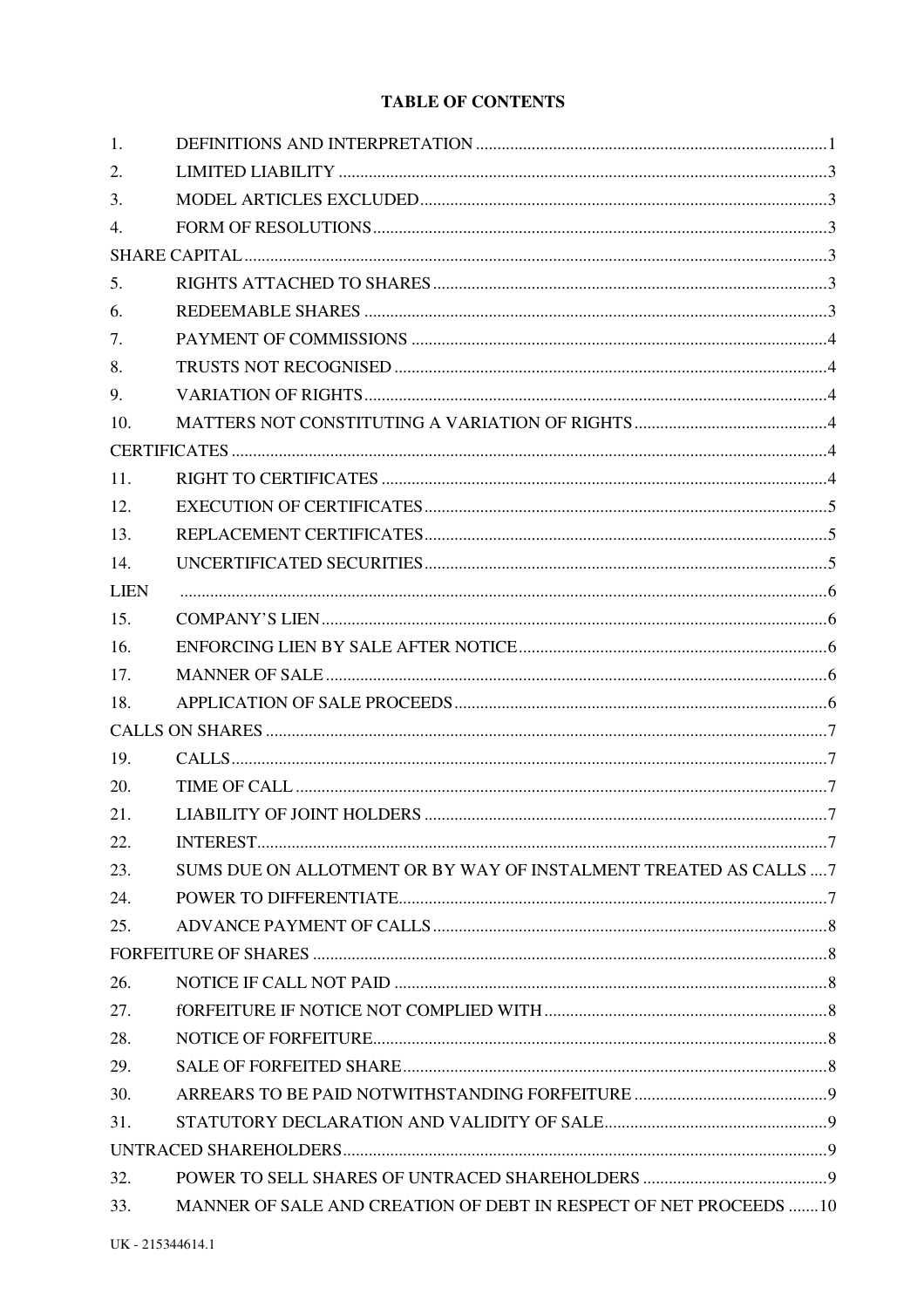**TABLE OF CONTENTS**

| | | |
|---|---|---|
| 1. | DEFINITIONS AND INTERPRETATION | 1 |
| 2. | LIMITED LIABILITY | 3 |
| 3. | MODEL ARTICLES EXCLUDED | 3 |
| 4. | FORM OF RESOLUTIONS | 3 |
| SHARE CAPITAL | | 3 |
| 5. | RIGHTS ATTACHED TO SHARES | 3 |
| 6. | REDEEMABLE SHARES | 3 |
| 7. | PAYMENT OF COMMISSIONS | 4 |
| 8. | TRUSTS NOT RECOGNISED | 4 |
| 9. | VARIATION OF RIGHTS | 4 |
| 10. | MATTERS NOT CONSTITUTING A VARIATION OF RIGHTS | 4 |
| CERTIFICATES | | 4 |
| 11. | RIGHT TO CERTIFICATES | 4 |
| 12. | EXECUTION OF CERTIFICATES | 5 |
| 13. | REPLACEMENT CERTIFICATES | 5 |
| 14. | UNCERTIFICATED SECURITIES | 5 |
| LIEN | | 6 |
| 15. | COMPANY'S LIEN | 6 |
| 16. | ENFORCING LIEN BY SALE AFTER NOTICE | 6 |
| 17. | MANNER OF SALE | 6 |
| 18. | APPLICATION OF SALE PROCEEDS | 6 |
| CALLS ON SHARES | | 7 |
| 19. | CALLS | 7 |
| 20. | TIME OF CALL | 7 |
| 21. | LIABILITY OF JOINT HOLDERS | 7 |
| 22. | INTEREST | 7 |
| 23. | SUMS DUE ON ALLOTMENT OR BY WAY OF INSTALMENT TREATED AS CALLS | 7 |
| 24. | POWER TO DIFFERENTIATE | 7 |
| 25. | ADVANCE PAYMENT OF CALLS | 8 |
| FORFEITURE OF SHARES | | 8 |
| 26. | NOTICE IF CALL NOT PAID | 8 |
| 27. | fORFEITURE IF NOTICE NOT COMPLIED WITH | 8 |
| 28. | NOTICE OF FORFEITURE | 8 |
| 29. | SALE OF FORFEITED SHARE | 8 |
| 30. | ARREARS TO BE PAID NOTWITHSTANDING FORFEITURE | 9 |
| 31. | STATUTORY DECLARATION AND VALIDITY OF SALE | 9 |
| UNTRACED SHAREHOLDERS | | 9 |
| 32. | POWER TO SELL SHARES OF UNTRACED SHAREHOLDERS | 9 |
| 33. | MANNER OF SALE AND CREATION OF DEBT IN RESPECT OF NET PROCEEDS | 10 |

UK - 215344614.1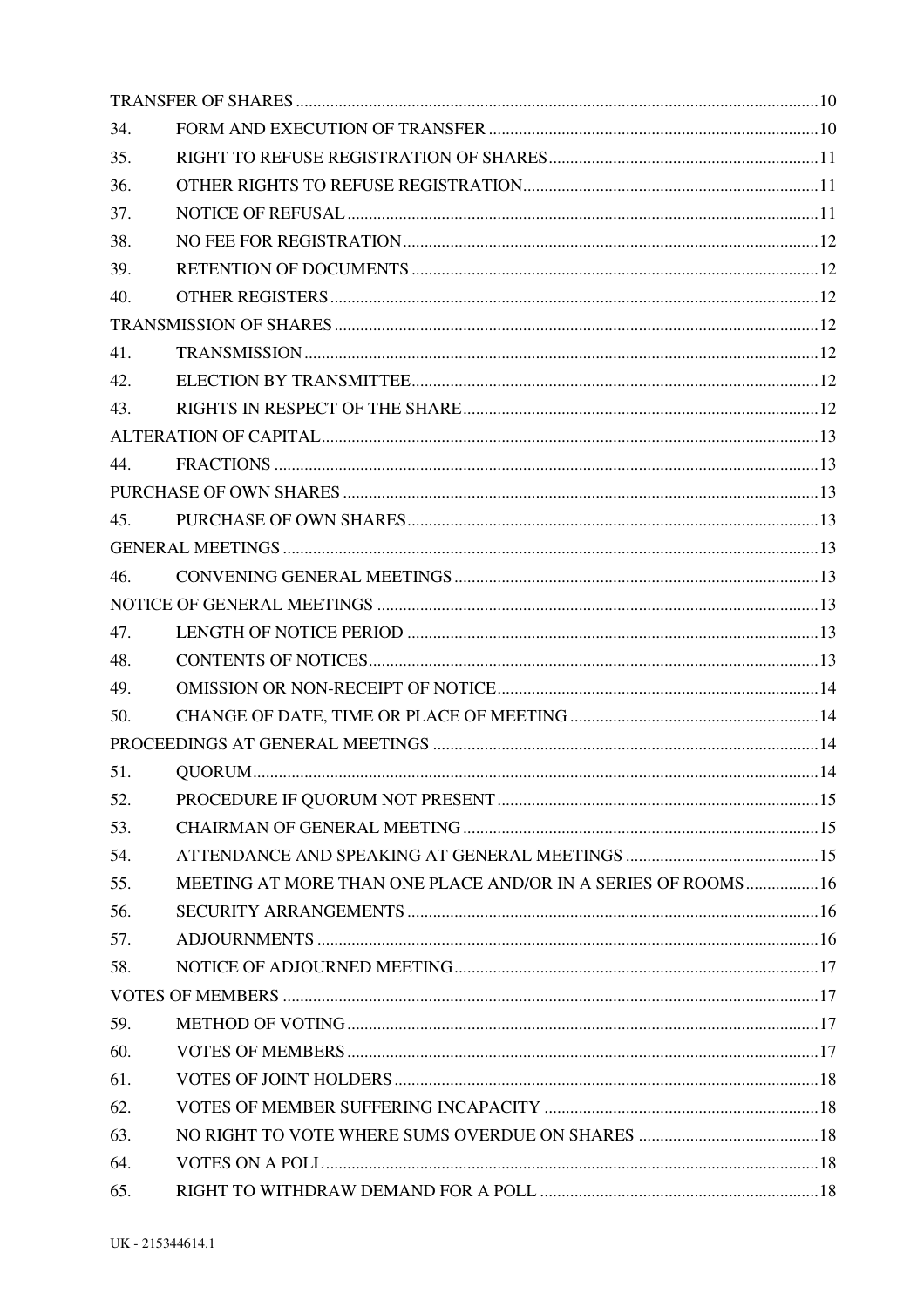TRANSFER OF SHARES ........................................................................................................................ 10

34. FORM AND EXECUTION OF TRANSFER ........................................................................... 10

35. RIGHT TO REFUSE REGISTRATION OF SHARES ............................................................. 11

36. OTHER RIGHTS TO REFUSE REGISTRATION .................................................................... 11

37. NOTICE OF REFUSAL ............................................................................................................ 11

38. NO FEE FOR REGISTRATION ............................................................................................... 12

39. RETENTION OF DOCUMENTS ............................................................................................. 12

40. OTHER REGISTERS ................................................................................................................ 12

TRANSMISSION OF SHARES ............................................................................................................... 12

41. TRANSMISSION ...................................................................................................................... 12

42. ELECTION BY TRANSMITTEE ............................................................................................. 12

43. RIGHTS IN RESPECT OF THE SHARE .................................................................................. 12

ALTERATION OF CAPITAL .................................................................................................................. 13

44. FRACTIONS ............................................................................................................................. 13

PURCHASE OF OWN SHARES ............................................................................................................. 13

45. PURCHASE OF OWN SHARES ............................................................................................... 13

GENERAL MEETINGS ........................................................................................................................... 13

46. CONVENING GENERAL MEETINGS .................................................................................... 13

NOTICE OF GENERAL MEETINGS ..................................................................................................... 13

47. LENGTH OF NOTICE PERIOD .............................................................................................. 13

48. CONTENTS OF NOTICES ....................................................................................................... 13

49. OMISSION OR NON-RECEIPT OF NOTICE .......................................................................... 14

50. CHANGE OF DATE, TIME OR PLACE OF MEETING .......................................................... 14

PROCEEDINGS AT GENERAL MEETINGS ......................................................................................... 14

51. QUORUM .................................................................................................................................. 14

52. PROCEDURE IF QUORUM NOT PRESENT .......................................................................... 15

53. CHAIRMAN OF GENERAL MEETING .................................................................................. 15

54. ATTENDANCE AND SPEAKING AT GENERAL MEETINGS ............................................. 15

55. MEETING AT MORE THAN ONE PLACE AND/OR IN A SERIES OF ROOMS ................. 16

56. SECURITY ARRANGEMENTS ............................................................................................... 16

57. ADJOURNMENTS .................................................................................................................... 16

58. NOTICE OF ADJOURNED MEETING .................................................................................... 17

VOTES OF MEMBERS ........................................................................................................................... 17

59. METHOD OF VOTING ............................................................................................................. 17

60. VOTES OF MEMBERS ............................................................................................................. 17

61. VOTES OF JOINT HOLDERS .................................................................................................. 18

62. VOTES OF MEMBER SUFFERING INCAPACITY ................................................................ 18

63. NO RIGHT TO VOTE WHERE SUMS OVERDUE ON SHARES .......................................... 18

64. VOTES ON A POLL .................................................................................................................. 18

65. RIGHT TO WITHDRAW DEMAND FOR A POLL ................................................................. 18

UK - 215344614.1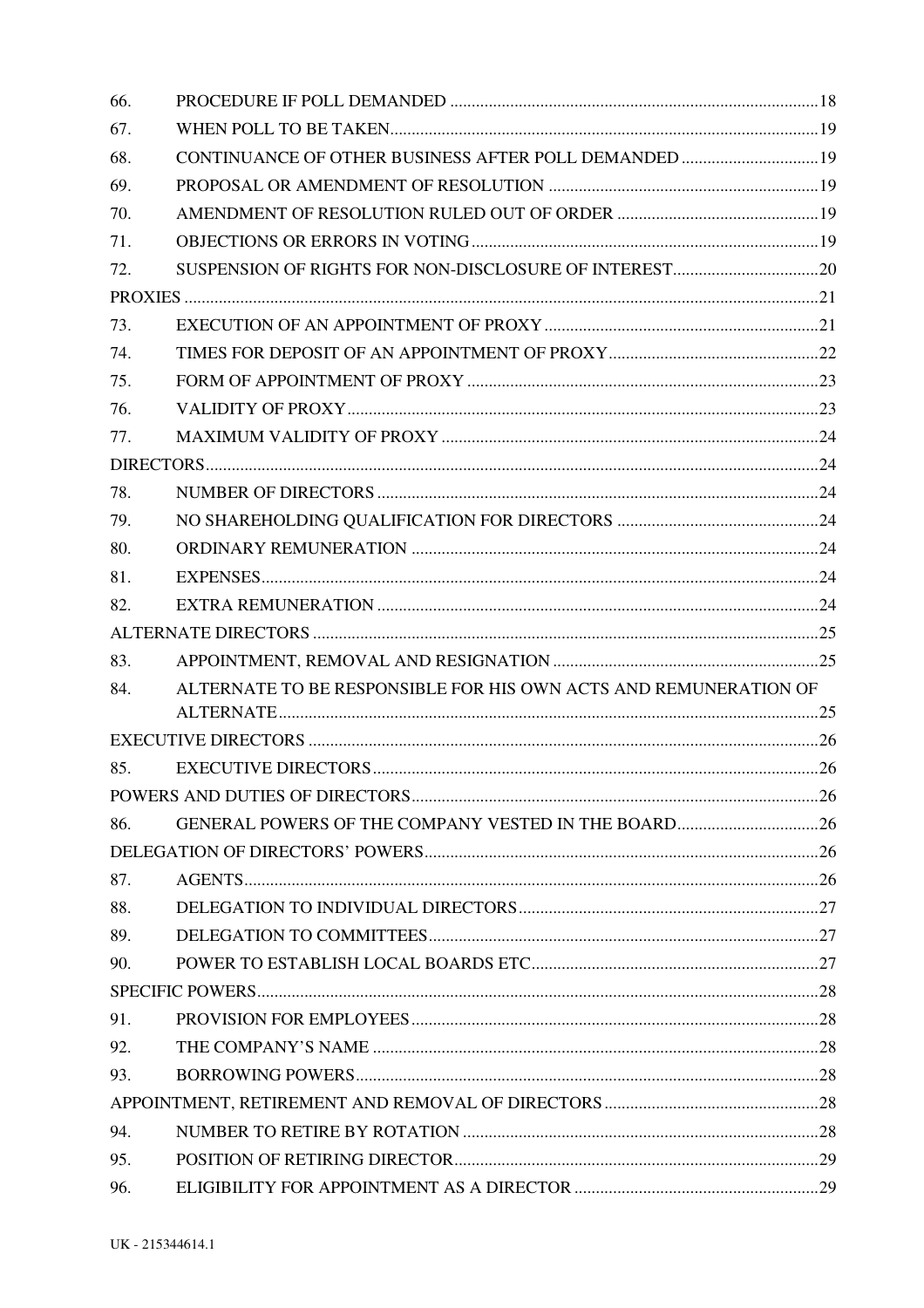| | | |
|---|---|---|
| 66. | PROCEDURE IF POLL DEMANDED | 18 |
| 67. | WHEN POLL TO BE TAKEN | 19 |
| 68. | CONTINUANCE OF OTHER BUSINESS AFTER POLL DEMANDED | 19 |
| 69. | PROPOSAL OR AMENDMENT OF RESOLUTION | 19 |
| 70. | AMENDMENT OF RESOLUTION RULED OUT OF ORDER | 19 |
| 71. | OBJECTIONS OR ERRORS IN VOTING | 19 |
| 72. | SUSPENSION OF RIGHTS FOR NON-DISCLOSURE OF INTEREST | 20 |
| PROXIES | | 21 |
| 73. | EXECUTION OF AN APPOINTMENT OF PROXY | 21 |
| 74. | TIMES FOR DEPOSIT OF AN APPOINTMENT OF PROXY | 22 |
| 75. | FORM OF APPOINTMENT OF PROXY | 23 |
| 76. | VALIDITY OF PROXY | 23 |
| 77. | MAXIMUM VALIDITY OF PROXY | 24 |
| DIRECTORS | | 24 |
| 78. | NUMBER OF DIRECTORS | 24 |
| 79. | NO SHAREHOLDING QUALIFICATION FOR DIRECTORS | 24 |
| 80. | ORDINARY REMUNERATION | 24 |
| 81. | EXPENSES | 24 |
| 82. | EXTRA REMUNERATION | 24 |
| ALTERNATE DIRECTORS | | 25 |
| 83. | APPOINTMENT, REMOVAL AND RESIGNATION | 25 |
| 84. | ALTERNATE TO BE RESPONSIBLE FOR HIS OWN ACTS AND REMUNERATION OF ALTERNATE | 25 |
| EXECUTIVE DIRECTORS | | 26 |
| 85. | EXECUTIVE DIRECTORS | 26 |
| POWERS AND DUTIES OF DIRECTORS | | 26 |
| 86. | GENERAL POWERS OF THE COMPANY VESTED IN THE BOARD | 26 |
| DELEGATION OF DIRECTORS' POWERS | | 26 |
| 87. | AGENTS | 26 |
| 88. | DELEGATION TO INDIVIDUAL DIRECTORS | 27 |
| 89. | DELEGATION TO COMMITTEES | 27 |
| 90. | POWER TO ESTABLISH LOCAL BOARDS ETC | 27 |
| SPECIFIC POWERS | | 28 |
| 91. | PROVISION FOR EMPLOYEES | 28 |
| 92. | THE COMPANY'S NAME | 28 |
| 93. | BORROWING POWERS | 28 |
| APPOINTMENT, RETIREMENT AND REMOVAL OF DIRECTORS | | 28 |
| 94. | NUMBER TO RETIRE BY ROTATION | 28 |
| 95. | POSITION OF RETIRING DIRECTOR | 29 |
| 96. | ELIGIBILITY FOR APPOINTMENT AS A DIRECTOR | 29 |

UK - 215344614.1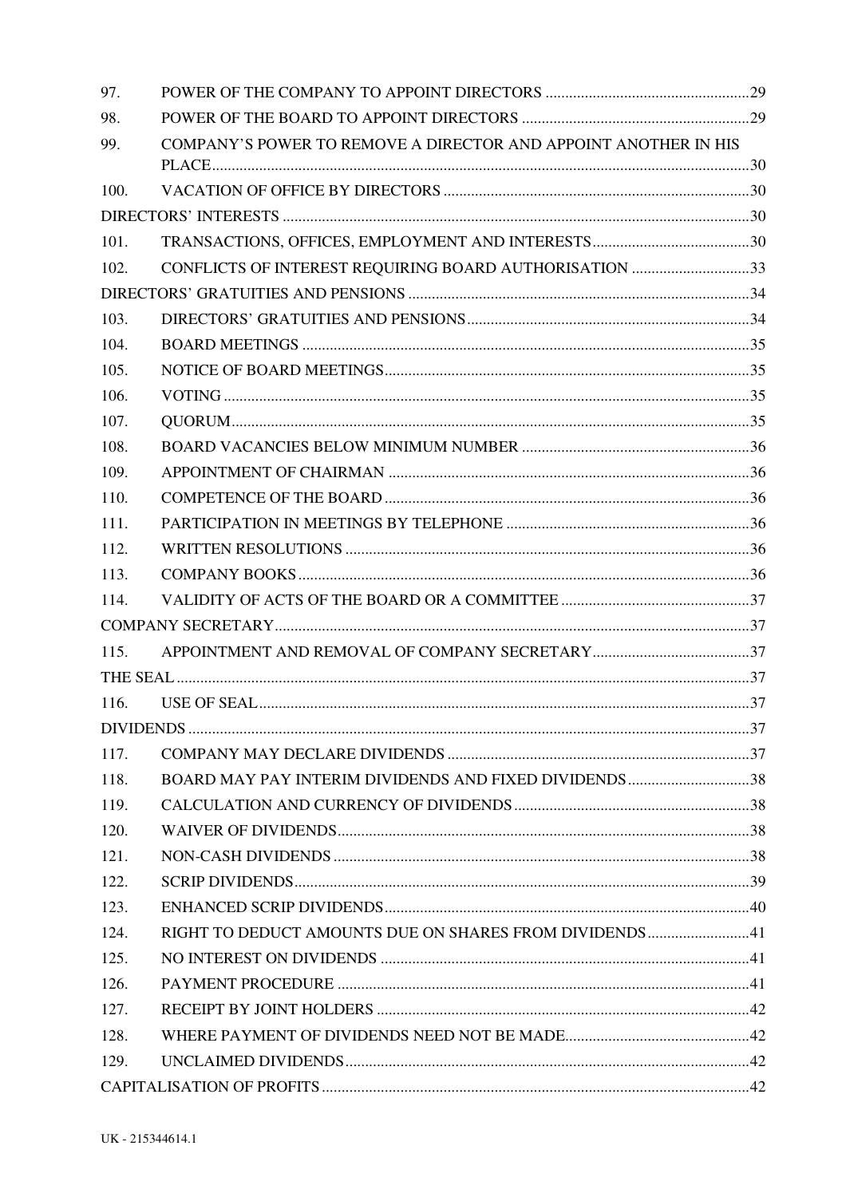| | | |
|---|---|---|
| 97. | POWER OF THE COMPANY TO APPOINT DIRECTORS | 29 |
| 98. | POWER OF THE BOARD TO APPOINT DIRECTORS | 29 |
| 99. | COMPANY'S POWER TO REMOVE A DIRECTOR AND APPOINT ANOTHER IN HIS PLACE | 30 |
| 100. | VACATION OF OFFICE BY DIRECTORS | 30 |
| DIRECTORS' INTERESTS | | 30 |
| 101. | TRANSACTIONS, OFFICES, EMPLOYMENT AND INTERESTS | 30 |
| 102. | CONFLICTS OF INTEREST REQUIRING BOARD AUTHORISATION | 33 |
| DIRECTORS' GRATUITIES AND PENSIONS | | 34 |
| 103. | DIRECTORS' GRATUITIES AND PENSIONS | 34 |
| 104. | BOARD MEETINGS | 35 |
| 105. | NOTICE OF BOARD MEETINGS | 35 |
| 106. | VOTING | 35 |
| 107. | QUORUM | 35 |
| 108. | BOARD VACANCIES BELOW MINIMUM NUMBER | 36 |
| 109. | APPOINTMENT OF CHAIRMAN | 36 |
| 110. | COMPETENCE OF THE BOARD | 36 |
| 111. | PARTICIPATION IN MEETINGS BY TELEPHONE | 36 |
| 112. | WRITTEN RESOLUTIONS | 36 |
| 113. | COMPANY BOOKS | 36 |
| 114. | VALIDITY OF ACTS OF THE BOARD OR A COMMITTEE | 37 |
| COMPANY SECRETARY | | 37 |
| 115. | APPOINTMENT AND REMOVAL OF COMPANY SECRETARY | 37 |
| THE SEAL | | 37 |
| 116. | USE OF SEAL | 37 |
| DIVIDENDS | | 37 |
| 117. | COMPANY MAY DECLARE DIVIDENDS | 37 |
| 118. | BOARD MAY PAY INTERIM DIVIDENDS AND FIXED DIVIDENDS | 38 |
| 119. | CALCULATION AND CURRENCY OF DIVIDENDS | 38 |
| 120. | WAIVER OF DIVIDENDS | 38 |
| 121. | NON-CASH DIVIDENDS | 38 |
| 122. | SCRIP DIVIDENDS | 39 |
| 123. | ENHANCED SCRIP DIVIDENDS | 40 |
| 124. | RIGHT TO DEDUCT AMOUNTS DUE ON SHARES FROM DIVIDENDS | 41 |
| 125. | NO INTEREST ON DIVIDENDS | 41 |
| 126. | PAYMENT PROCEDURE | 41 |
| 127. | RECEIPT BY JOINT HOLDERS | 42 |
| 128. | WHERE PAYMENT OF DIVIDENDS NEED NOT BE MADE | 42 |
| 129. | UNCLAIMED DIVIDENDS | 42 |
| CAPITALISATION OF PROFITS | | 42 |

UK - 215344614.1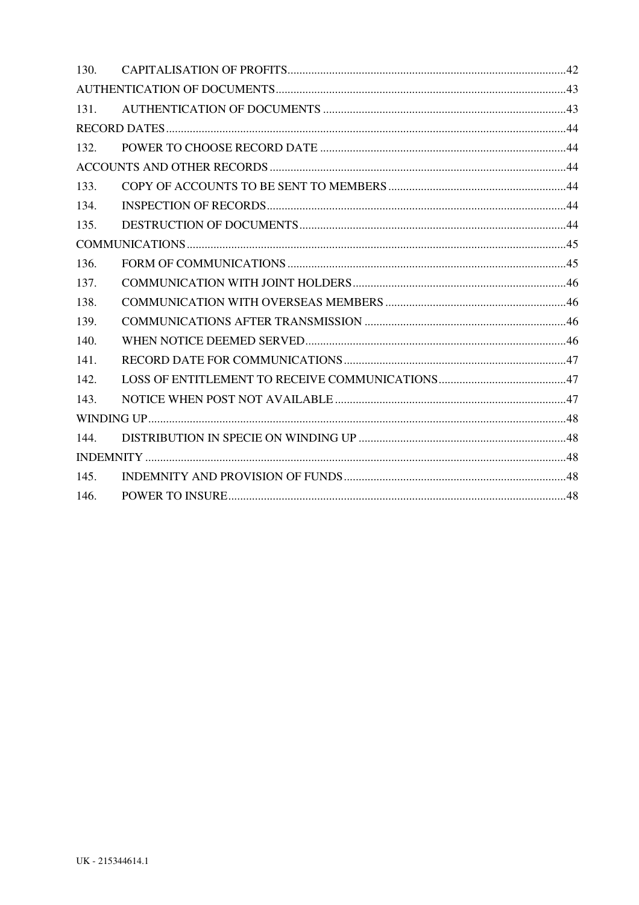| | | |
|---|---|---|
| 130. | CAPITALISATION OF PROFITS | 42 |
| AUTHENTICATION OF DOCUMENTS | | 43 |
| 131. | AUTHENTICATION OF DOCUMENTS | 43 |
| RECORD DATES | | 44 |
| 132. | POWER TO CHOOSE RECORD DATE | 44 |
| ACCOUNTS AND OTHER RECORDS | | 44 |
| 133. | COPY OF ACCOUNTS TO BE SENT TO MEMBERS | 44 |
| 134. | INSPECTION OF RECORDS | 44 |
| 135. | DESTRUCTION OF DOCUMENTS | 44 |
| COMMUNICATIONS | | 45 |
| 136. | FORM OF COMMUNICATIONS | 45 |
| 137. | COMMUNICATION WITH JOINT HOLDERS | 46 |
| 138. | COMMUNICATION WITH OVERSEAS MEMBERS | 46 |
| 139. | COMMUNICATIONS AFTER TRANSMISSION | 46 |
| 140. | WHEN NOTICE DEEMED SERVED | 46 |
| 141. | RECORD DATE FOR COMMUNICATIONS | 47 |
| 142. | LOSS OF ENTITLEMENT TO RECEIVE COMMUNICATIONS | 47 |
| 143. | NOTICE WHEN POST NOT AVAILABLE | 47 |
| WINDING UP | | 48 |
| 144. | DISTRIBUTION IN SPECIE ON WINDING UP | 48 |
| INDEMNITY | | 48 |
| 145. | INDEMNITY AND PROVISION OF FUNDS | 48 |
| 146. | POWER TO INSURE | 48 |

UK - 215344614.1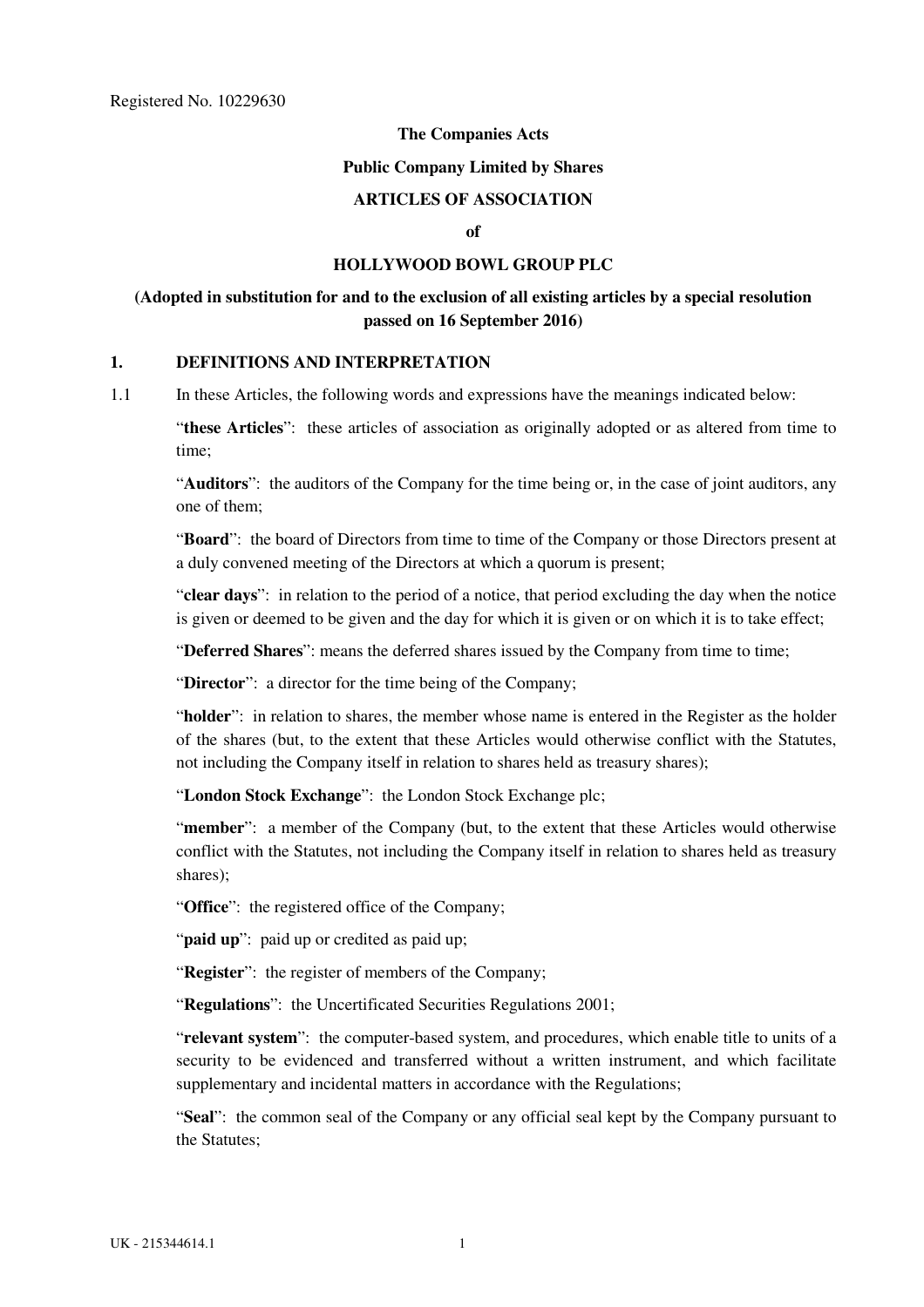Registered No. 10229630

**The Companies Acts**

**Public Company Limited by Shares**

**ARTICLES OF ASSOCIATION**

**of**

**HOLLYWOOD BOWL GROUP PLC**

**(Adopted in substitution for and to the exclusion of all existing articles by a special resolution passed on 16 September 2016)**

## 1. DEFINITIONS AND INTERPRETATION

1.1 In these Articles, the following words and expressions have the meanings indicated below:

"**these Articles**": these articles of association as originally adopted or as altered from time to time;

"**Auditors**": the auditors of the Company for the time being or, in the case of joint auditors, any one of them;

"**Board**": the board of Directors from time to time of the Company or those Directors present at a duly convened meeting of the Directors at which a quorum is present;

"**clear days**": in relation to the period of a notice, that period excluding the day when the notice is given or deemed to be given and the day for which it is given or on which it is to take effect;

"**Deferred Shares**": means the deferred shares issued by the Company from time to time;

"**Director**": a director for the time being of the Company;

"**holder**": in relation to shares, the member whose name is entered in the Register as the holder of the shares (but, to the extent that these Articles would otherwise conflict with the Statutes, not including the Company itself in relation to shares held as treasury shares);

"**London Stock Exchange**": the London Stock Exchange plc;

"**member**": a member of the Company (but, to the extent that these Articles would otherwise conflict with the Statutes, not including the Company itself in relation to shares held as treasury shares);

"**Office**": the registered office of the Company;

"**paid up**": paid up or credited as paid up;

"**Register**": the register of members of the Company;

"**Regulations**": the Uncertificated Securities Regulations 2001;

"**relevant system**": the computer-based system, and procedures, which enable title to units of a security to be evidenced and transferred without a written instrument, and which facilitate supplementary and incidental matters in accordance with the Regulations;

"**Seal**": the common seal of the Company or any official seal kept by the Company pursuant to the Statutes;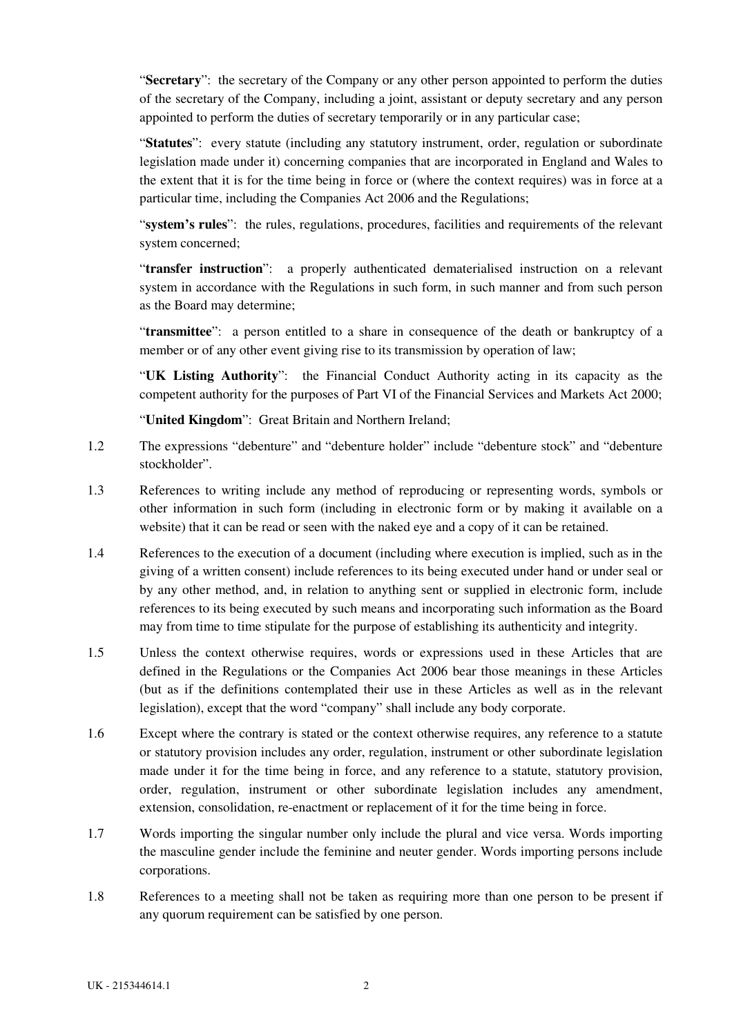"**Secretary**": the secretary of the Company or any other person appointed to perform the duties of the secretary of the Company, including a joint, assistant or deputy secretary and any person appointed to perform the duties of secretary temporarily or in any particular case;

"**Statutes**": every statute (including any statutory instrument, order, regulation or subordinate legislation made under it) concerning companies that are incorporated in England and Wales to the extent that it is for the time being in force or (where the context requires) was in force at a particular time, including the Companies Act 2006 and the Regulations;

"**system's rules**": the rules, regulations, procedures, facilities and requirements of the relevant system concerned;

"**transfer instruction**": a properly authenticated dematerialised instruction on a relevant system in accordance with the Regulations in such form, in such manner and from such person as the Board may determine;

"**transmittee**": a person entitled to a share in consequence of the death or bankruptcy of a member or of any other event giving rise to its transmission by operation of law;

"**UK Listing Authority**": the Financial Conduct Authority acting in its capacity as the competent authority for the purposes of Part VI of the Financial Services and Markets Act 2000;

"**United Kingdom**": Great Britain and Northern Ireland;

1.2 The expressions "debenture" and "debenture holder" include "debenture stock" and "debenture stockholder".

1.3 References to writing include any method of reproducing or representing words, symbols or other information in such form (including in electronic form or by making it available on a website) that it can be read or seen with the naked eye and a copy of it can be retained.

1.4 References to the execution of a document (including where execution is implied, such as in the giving of a written consent) include references to its being executed under hand or under seal or by any other method, and, in relation to anything sent or supplied in electronic form, include references to its being executed by such means and incorporating such information as the Board may from time to time stipulate for the purpose of establishing its authenticity and integrity.

1.5 Unless the context otherwise requires, words or expressions used in these Articles that are defined in the Regulations or the Companies Act 2006 bear those meanings in these Articles (but as if the definitions contemplated their use in these Articles as well as in the relevant legislation), except that the word "company" shall include any body corporate.

1.6 Except where the contrary is stated or the context otherwise requires, any reference to a statute or statutory provision includes any order, regulation, instrument or other subordinate legislation made under it for the time being in force, and any reference to a statute, statutory provision, order, regulation, instrument or other subordinate legislation includes any amendment, extension, consolidation, re-enactment or replacement of it for the time being in force.

1.7 Words importing the singular number only include the plural and vice versa. Words importing the masculine gender include the feminine and neuter gender. Words importing persons include corporations.

1.8 References to a meeting shall not be taken as requiring more than one person to be present if any quorum requirement can be satisfied by one person.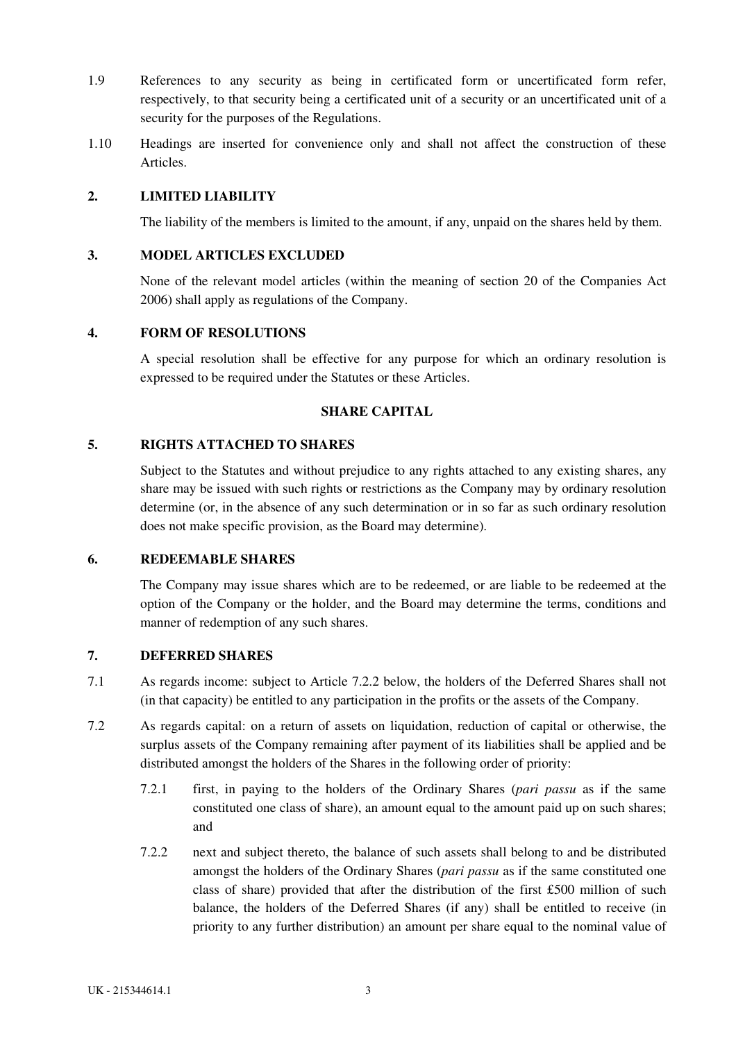1.9 References to any security as being in certificated form or uncertificated form refer, respectively, to that security being a certificated unit of a security or an uncertificated unit of a security for the purposes of the Regulations.

1.10 Headings are inserted for convenience only and shall not affect the construction of these Articles.

## 2. LIMITED LIABILITY

The liability of the members is limited to the amount, if any, unpaid on the shares held by them.

## 3. MODEL ARTICLES EXCLUDED

None of the relevant model articles (within the meaning of section 20 of the Companies Act 2006) shall apply as regulations of the Company.

## 4. FORM OF RESOLUTIONS

A special resolution shall be effective for any purpose for which an ordinary resolution is expressed to be required under the Statutes or these Articles.

# SHARE CAPITAL

## 5. RIGHTS ATTACHED TO SHARES

Subject to the Statutes and without prejudice to any rights attached to any existing shares, any share may be issued with such rights or restrictions as the Company may by ordinary resolution determine (or, in the absence of any such determination or in so far as such ordinary resolution does not make specific provision, as the Board may determine).

## 6. REDEEMABLE SHARES

The Company may issue shares which are to be redeemed, or are liable to be redeemed at the option of the Company or the holder, and the Board may determine the terms, conditions and manner of redemption of any such shares.

## 7. DEFERRED SHARES

7.1 As regards income: subject to Article 7.2.2 below, the holders of the Deferred Shares shall not (in that capacity) be entitled to any participation in the profits or the assets of the Company.

7.2 As regards capital: on a return of assets on liquidation, reduction of capital or otherwise, the surplus assets of the Company remaining after payment of its liabilities shall be applied and be distributed amongst the holders of the Shares in the following order of priority:

7.2.1 first, in paying to the holders of the Ordinary Shares (*pari passu* as if the same constituted one class of share), an amount equal to the amount paid up on such shares; and

7.2.2 next and subject thereto, the balance of such assets shall belong to and be distributed amongst the holders of the Ordinary Shares (*pari passu* as if the same constituted one class of share) provided that after the distribution of the first £500 million of such balance, the holders of the Deferred Shares (if any) shall be entitled to receive (in priority to any further distribution) an amount per share equal to the nominal value of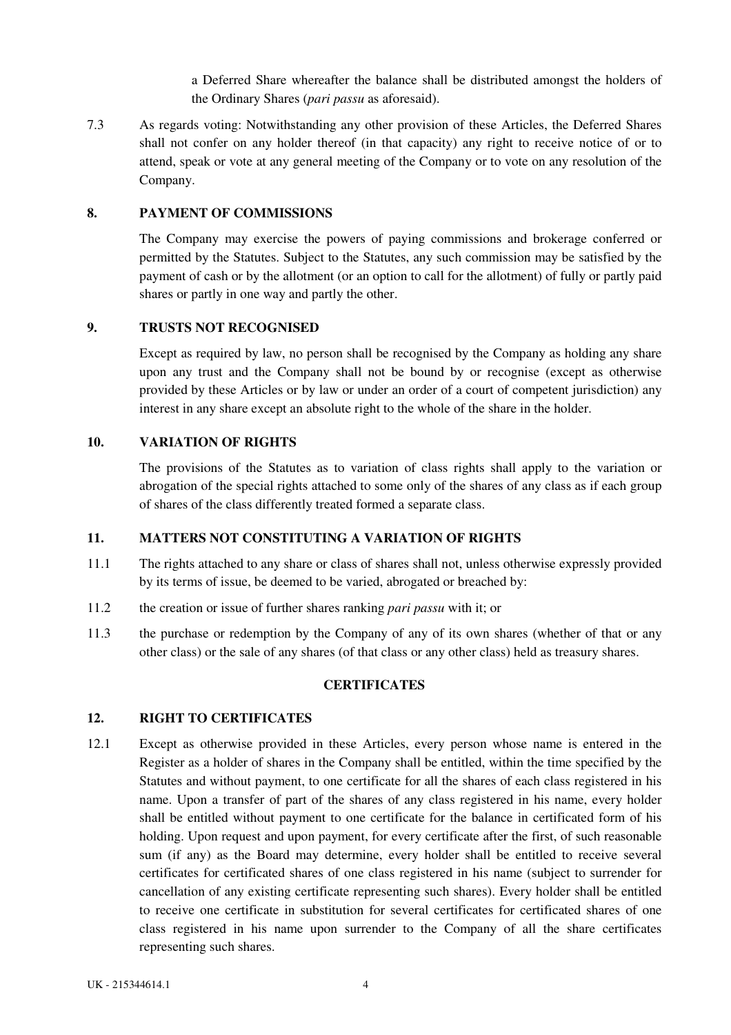a Deferred Share whereafter the balance shall be distributed amongst the holders of the Ordinary Shares (*pari passu* as aforesaid).

7.3 As regards voting: Notwithstanding any other provision of these Articles, the Deferred Shares shall not confer on any holder thereof (in that capacity) any right to receive notice of or to attend, speak or vote at any general meeting of the Company or to vote on any resolution of the Company.

### 8. PAYMENT OF COMMISSIONS

The Company may exercise the powers of paying commissions and brokerage conferred or permitted by the Statutes. Subject to the Statutes, any such commission may be satisfied by the payment of cash or by the allotment (or an option to call for the allotment) of fully or partly paid shares or partly in one way and partly the other.

### 9. TRUSTS NOT RECOGNISED

Except as required by law, no person shall be recognised by the Company as holding any share upon any trust and the Company shall not be bound by or recognise (except as otherwise provided by these Articles or by law or under an order of a court of competent jurisdiction) any interest in any share except an absolute right to the whole of the share in the holder.

### 10. VARIATION OF RIGHTS

The provisions of the Statutes as to variation of class rights shall apply to the variation or abrogation of the special rights attached to some only of the shares of any class as if each group of shares of the class differently treated formed a separate class.

### 11. MATTERS NOT CONSTITUTING A VARIATION OF RIGHTS

11.1 The rights attached to any share or class of shares shall not, unless otherwise expressly provided by its terms of issue, be deemed to be varied, abrogated or breached by:

11.2 the creation or issue of further shares ranking *pari passu* with it; or

11.3 the purchase or redemption by the Company of any of its own shares (whether of that or any other class) or the sale of any shares (of that class or any other class) held as treasury shares.

## CERTIFICATES

### 12. RIGHT TO CERTIFICATES

12.1 Except as otherwise provided in these Articles, every person whose name is entered in the Register as a holder of shares in the Company shall be entitled, within the time specified by the Statutes and without payment, to one certificate for all the shares of each class registered in his name. Upon a transfer of part of the shares of any class registered in his name, every holder shall be entitled without payment to one certificate for the balance in certificated form of his holding. Upon request and upon payment, for every certificate after the first, of such reasonable sum (if any) as the Board may determine, every holder shall be entitled to receive several certificates for certificated shares of one class registered in his name (subject to surrender for cancellation of any existing certificate representing such shares). Every holder shall be entitled to receive one certificate in substitution for several certificates for certificated shares of one class registered in his name upon surrender to the Company of all the share certificates representing such shares.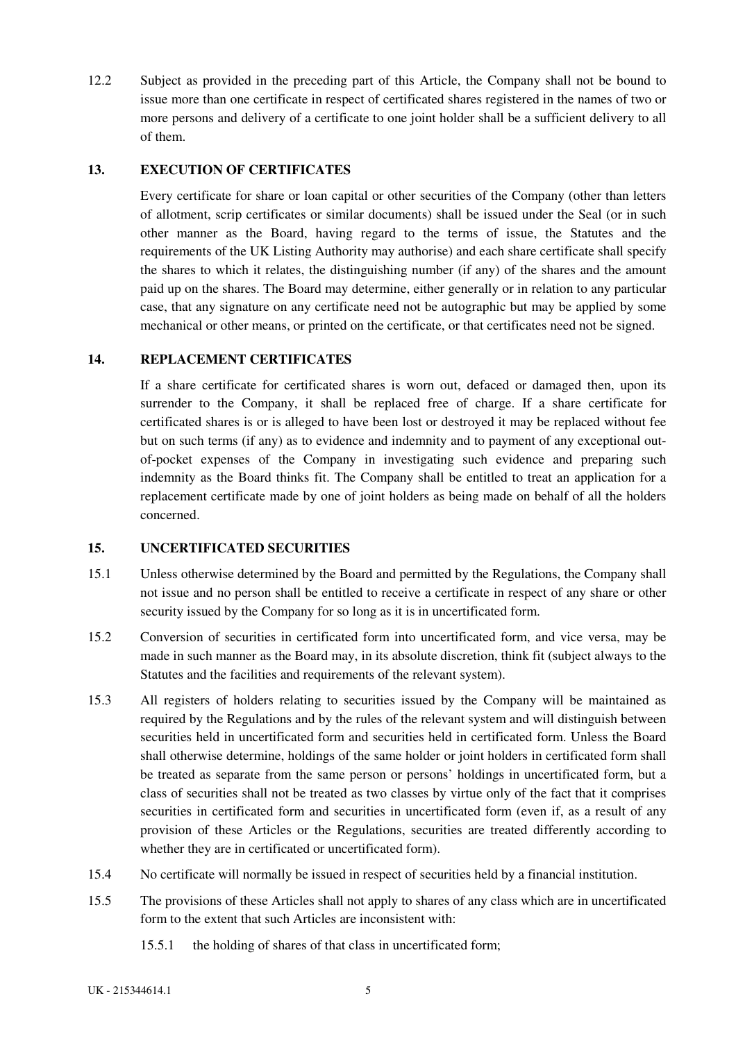12.2 Subject as provided in the preceding part of this Article, the Company shall not be bound to issue more than one certificate in respect of certificated shares registered in the names of two or more persons and delivery of a certificate to one joint holder shall be a sufficient delivery to all of them.

## 13. EXECUTION OF CERTIFICATES

Every certificate for share or loan capital or other securities of the Company (other than letters of allotment, scrip certificates or similar documents) shall be issued under the Seal (or in such other manner as the Board, having regard to the terms of issue, the Statutes and the requirements of the UK Listing Authority may authorise) and each share certificate shall specify the shares to which it relates, the distinguishing number (if any) of the shares and the amount paid up on the shares. The Board may determine, either generally or in relation to any particular case, that any signature on any certificate need not be autographic but may be applied by some mechanical or other means, or printed on the certificate, or that certificates need not be signed.

## 14. REPLACEMENT CERTIFICATES

If a share certificate for certificated shares is worn out, defaced or damaged then, upon its surrender to the Company, it shall be replaced free of charge. If a share certificate for certificated shares is or is alleged to have been lost or destroyed it may be replaced without fee but on such terms (if any) as to evidence and indemnity and to payment of any exceptional out-of-pocket expenses of the Company in investigating such evidence and preparing such indemnity as the Board thinks fit. The Company shall be entitled to treat an application for a replacement certificate made by one of joint holders as being made on behalf of all the holders concerned.

## 15. UNCERTIFICATED SECURITIES

15.1 Unless otherwise determined by the Board and permitted by the Regulations, the Company shall not issue and no person shall be entitled to receive a certificate in respect of any share or other security issued by the Company for so long as it is in uncertificated form.

15.2 Conversion of securities in certificated form into uncertificated form, and vice versa, may be made in such manner as the Board may, in its absolute discretion, think fit (subject always to the Statutes and the facilities and requirements of the relevant system).

15.3 All registers of holders relating to securities issued by the Company will be maintained as required by the Regulations and by the rules of the relevant system and will distinguish between securities held in uncertificated form and securities held in certificated form. Unless the Board shall otherwise determine, holdings of the same holder or joint holders in certificated form shall be treated as separate from the same person or persons' holdings in uncertificated form, but a class of securities shall not be treated as two classes by virtue only of the fact that it comprises securities in certificated form and securities in uncertificated form (even if, as a result of any provision of these Articles or the Regulations, securities are treated differently according to whether they are in certificated or uncertificated form).

15.4 No certificate will normally be issued in respect of securities held by a financial institution.

15.5 The provisions of these Articles shall not apply to shares of any class which are in uncertificated form to the extent that such Articles are inconsistent with:

15.5.1 the holding of shares of that class in uncertificated form;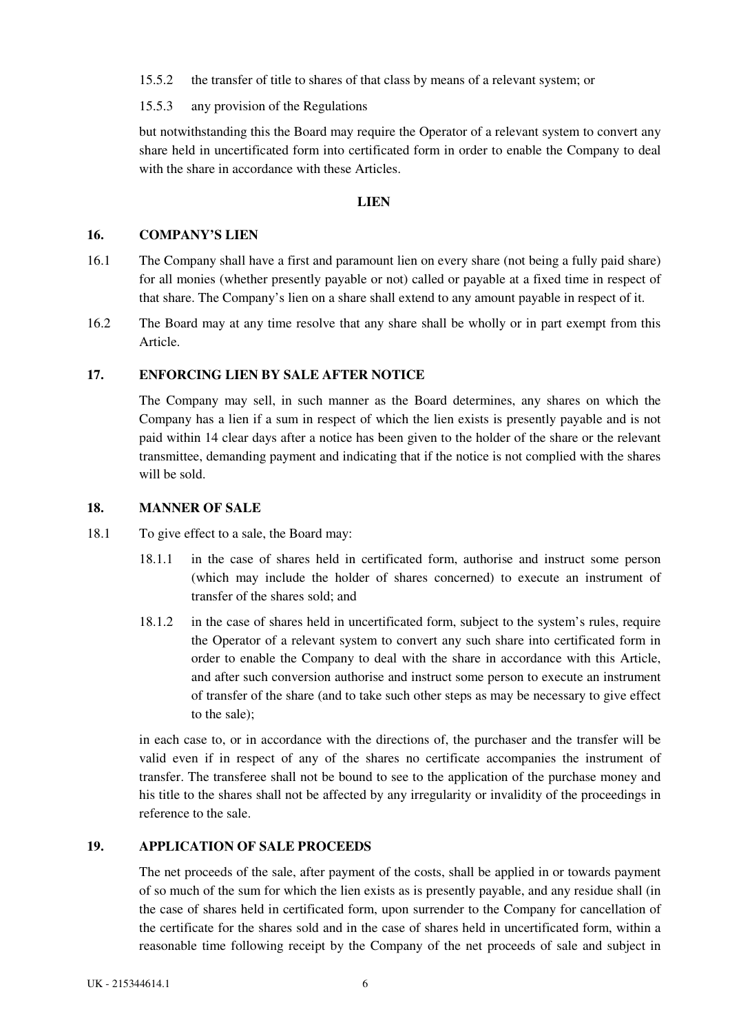15.5.2 the transfer of title to shares of that class by means of a relevant system; or

15.5.3 any provision of the Regulations

but notwithstanding this the Board may require the Operator of a relevant system to convert any share held in uncertificated form into certificated form in order to enable the Company to deal with the share in accordance with these Articles.

## LIEN

### 16. COMPANY'S LIEN

16.1 The Company shall have a first and paramount lien on every share (not being a fully paid share) for all monies (whether presently payable or not) called or payable at a fixed time in respect of that share. The Company's lien on a share shall extend to any amount payable in respect of it.

16.2 The Board may at any time resolve that any share shall be wholly or in part exempt from this Article.

### 17. ENFORCING LIEN BY SALE AFTER NOTICE

The Company may sell, in such manner as the Board determines, any shares on which the Company has a lien if a sum in respect of which the lien exists is presently payable and is not paid within 14 clear days after a notice has been given to the holder of the share or the relevant transmittee, demanding payment and indicating that if the notice is not complied with the shares will be sold.

### 18. MANNER OF SALE

18.1 To give effect to a sale, the Board may:

18.1.1 in the case of shares held in certificated form, authorise and instruct some person (which may include the holder of shares concerned) to execute an instrument of transfer of the shares sold; and

18.1.2 in the case of shares held in uncertificated form, subject to the system's rules, require the Operator of a relevant system to convert any such share into certificated form in order to enable the Company to deal with the share in accordance with this Article, and after such conversion authorise and instruct some person to execute an instrument of transfer of the share (and to take such other steps as may be necessary to give effect to the sale);

in each case to, or in accordance with the directions of, the purchaser and the transfer will be valid even if in respect of any of the shares no certificate accompanies the instrument of transfer. The transferee shall not be bound to see to the application of the purchase money and his title to the shares shall not be affected by any irregularity or invalidity of the proceedings in reference to the sale.

### 19. APPLICATION OF SALE PROCEEDS

The net proceeds of the sale, after payment of the costs, shall be applied in or towards payment of so much of the sum for which the lien exists as is presently payable, and any residue shall (in the case of shares held in certificated form, upon surrender to the Company for cancellation of the certificate for the shares sold and in the case of shares held in uncertificated form, within a reasonable time following receipt by the Company of the net proceeds of sale and subject in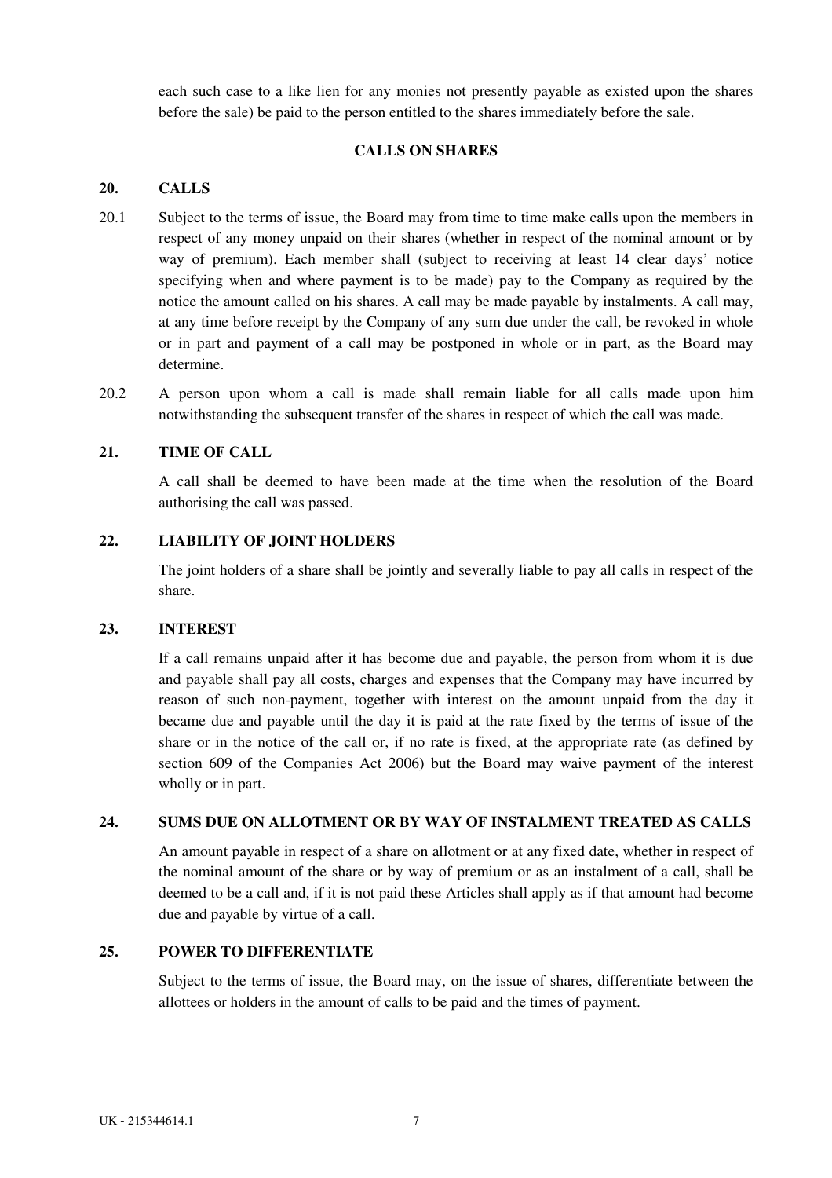each such case to a like lien for any monies not presently payable as existed upon the shares before the sale) be paid to the person entitled to the shares immediately before the sale.

## CALLS ON SHARES

### 20. CALLS

20.1 Subject to the terms of issue, the Board may from time to time make calls upon the members in respect of any money unpaid on their shares (whether in respect of the nominal amount or by way of premium). Each member shall (subject to receiving at least 14 clear days' notice specifying when and where payment is to be made) pay to the Company as required by the notice the amount called on his shares. A call may be made payable by instalments. A call may, at any time before receipt by the Company of any sum due under the call, be revoked in whole or in part and payment of a call may be postponed in whole or in part, as the Board may determine.

20.2 A person upon whom a call is made shall remain liable for all calls made upon him notwithstanding the subsequent transfer of the shares in respect of which the call was made.

### 21. TIME OF CALL

A call shall be deemed to have been made at the time when the resolution of the Board authorising the call was passed.

### 22. LIABILITY OF JOINT HOLDERS

The joint holders of a share shall be jointly and severally liable to pay all calls in respect of the share.

### 23. INTEREST

If a call remains unpaid after it has become due and payable, the person from whom it is due and payable shall pay all costs, charges and expenses that the Company may have incurred by reason of such non-payment, together with interest on the amount unpaid from the day it became due and payable until the day it is paid at the rate fixed by the terms of issue of the share or in the notice of the call or, if no rate is fixed, at the appropriate rate (as defined by section 609 of the Companies Act 2006) but the Board may waive payment of the interest wholly or in part.

### 24. SUMS DUE ON ALLOTMENT OR BY WAY OF INSTALMENT TREATED AS CALLS

An amount payable in respect of a share on allotment or at any fixed date, whether in respect of the nominal amount of the share or by way of premium or as an instalment of a call, shall be deemed to be a call and, if it is not paid these Articles shall apply as if that amount had become due and payable by virtue of a call.

### 25. POWER TO DIFFERENTIATE

Subject to the terms of issue, the Board may, on the issue of shares, differentiate between the allottees or holders in the amount of calls to be paid and the times of payment.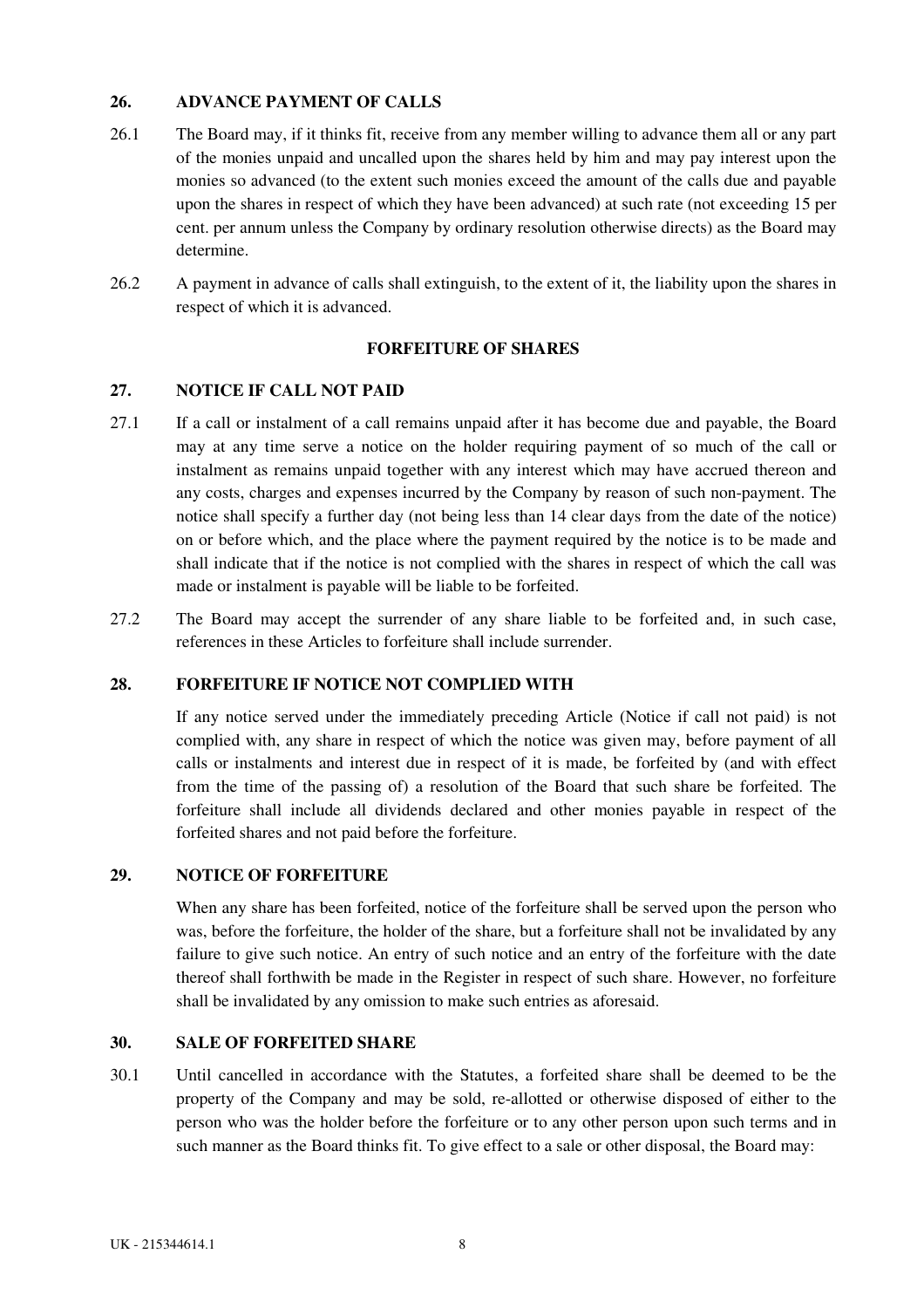## 26. ADVANCE PAYMENT OF CALLS

26.1 The Board may, if it thinks fit, receive from any member willing to advance them all or any part of the monies unpaid and uncalled upon the shares held by him and may pay interest upon the monies so advanced (to the extent such monies exceed the amount of the calls due and payable upon the shares in respect of which they have been advanced) at such rate (not exceeding 15 per cent. per annum unless the Company by ordinary resolution otherwise directs) as the Board may determine.

26.2 A payment in advance of calls shall extinguish, to the extent of it, the liability upon the shares in respect of which it is advanced.

## FORFEITURE OF SHARES

## 27. NOTICE IF CALL NOT PAID

27.1 If a call or instalment of a call remains unpaid after it has become due and payable, the Board may at any time serve a notice on the holder requiring payment of so much of the call or instalment as remains unpaid together with any interest which may have accrued thereon and any costs, charges and expenses incurred by the Company by reason of such non-payment. The notice shall specify a further day (not being less than 14 clear days from the date of the notice) on or before which, and the place where the payment required by the notice is to be made and shall indicate that if the notice is not complied with the shares in respect of which the call was made or instalment is payable will be liable to be forfeited.

27.2 The Board may accept the surrender of any share liable to be forfeited and, in such case, references in these Articles to forfeiture shall include surrender.

## 28. FORFEITURE IF NOTICE NOT COMPLIED WITH

If any notice served under the immediately preceding Article (Notice if call not paid) is not complied with, any share in respect of which the notice was given may, before payment of all calls or instalments and interest due in respect of it is made, be forfeited by (and with effect from the time of the passing of) a resolution of the Board that such share be forfeited. The forfeiture shall include all dividends declared and other monies payable in respect of the forfeited shares and not paid before the forfeiture.

## 29. NOTICE OF FORFEITURE

When any share has been forfeited, notice of the forfeiture shall be served upon the person who was, before the forfeiture, the holder of the share, but a forfeiture shall not be invalidated by any failure to give such notice. An entry of such notice and an entry of the forfeiture with the date thereof shall forthwith be made in the Register in respect of such share. However, no forfeiture shall be invalidated by any omission to make such entries as aforesaid.

## 30. SALE OF FORFEITED SHARE

30.1 Until cancelled in accordance with the Statutes, a forfeited share shall be deemed to be the property of the Company and may be sold, re-allotted or otherwise disposed of either to the person who was the holder before the forfeiture or to any other person upon such terms and in such manner as the Board thinks fit. To give effect to a sale or other disposal, the Board may: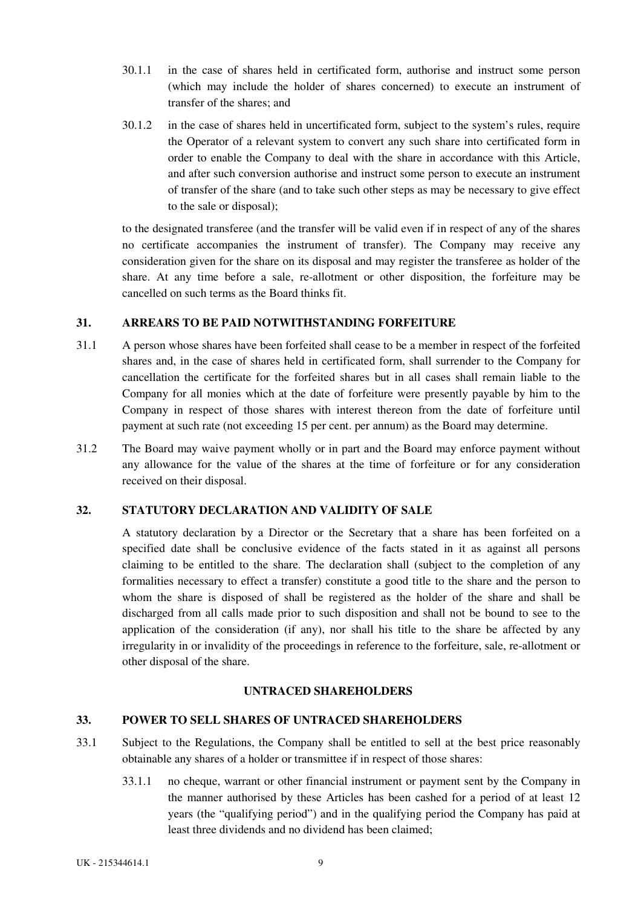30.1.1 in the case of shares held in certificated form, authorise and instruct some person (which may include the holder of shares concerned) to execute an instrument of transfer of the shares; and

30.1.2 in the case of shares held in uncertificated form, subject to the system's rules, require the Operator of a relevant system to convert any such share into certificated form in order to enable the Company to deal with the share in accordance with this Article, and after such conversion authorise and instruct some person to execute an instrument of transfer of the share (and to take such other steps as may be necessary to give effect to the sale or disposal);

to the designated transferee (and the transfer will be valid even if in respect of any of the shares no certificate accompanies the instrument of transfer). The Company may receive any consideration given for the share on its disposal and may register the transferee as holder of the share. At any time before a sale, re-allotment or other disposition, the forfeiture may be cancelled on such terms as the Board thinks fit.

### 31. ARREARS TO BE PAID NOTWITHSTANDING FORFEITURE

31.1 A person whose shares have been forfeited shall cease to be a member in respect of the forfeited shares and, in the case of shares held in certificated form, shall surrender to the Company for cancellation the certificate for the forfeited shares but in all cases shall remain liable to the Company for all monies which at the date of forfeiture were presently payable by him to the Company in respect of those shares with interest thereon from the date of forfeiture until payment at such rate (not exceeding 15 per cent. per annum) as the Board may determine.

31.2 The Board may waive payment wholly or in part and the Board may enforce payment without any allowance for the value of the shares at the time of forfeiture or for any consideration received on their disposal.

### 32. STATUTORY DECLARATION AND VALIDITY OF SALE

A statutory declaration by a Director or the Secretary that a share has been forfeited on a specified date shall be conclusive evidence of the facts stated in it as against all persons claiming to be entitled to the share. The declaration shall (subject to the completion of any formalities necessary to effect a transfer) constitute a good title to the share and the person to whom the share is disposed of shall be registered as the holder of the share and shall be discharged from all calls made prior to such disposition and shall not be bound to see to the application of the consideration (if any), nor shall his title to the share be affected by any irregularity in or invalidity of the proceedings in reference to the forfeiture, sale, re-allotment or other disposal of the share.

## UNTRACED SHAREHOLDERS

### 33. POWER TO SELL SHARES OF UNTRACED SHAREHOLDERS

33.1 Subject to the Regulations, the Company shall be entitled to sell at the best price reasonably obtainable any shares of a holder or transmittee if in respect of those shares:

33.1.1 no cheque, warrant or other financial instrument or payment sent by the Company in the manner authorised by these Articles has been cashed for a period of at least 12 years (the "qualifying period") and in the qualifying period the Company has paid at least three dividends and no dividend has been claimed;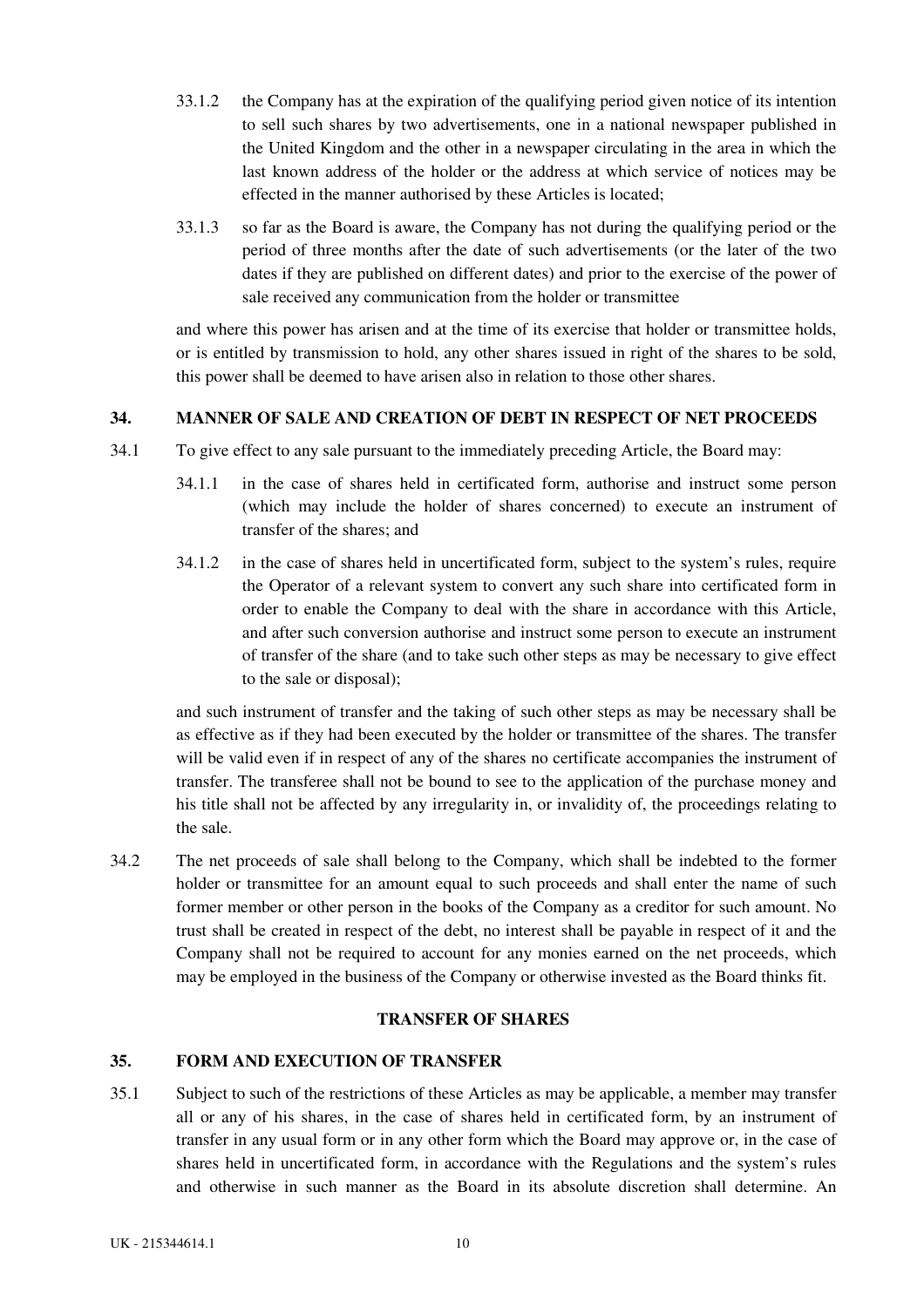33.1.2 the Company has at the expiration of the qualifying period given notice of its intention to sell such shares by two advertisements, one in a national newspaper published in the United Kingdom and the other in a newspaper circulating in the area in which the last known address of the holder or the address at which service of notices may be effected in the manner authorised by these Articles is located;

33.1.3 so far as the Board is aware, the Company has not during the qualifying period or the period of three months after the date of such advertisements (or the later of the two dates if they are published on different dates) and prior to the exercise of the power of sale received any communication from the holder or transmittee

and where this power has arisen and at the time of its exercise that holder or transmittee holds, or is entitled by transmission to hold, any other shares issued in right of the shares to be sold, this power shall be deemed to have arisen also in relation to those other shares.

## 34. MANNER OF SALE AND CREATION OF DEBT IN RESPECT OF NET PROCEEDS

34.1 To give effect to any sale pursuant to the immediately preceding Article, the Board may:

34.1.1 in the case of shares held in certificated form, authorise and instruct some person (which may include the holder of shares concerned) to execute an instrument of transfer of the shares; and

34.1.2 in the case of shares held in uncertificated form, subject to the system's rules, require the Operator of a relevant system to convert any such share into certificated form in order to enable the Company to deal with the share in accordance with this Article, and after such conversion authorise and instruct some person to execute an instrument of transfer of the share (and to take such other steps as may be necessary to give effect to the sale or disposal);

and such instrument of transfer and the taking of such other steps as may be necessary shall be as effective as if they had been executed by the holder or transmittee of the shares. The transfer will be valid even if in respect of any of the shares no certificate accompanies the instrument of transfer. The transferee shall not be bound to see to the application of the purchase money and his title shall not be affected by any irregularity in, or invalidity of, the proceedings relating to the sale.

34.2 The net proceeds of sale shall belong to the Company, which shall be indebted to the former holder or transmittee for an amount equal to such proceeds and shall enter the name of such former member or other person in the books of the Company as a creditor for such amount. No trust shall be created in respect of the debt, no interest shall be payable in respect of it and the Company shall not be required to account for any monies earned on the net proceeds, which may be employed in the business of the Company or otherwise invested as the Board thinks fit.

# TRANSFER OF SHARES

## 35. FORM AND EXECUTION OF TRANSFER

35.1 Subject to such of the restrictions of these Articles as may be applicable, a member may transfer all or any of his shares, in the case of shares held in certificated form, by an instrument of transfer in any usual form or in any other form which the Board may approve or, in the case of shares held in uncertificated form, in accordance with the Regulations and the system's rules and otherwise in such manner as the Board in its absolute discretion shall determine. An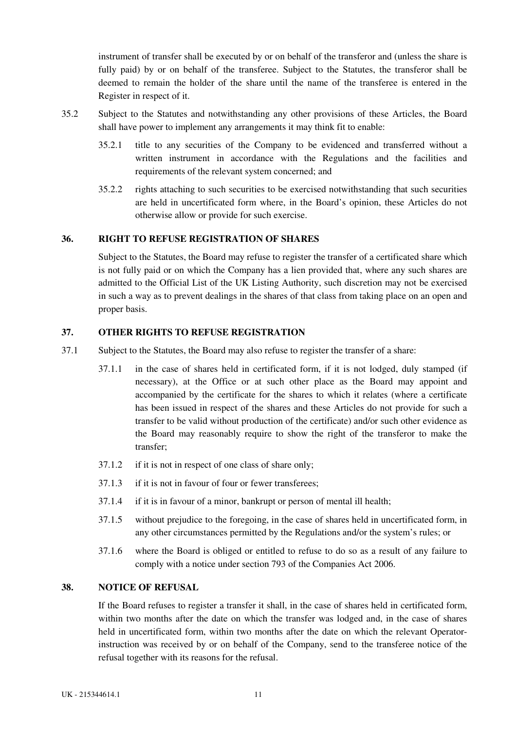instrument of transfer shall be executed by or on behalf of the transferor and (unless the share is fully paid) by or on behalf of the transferee. Subject to the Statutes, the transferor shall be deemed to remain the holder of the share until the name of the transferee is entered in the Register in respect of it.

35.2 Subject to the Statutes and notwithstanding any other provisions of these Articles, the Board shall have power to implement any arrangements it may think fit to enable:

35.2.1 title to any securities of the Company to be evidenced and transferred without a written instrument in accordance with the Regulations and the facilities and requirements of the relevant system concerned; and

35.2.2 rights attaching to such securities to be exercised notwithstanding that such securities are held in uncertificated form where, in the Board's opinion, these Articles do not otherwise allow or provide for such exercise.

## 36. RIGHT TO REFUSE REGISTRATION OF SHARES

Subject to the Statutes, the Board may refuse to register the transfer of a certificated share which is not fully paid or on which the Company has a lien provided that, where any such shares are admitted to the Official List of the UK Listing Authority, such discretion may not be exercised in such a way as to prevent dealings in the shares of that class from taking place on an open and proper basis.

## 37. OTHER RIGHTS TO REFUSE REGISTRATION

37.1 Subject to the Statutes, the Board may also refuse to register the transfer of a share:

37.1.1 in the case of shares held in certificated form, if it is not lodged, duly stamped (if necessary), at the Office or at such other place as the Board may appoint and accompanied by the certificate for the shares to which it relates (where a certificate has been issued in respect of the shares and these Articles do not provide for such a transfer to be valid without production of the certificate) and/or such other evidence as the Board may reasonably require to show the right of the transferor to make the transfer;

37.1.2 if it is not in respect of one class of share only;

37.1.3 if it is not in favour of four or fewer transferees;

37.1.4 if it is in favour of a minor, bankrupt or person of mental ill health;

37.1.5 without prejudice to the foregoing, in the case of shares held in uncertificated form, in any other circumstances permitted by the Regulations and/or the system's rules; or

37.1.6 where the Board is obliged or entitled to refuse to do so as a result of any failure to comply with a notice under section 793 of the Companies Act 2006.

## 38. NOTICE OF REFUSAL

If the Board refuses to register a transfer it shall, in the case of shares held in certificated form, within two months after the date on which the transfer was lodged and, in the case of shares held in uncertificated form, within two months after the date on which the relevant Operator-instruction was received by or on behalf of the Company, send to the transferee notice of the refusal together with its reasons for the refusal.

UK - 215344614.1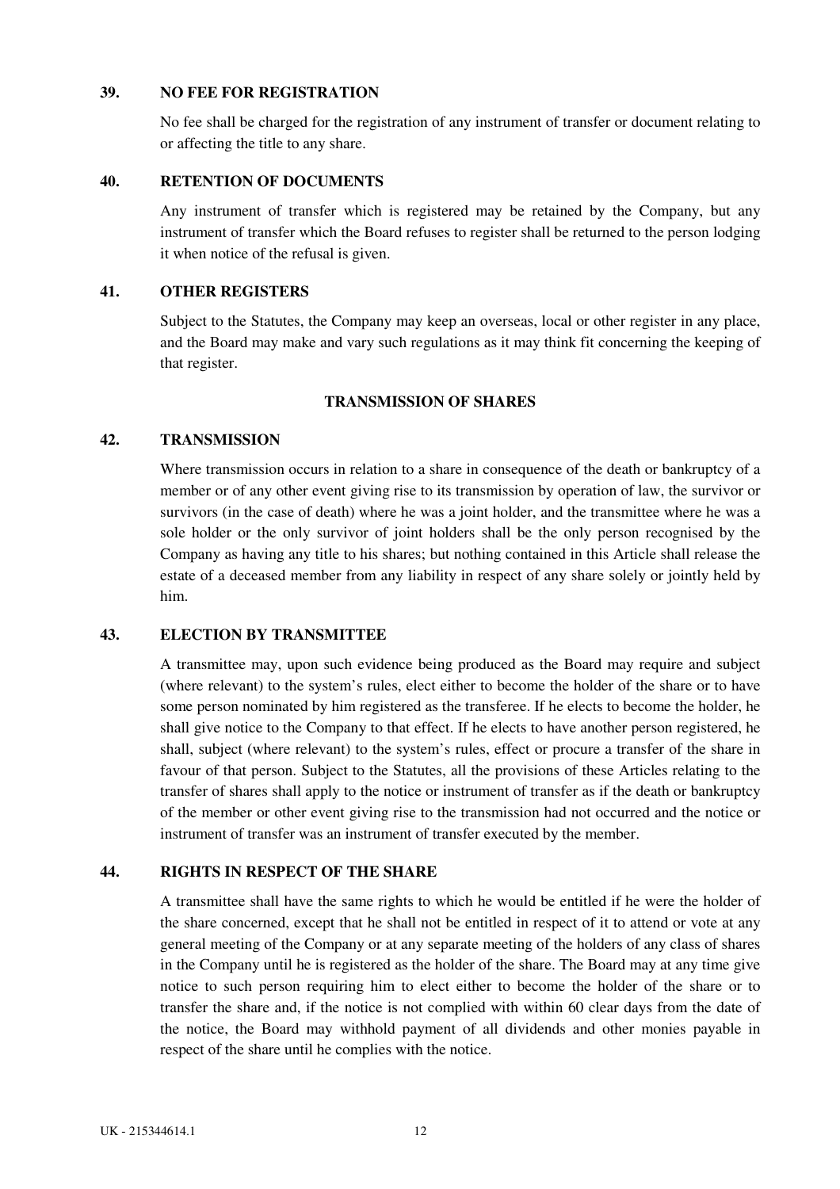### 39. NO FEE FOR REGISTRATION

No fee shall be charged for the registration of any instrument of transfer or document relating to or affecting the title to any share.

### 40. RETENTION OF DOCUMENTS

Any instrument of transfer which is registered may be retained by the Company, but any instrument of transfer which the Board refuses to register shall be returned to the person lodging it when notice of the refusal is given.

### 41. OTHER REGISTERS

Subject to the Statutes, the Company may keep an overseas, local or other register in any place, and the Board may make and vary such regulations as it may think fit concerning the keeping of that register.

## TRANSMISSION OF SHARES

### 42. TRANSMISSION

Where transmission occurs in relation to a share in consequence of the death or bankruptcy of a member or of any other event giving rise to its transmission by operation of law, the survivor or survivors (in the case of death) where he was a joint holder, and the transmittee where he was a sole holder or the only survivor of joint holders shall be the only person recognised by the Company as having any title to his shares; but nothing contained in this Article shall release the estate of a deceased member from any liability in respect of any share solely or jointly held by him.

### 43. ELECTION BY TRANSMITTEE

A transmittee may, upon such evidence being produced as the Board may require and subject (where relevant) to the system's rules, elect either to become the holder of the share or to have some person nominated by him registered as the transferee. If he elects to become the holder, he shall give notice to the Company to that effect. If he elects to have another person registered, he shall, subject (where relevant) to the system's rules, effect or procure a transfer of the share in favour of that person. Subject to the Statutes, all the provisions of these Articles relating to the transfer of shares shall apply to the notice or instrument of transfer as if the death or bankruptcy of the member or other event giving rise to the transmission had not occurred and the notice or instrument of transfer was an instrument of transfer executed by the member.

### 44. RIGHTS IN RESPECT OF THE SHARE

A transmittee shall have the same rights to which he would be entitled if he were the holder of the share concerned, except that he shall not be entitled in respect of it to attend or vote at any general meeting of the Company or at any separate meeting of the holders of any class of shares in the Company until he is registered as the holder of the share. The Board may at any time give notice to such person requiring him to elect either to become the holder of the share or to transfer the share and, if the notice is not complied with within 60 clear days from the date of the notice, the Board may withhold payment of all dividends and other monies payable in respect of the share until he complies with the notice.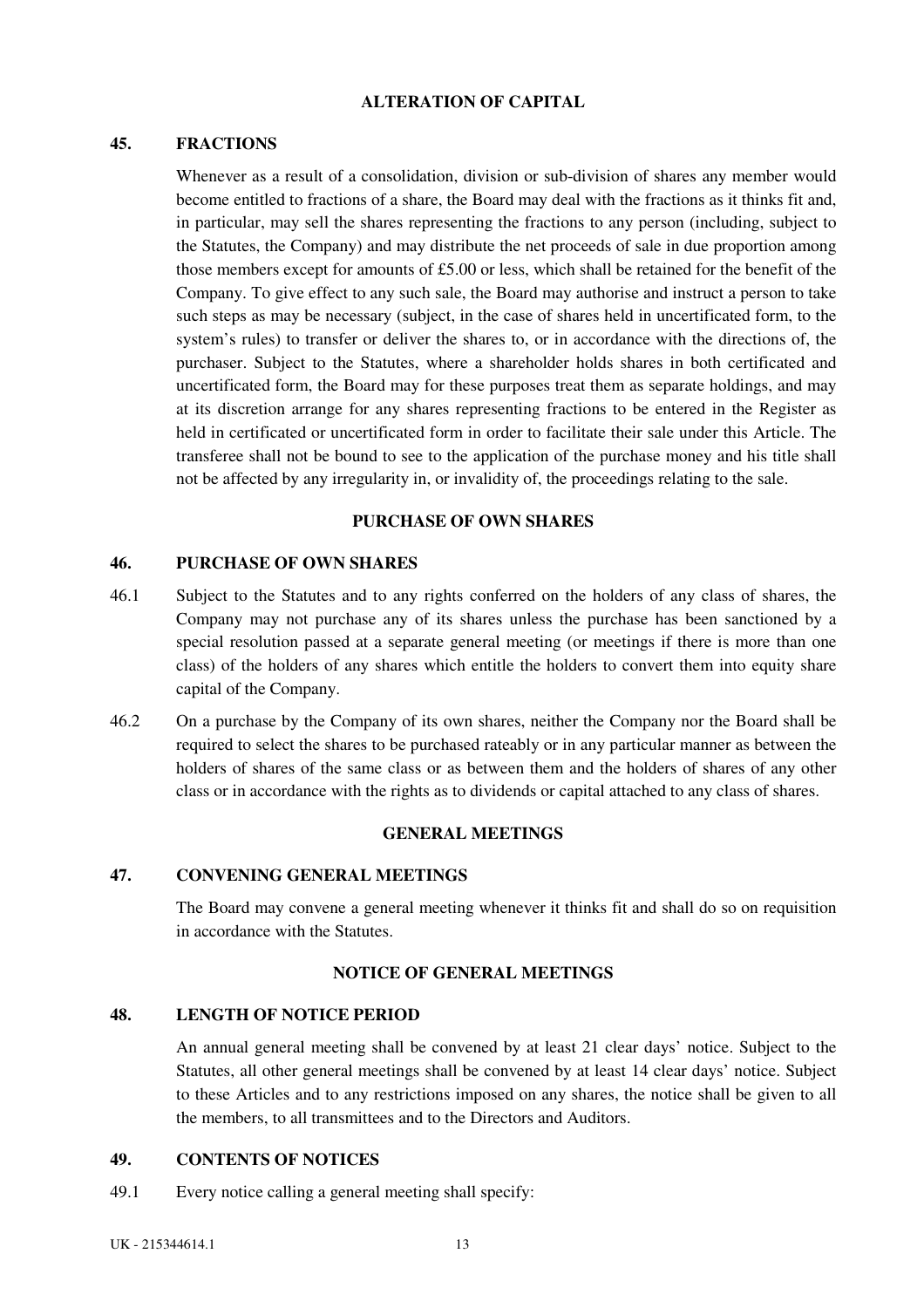## ALTERATION OF CAPITAL

### 45. FRACTIONS

Whenever as a result of a consolidation, division or sub-division of shares any member would become entitled to fractions of a share, the Board may deal with the fractions as it thinks fit and, in particular, may sell the shares representing the fractions to any person (including, subject to the Statutes, the Company) and may distribute the net proceeds of sale in due proportion among those members except for amounts of £5.00 or less, which shall be retained for the benefit of the Company. To give effect to any such sale, the Board may authorise and instruct a person to take such steps as may be necessary (subject, in the case of shares held in uncertificated form, to the system's rules) to transfer or deliver the shares to, or in accordance with the directions of, the purchaser. Subject to the Statutes, where a shareholder holds shares in both certificated and uncertificated form, the Board may for these purposes treat them as separate holdings, and may at its discretion arrange for any shares representing fractions to be entered in the Register as held in certificated or uncertificated form in order to facilitate their sale under this Article. The transferee shall not be bound to see to the application of the purchase money and his title shall not be affected by any irregularity in, or invalidity of, the proceedings relating to the sale.

## PURCHASE OF OWN SHARES

### 46. PURCHASE OF OWN SHARES

46.1 Subject to the Statutes and to any rights conferred on the holders of any class of shares, the Company may not purchase any of its shares unless the purchase has been sanctioned by a special resolution passed at a separate general meeting (or meetings if there is more than one class) of the holders of any shares which entitle the holders to convert them into equity share capital of the Company.

46.2 On a purchase by the Company of its own shares, neither the Company nor the Board shall be required to select the shares to be purchased rateably or in any particular manner as between the holders of shares of the same class or as between them and the holders of shares of any other class or in accordance with the rights as to dividends or capital attached to any class of shares.

## GENERAL MEETINGS

### 47. CONVENING GENERAL MEETINGS

The Board may convene a general meeting whenever it thinks fit and shall do so on requisition in accordance with the Statutes.

## NOTICE OF GENERAL MEETINGS

### 48. LENGTH OF NOTICE PERIOD

An annual general meeting shall be convened by at least 21 clear days' notice. Subject to the Statutes, all other general meetings shall be convened by at least 14 clear days' notice. Subject to these Articles and to any restrictions imposed on any shares, the notice shall be given to all the members, to all transmittees and to the Directors and Auditors.

### 49. CONTENTS OF NOTICES

49.1 Every notice calling a general meeting shall specify: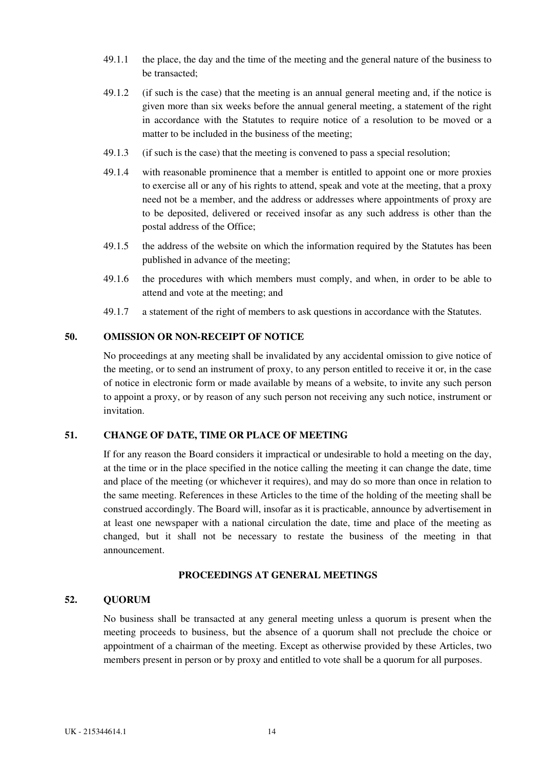49.1.1 the place, the day and the time of the meeting and the general nature of the business to be transacted;

49.1.2 (if such is the case) that the meeting is an annual general meeting and, if the notice is given more than six weeks before the annual general meeting, a statement of the right in accordance with the Statutes to require notice of a resolution to be moved or a matter to be included in the business of the meeting;

49.1.3 (if such is the case) that the meeting is convened to pass a special resolution;

49.1.4 with reasonable prominence that a member is entitled to appoint one or more proxies to exercise all or any of his rights to attend, speak and vote at the meeting, that a proxy need not be a member, and the address or addresses where appointments of proxy are to be deposited, delivered or received insofar as any such address is other than the postal address of the Office;

49.1.5 the address of the website on which the information required by the Statutes has been published in advance of the meeting;

49.1.6 the procedures with which members must comply, and when, in order to be able to attend and vote at the meeting; and

49.1.7 a statement of the right of members to ask questions in accordance with the Statutes.

### 50. OMISSION OR NON-RECEIPT OF NOTICE

No proceedings at any meeting shall be invalidated by any accidental omission to give notice of the meeting, or to send an instrument of proxy, to any person entitled to receive it or, in the case of notice in electronic form or made available by means of a website, to invite any such person to appoint a proxy, or by reason of any such person not receiving any such notice, instrument or invitation.

### 51. CHANGE OF DATE, TIME OR PLACE OF MEETING

If for any reason the Board considers it impractical or undesirable to hold a meeting on the day, at the time or in the place specified in the notice calling the meeting it can change the date, time and place of the meeting (or whichever it requires), and may do so more than once in relation to the same meeting. References in these Articles to the time of the holding of the meeting shall be construed accordingly. The Board will, insofar as it is practicable, announce by advertisement in at least one newspaper with a national circulation the date, time and place of the meeting as changed, but it shall not be necessary to restate the business of the meeting in that announcement.

## PROCEEDINGS AT GENERAL MEETINGS

### 52. QUORUM

No business shall be transacted at any general meeting unless a quorum is present when the meeting proceeds to business, but the absence of a quorum shall not preclude the choice or appointment of a chairman of the meeting. Except as otherwise provided by these Articles, two members present in person or by proxy and entitled to vote shall be a quorum for all purposes.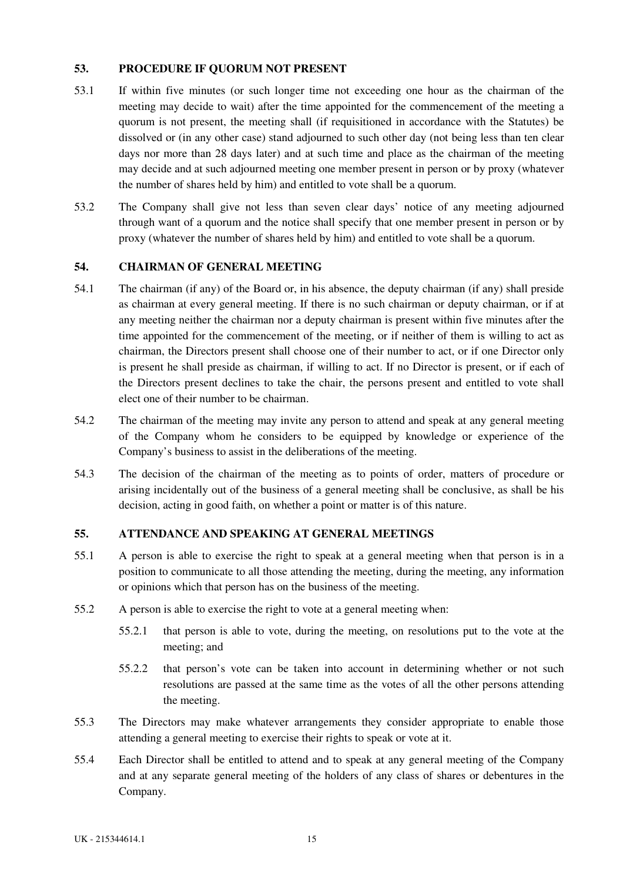## 53. PROCEDURE IF QUORUM NOT PRESENT

53.1 If within five minutes (or such longer time not exceeding one hour as the chairman of the meeting may decide to wait) after the time appointed for the commencement of the meeting a quorum is not present, the meeting shall (if requisitioned in accordance with the Statutes) be dissolved or (in any other case) stand adjourned to such other day (not being less than ten clear days nor more than 28 days later) and at such time and place as the chairman of the meeting may decide and at such adjourned meeting one member present in person or by proxy (whatever the number of shares held by him) and entitled to vote shall be a quorum.

53.2 The Company shall give not less than seven clear days' notice of any meeting adjourned through want of a quorum and the notice shall specify that one member present in person or by proxy (whatever the number of shares held by him) and entitled to vote shall be a quorum.

## 54. CHAIRMAN OF GENERAL MEETING

54.1 The chairman (if any) of the Board or, in his absence, the deputy chairman (if any) shall preside as chairman at every general meeting. If there is no such chairman or deputy chairman, or if at any meeting neither the chairman nor a deputy chairman is present within five minutes after the time appointed for the commencement of the meeting, or if neither of them is willing to act as chairman, the Directors present shall choose one of their number to act, or if one Director only is present he shall preside as chairman, if willing to act. If no Director is present, or if each of the Directors present declines to take the chair, the persons present and entitled to vote shall elect one of their number to be chairman.

54.2 The chairman of the meeting may invite any person to attend and speak at any general meeting of the Company whom he considers to be equipped by knowledge or experience of the Company's business to assist in the deliberations of the meeting.

54.3 The decision of the chairman of the meeting as to points of order, matters of procedure or arising incidentally out of the business of a general meeting shall be conclusive, as shall be his decision, acting in good faith, on whether a point or matter is of this nature.

## 55. ATTENDANCE AND SPEAKING AT GENERAL MEETINGS

55.1 A person is able to exercise the right to speak at a general meeting when that person is in a position to communicate to all those attending the meeting, during the meeting, any information or opinions which that person has on the business of the meeting.

55.2 A person is able to exercise the right to vote at a general meeting when:

55.2.1 that person is able to vote, during the meeting, on resolutions put to the vote at the meeting; and

55.2.2 that person's vote can be taken into account in determining whether or not such resolutions are passed at the same time as the votes of all the other persons attending the meeting.

55.3 The Directors may make whatever arrangements they consider appropriate to enable those attending a general meeting to exercise their rights to speak or vote at it.

55.4 Each Director shall be entitled to attend and to speak at any general meeting of the Company and at any separate general meeting of the holders of any class of shares or debentures in the Company.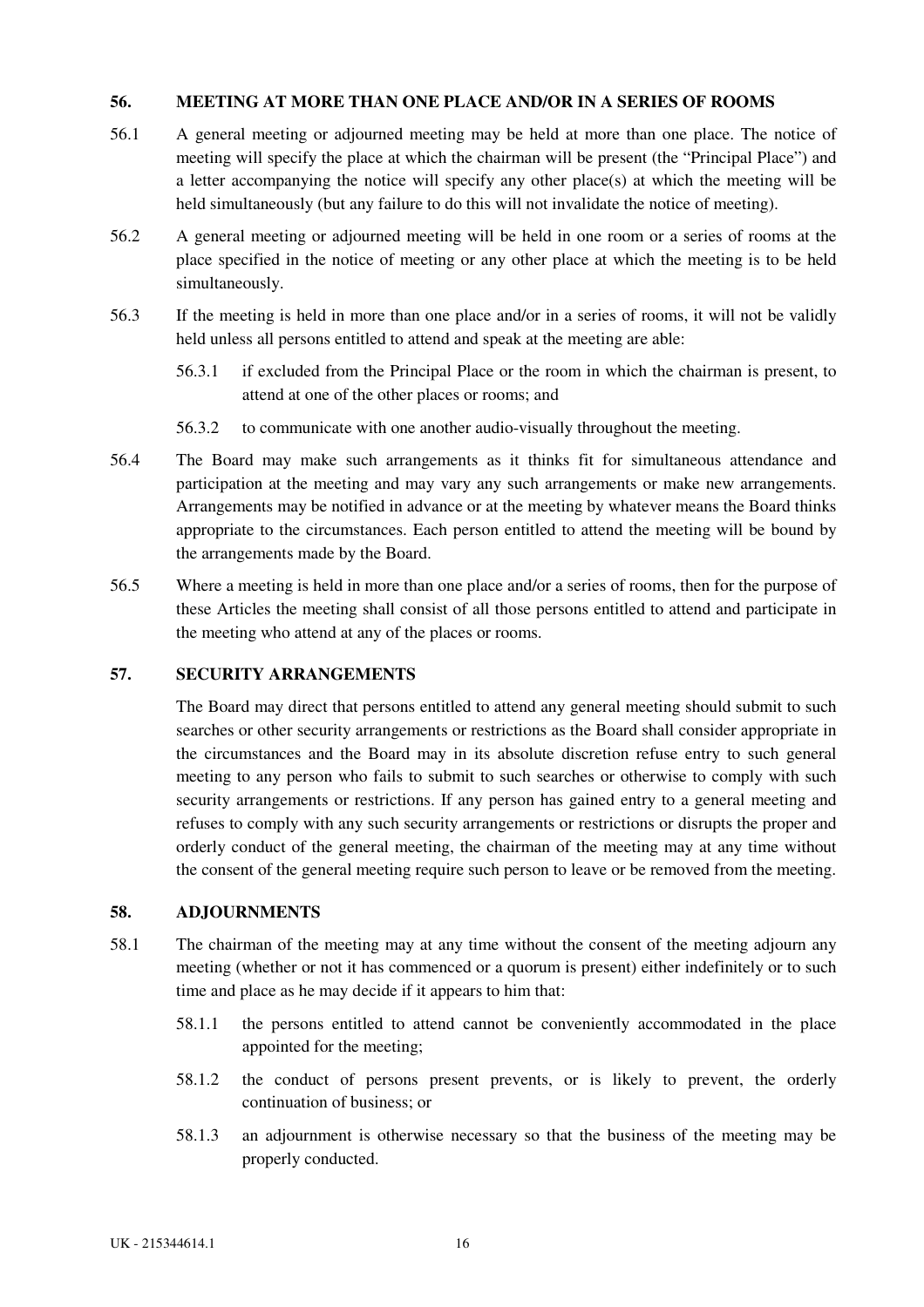## 56. MEETING AT MORE THAN ONE PLACE AND/OR IN A SERIES OF ROOMS

56.1 A general meeting or adjourned meeting may be held at more than one place. The notice of meeting will specify the place at which the chairman will be present (the "Principal Place") and a letter accompanying the notice will specify any other place(s) at which the meeting will be held simultaneously (but any failure to do this will not invalidate the notice of meeting).

56.2 A general meeting or adjourned meeting will be held in one room or a series of rooms at the place specified in the notice of meeting or any other place at which the meeting is to be held simultaneously.

56.3 If the meeting is held in more than one place and/or in a series of rooms, it will not be validly held unless all persons entitled to attend and speak at the meeting are able:

56.3.1 if excluded from the Principal Place or the room in which the chairman is present, to attend at one of the other places or rooms; and

56.3.2 to communicate with one another audio-visually throughout the meeting.

56.4 The Board may make such arrangements as it thinks fit for simultaneous attendance and participation at the meeting and may vary any such arrangements or make new arrangements. Arrangements may be notified in advance or at the meeting by whatever means the Board thinks appropriate to the circumstances. Each person entitled to attend the meeting will be bound by the arrangements made by the Board.

56.5 Where a meeting is held in more than one place and/or a series of rooms, then for the purpose of these Articles the meeting shall consist of all those persons entitled to attend and participate in the meeting who attend at any of the places or rooms.

## 57. SECURITY ARRANGEMENTS

The Board may direct that persons entitled to attend any general meeting should submit to such searches or other security arrangements or restrictions as the Board shall consider appropriate in the circumstances and the Board may in its absolute discretion refuse entry to such general meeting to any person who fails to submit to such searches or otherwise to comply with such security arrangements or restrictions. If any person has gained entry to a general meeting and refuses to comply with any such security arrangements or restrictions or disrupts the proper and orderly conduct of the general meeting, the chairman of the meeting may at any time without the consent of the general meeting require such person to leave or be removed from the meeting.

## 58. ADJOURNMENTS

58.1 The chairman of the meeting may at any time without the consent of the meeting adjourn any meeting (whether or not it has commenced or a quorum is present) either indefinitely or to such time and place as he may decide if it appears to him that:

58.1.1 the persons entitled to attend cannot be conveniently accommodated in the place appointed for the meeting;

58.1.2 the conduct of persons present prevents, or is likely to prevent, the orderly continuation of business; or

58.1.3 an adjournment is otherwise necessary so that the business of the meeting may be properly conducted.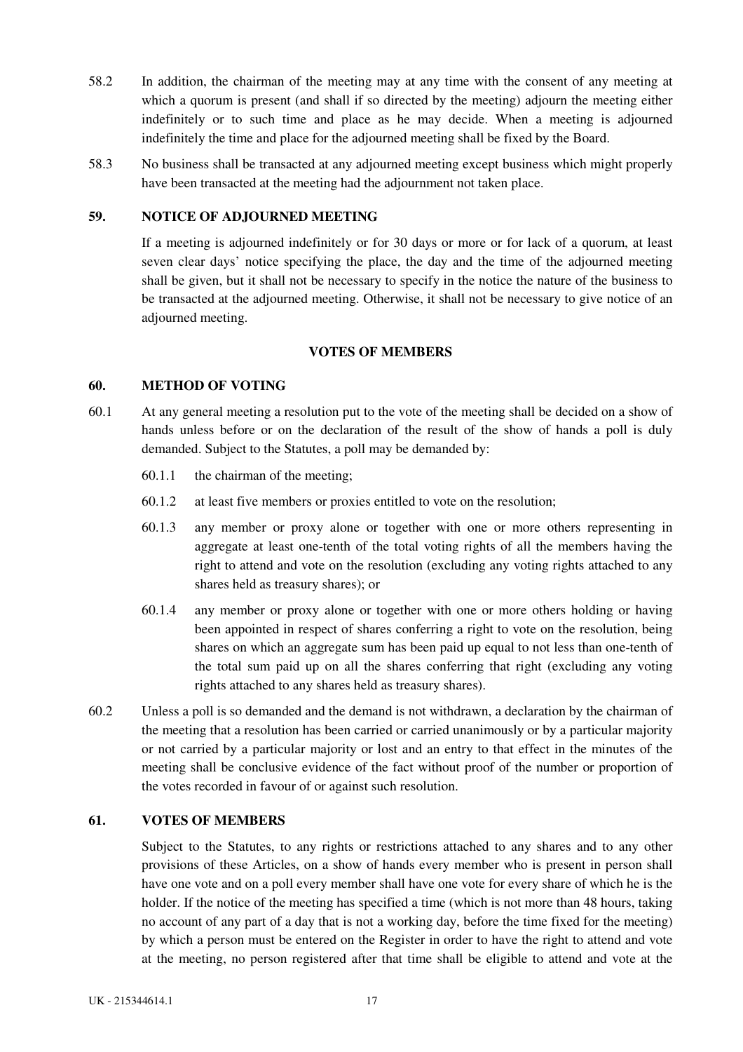58.2 In addition, the chairman of the meeting may at any time with the consent of any meeting at which a quorum is present (and shall if so directed by the meeting) adjourn the meeting either indefinitely or to such time and place as he may decide. When a meeting is adjourned indefinitely the time and place for the adjourned meeting shall be fixed by the Board.

58.3 No business shall be transacted at any adjourned meeting except business which might properly have been transacted at the meeting had the adjournment not taken place.

### 59. NOTICE OF ADJOURNED MEETING

If a meeting is adjourned indefinitely or for 30 days or more or for lack of a quorum, at least seven clear days' notice specifying the place, the day and the time of the adjourned meeting shall be given, but it shall not be necessary to specify in the notice the nature of the business to be transacted at the adjourned meeting. Otherwise, it shall not be necessary to give notice of an adjourned meeting.

## VOTES OF MEMBERS

### 60. METHOD OF VOTING

60.1 At any general meeting a resolution put to the vote of the meeting shall be decided on a show of hands unless before or on the declaration of the result of the show of hands a poll is duly demanded. Subject to the Statutes, a poll may be demanded by:

- 60.1.1 the chairman of the meeting;
- 60.1.2 at least five members or proxies entitled to vote on the resolution;
- 60.1.3 any member or proxy alone or together with one or more others representing in aggregate at least one-tenth of the total voting rights of all the members having the right to attend and vote on the resolution (excluding any voting rights attached to any shares held as treasury shares); or
- 60.1.4 any member or proxy alone or together with one or more others holding or having been appointed in respect of shares conferring a right to vote on the resolution, being shares on which an aggregate sum has been paid up equal to not less than one-tenth of the total sum paid up on all the shares conferring that right (excluding any voting rights attached to any shares held as treasury shares).

60.2 Unless a poll is so demanded and the demand is not withdrawn, a declaration by the chairman of the meeting that a resolution has been carried or carried unanimously or by a particular majority or not carried by a particular majority or lost and an entry to that effect in the minutes of the meeting shall be conclusive evidence of the fact without proof of the number or proportion of the votes recorded in favour of or against such resolution.

### 61. VOTES OF MEMBERS

Subject to the Statutes, to any rights or restrictions attached to any shares and to any other provisions of these Articles, on a show of hands every member who is present in person shall have one vote and on a poll every member shall have one vote for every share of which he is the holder. If the notice of the meeting has specified a time (which is not more than 48 hours, taking no account of any part of a day that is not a working day, before the time fixed for the meeting) by which a person must be entered on the Register in order to have the right to attend and vote at the meeting, no person registered after that time shall be eligible to attend and vote at the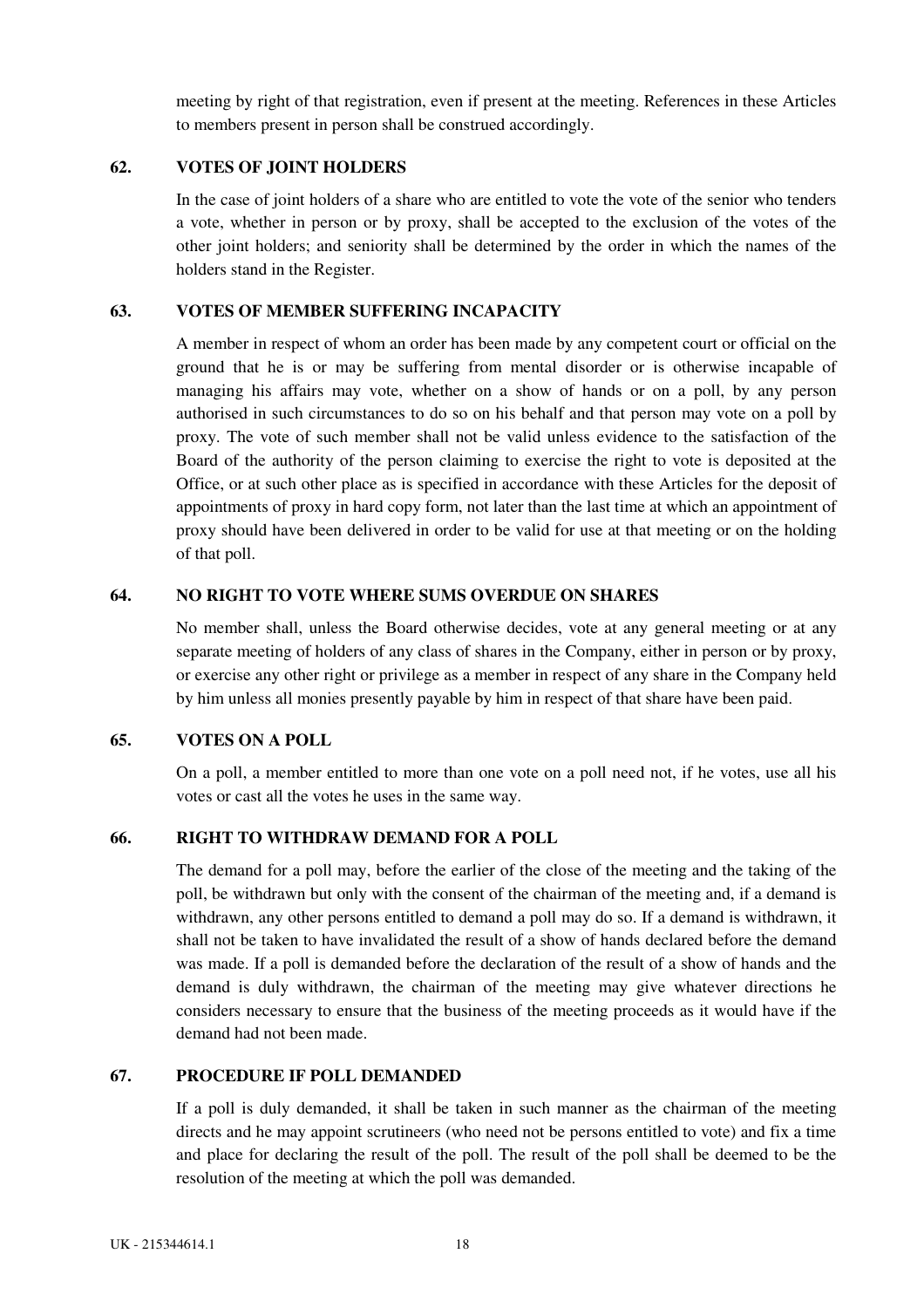meeting by right of that registration, even if present at the meeting. References in these Articles to members present in person shall be construed accordingly.

## 62. VOTES OF JOINT HOLDERS

In the case of joint holders of a share who are entitled to vote the vote of the senior who tenders a vote, whether in person or by proxy, shall be accepted to the exclusion of the votes of the other joint holders; and seniority shall be determined by the order in which the names of the holders stand in the Register.

## 63. VOTES OF MEMBER SUFFERING INCAPACITY

A member in respect of whom an order has been made by any competent court or official on the ground that he is or may be suffering from mental disorder or is otherwise incapable of managing his affairs may vote, whether on a show of hands or on a poll, by any person authorised in such circumstances to do so on his behalf and that person may vote on a poll by proxy. The vote of such member shall not be valid unless evidence to the satisfaction of the Board of the authority of the person claiming to exercise the right to vote is deposited at the Office, or at such other place as is specified in accordance with these Articles for the deposit of appointments of proxy in hard copy form, not later than the last time at which an appointment of proxy should have been delivered in order to be valid for use at that meeting or on the holding of that poll.

## 64. NO RIGHT TO VOTE WHERE SUMS OVERDUE ON SHARES

No member shall, unless the Board otherwise decides, vote at any general meeting or at any separate meeting of holders of any class of shares in the Company, either in person or by proxy, or exercise any other right or privilege as a member in respect of any share in the Company held by him unless all monies presently payable by him in respect of that share have been paid.

## 65. VOTES ON A POLL

On a poll, a member entitled to more than one vote on a poll need not, if he votes, use all his votes or cast all the votes he uses in the same way.

## 66. RIGHT TO WITHDRAW DEMAND FOR A POLL

The demand for a poll may, before the earlier of the close of the meeting and the taking of the poll, be withdrawn but only with the consent of the chairman of the meeting and, if a demand is withdrawn, any other persons entitled to demand a poll may do so. If a demand is withdrawn, it shall not be taken to have invalidated the result of a show of hands declared before the demand was made. If a poll is demanded before the declaration of the result of a show of hands and the demand is duly withdrawn, the chairman of the meeting may give whatever directions he considers necessary to ensure that the business of the meeting proceeds as it would have if the demand had not been made.

## 67. PROCEDURE IF POLL DEMANDED

If a poll is duly demanded, it shall be taken in such manner as the chairman of the meeting directs and he may appoint scrutineers (who need not be persons entitled to vote) and fix a time and place for declaring the result of the poll. The result of the poll shall be deemed to be the resolution of the meeting at which the poll was demanded.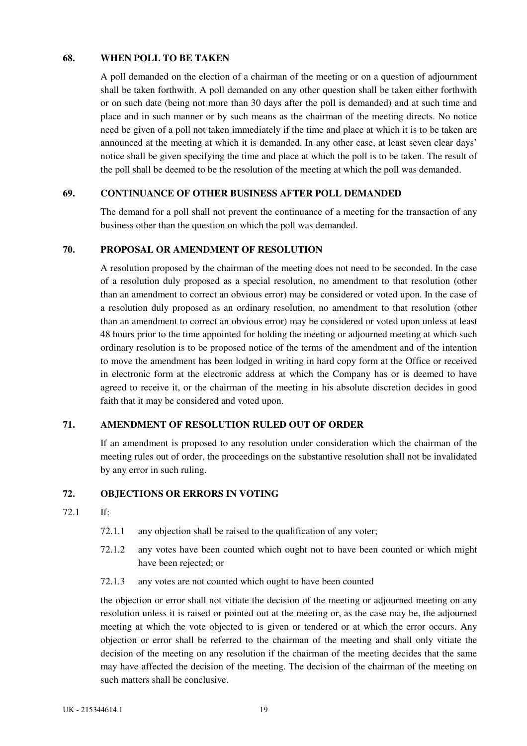## 68. WHEN POLL TO BE TAKEN

A poll demanded on the election of a chairman of the meeting or on a question of adjournment shall be taken forthwith. A poll demanded on any other question shall be taken either forthwith or on such date (being not more than 30 days after the poll is demanded) and at such time and place and in such manner or by such means as the chairman of the meeting directs. No notice need be given of a poll not taken immediately if the time and place at which it is to be taken are announced at the meeting at which it is demanded. In any other case, at least seven clear days' notice shall be given specifying the time and place at which the poll is to be taken. The result of the poll shall be deemed to be the resolution of the meeting at which the poll was demanded.

## 69. CONTINUANCE OF OTHER BUSINESS AFTER POLL DEMANDED

The demand for a poll shall not prevent the continuance of a meeting for the transaction of any business other than the question on which the poll was demanded.

## 70. PROPOSAL OR AMENDMENT OF RESOLUTION

A resolution proposed by the chairman of the meeting does not need to be seconded. In the case of a resolution duly proposed as a special resolution, no amendment to that resolution (other than an amendment to correct an obvious error) may be considered or voted upon. In the case of a resolution duly proposed as an ordinary resolution, no amendment to that resolution (other than an amendment to correct an obvious error) may be considered or voted upon unless at least 48 hours prior to the time appointed for holding the meeting or adjourned meeting at which such ordinary resolution is to be proposed notice of the terms of the amendment and of the intention to move the amendment has been lodged in writing in hard copy form at the Office or received in electronic form at the electronic address at which the Company has or is deemed to have agreed to receive it, or the chairman of the meeting in his absolute discretion decides in good faith that it may be considered and voted upon.

## 71. AMENDMENT OF RESOLUTION RULED OUT OF ORDER

If an amendment is proposed to any resolution under consideration which the chairman of the meeting rules out of order, the proceedings on the substantive resolution shall not be invalidated by any error in such ruling.

## 72. OBJECTIONS OR ERRORS IN VOTING

72.1 If:

72.1.1 any objection shall be raised to the qualification of any voter;

72.1.2 any votes have been counted which ought not to have been counted or which might have been rejected; or

72.1.3 any votes are not counted which ought to have been counted

the objection or error shall not vitiate the decision of the meeting or adjourned meeting on any resolution unless it is raised or pointed out at the meeting or, as the case may be, the adjourned meeting at which the vote objected to is given or tendered or at which the error occurs. Any objection or error shall be referred to the chairman of the meeting and shall only vitiate the decision of the meeting on any resolution if the chairman of the meeting decides that the same may have affected the decision of the meeting. The decision of the chairman of the meeting on such matters shall be conclusive.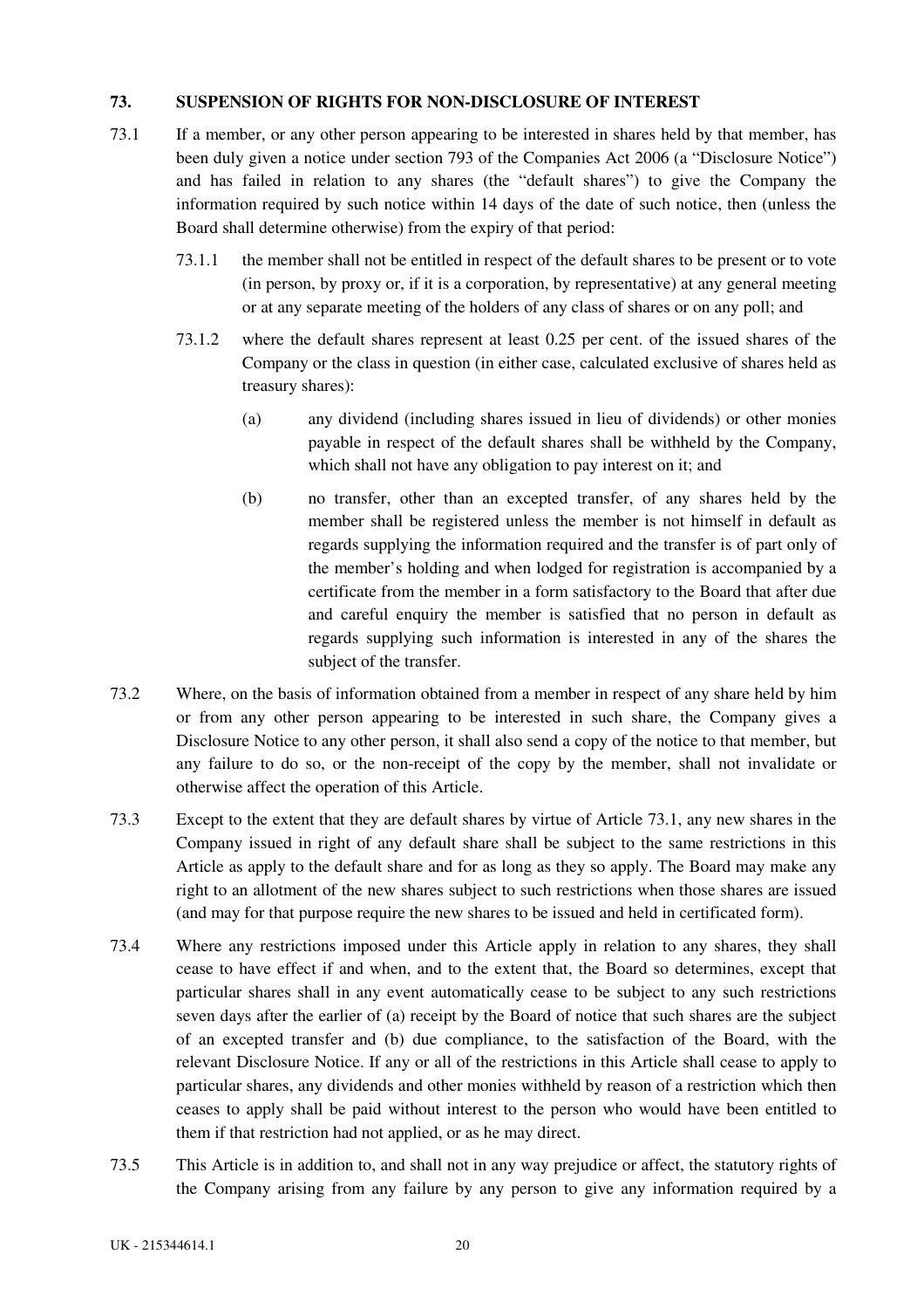## 73. SUSPENSION OF RIGHTS FOR NON-DISCLOSURE OF INTEREST

73.1 If a member, or any other person appearing to be interested in shares held by that member, has been duly given a notice under section 793 of the Companies Act 2006 (a "Disclosure Notice") and has failed in relation to any shares (the "default shares") to give the Company the information required by such notice within 14 days of the date of such notice, then (unless the Board shall determine otherwise) from the expiry of that period:

73.1.1 the member shall not be entitled in respect of the default shares to be present or to vote (in person, by proxy or, if it is a corporation, by representative) at any general meeting or at any separate meeting of the holders of any class of shares or on any poll; and

73.1.2 where the default shares represent at least 0.25 per cent. of the issued shares of the Company or the class in question (in either case, calculated exclusive of shares held as treasury shares):

(a) any dividend (including shares issued in lieu of dividends) or other monies payable in respect of the default shares shall be withheld by the Company, which shall not have any obligation to pay interest on it; and

(b) no transfer, other than an excepted transfer, of any shares held by the member shall be registered unless the member is not himself in default as regards supplying the information required and the transfer is of part only of the member's holding and when lodged for registration is accompanied by a certificate from the member in a form satisfactory to the Board that after due and careful enquiry the member is satisfied that no person in default as regards supplying such information is interested in any of the shares the subject of the transfer.

73.2 Where, on the basis of information obtained from a member in respect of any share held by him or from any other person appearing to be interested in such share, the Company gives a Disclosure Notice to any other person, it shall also send a copy of the notice to that member, but any failure to do so, or the non-receipt of the copy by the member, shall not invalidate or otherwise affect the operation of this Article.

73.3 Except to the extent that they are default shares by virtue of Article 73.1, any new shares in the Company issued in right of any default share shall be subject to the same restrictions in this Article as apply to the default share and for as long as they so apply. The Board may make any right to an allotment of the new shares subject to such restrictions when those shares are issued (and may for that purpose require the new shares to be issued and held in certificated form).

73.4 Where any restrictions imposed under this Article apply in relation to any shares, they shall cease to have effect if and when, and to the extent that, the Board so determines, except that particular shares shall in any event automatically cease to be subject to any such restrictions seven days after the earlier of (a) receipt by the Board of notice that such shares are the subject of an excepted transfer and (b) due compliance, to the satisfaction of the Board, with the relevant Disclosure Notice. If any or all of the restrictions in this Article shall cease to apply to particular shares, any dividends and other monies withheld by reason of a restriction which then ceases to apply shall be paid without interest to the person who would have been entitled to them if that restriction had not applied, or as he may direct.

73.5 This Article is in addition to, and shall not in any way prejudice or affect, the statutory rights of the Company arising from any failure by any person to give any information required by a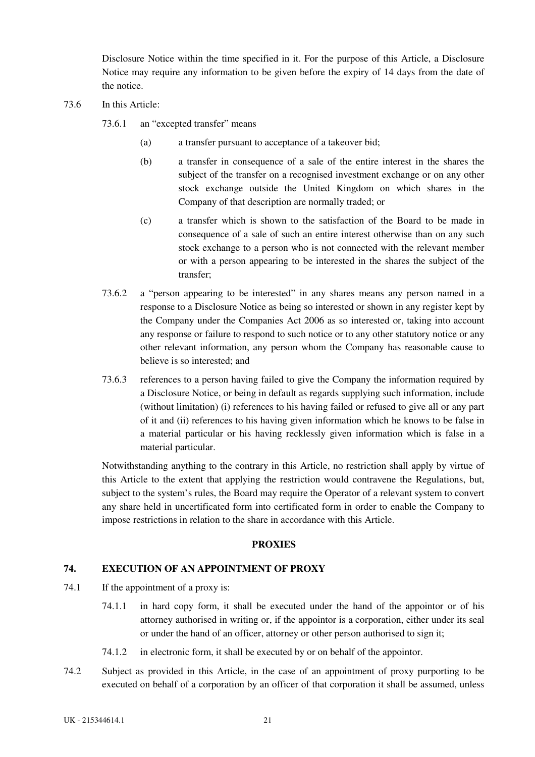Disclosure Notice within the time specified in it. For the purpose of this Article, a Disclosure Notice may require any information to be given before the expiry of 14 days from the date of the notice.

73.6 In this Article:

73.6.1 an "excepted transfer" means

(a) a transfer pursuant to acceptance of a takeover bid;

(b) a transfer in consequence of a sale of the entire interest in the shares the subject of the transfer on a recognised investment exchange or on any other stock exchange outside the United Kingdom on which shares in the Company of that description are normally traded; or

(c) a transfer which is shown to the satisfaction of the Board to be made in consequence of a sale of such an entire interest otherwise than on any such stock exchange to a person who is not connected with the relevant member or with a person appearing to be interested in the shares the subject of the transfer;

73.6.2 a "person appearing to be interested" in any shares means any person named in a response to a Disclosure Notice as being so interested or shown in any register kept by the Company under the Companies Act 2006 as so interested or, taking into account any response or failure to respond to such notice or to any other statutory notice or any other relevant information, any person whom the Company has reasonable cause to believe is so interested; and

73.6.3 references to a person having failed to give the Company the information required by a Disclosure Notice, or being in default as regards supplying such information, include (without limitation) (i) references to his having failed or refused to give all or any part of it and (ii) references to his having given information which he knows to be false in a material particular or his having recklessly given information which is false in a material particular.

Notwithstanding anything to the contrary in this Article, no restriction shall apply by virtue of this Article to the extent that applying the restriction would contravene the Regulations, but, subject to the system's rules, the Board may require the Operator of a relevant system to convert any share held in uncertificated form into certificated form in order to enable the Company to impose restrictions in relation to the share in accordance with this Article.

## PROXIES

### 74. EXECUTION OF AN APPOINTMENT OF PROXY

74.1 If the appointment of a proxy is:

74.1.1 in hard copy form, it shall be executed under the hand of the appointor or of his attorney authorised in writing or, if the appointor is a corporation, either under its seal or under the hand of an officer, attorney or other person authorised to sign it;

74.1.2 in electronic form, it shall be executed by or on behalf of the appointor.

74.2 Subject as provided in this Article, in the case of an appointment of proxy purporting to be executed on behalf of a corporation by an officer of that corporation it shall be assumed, unless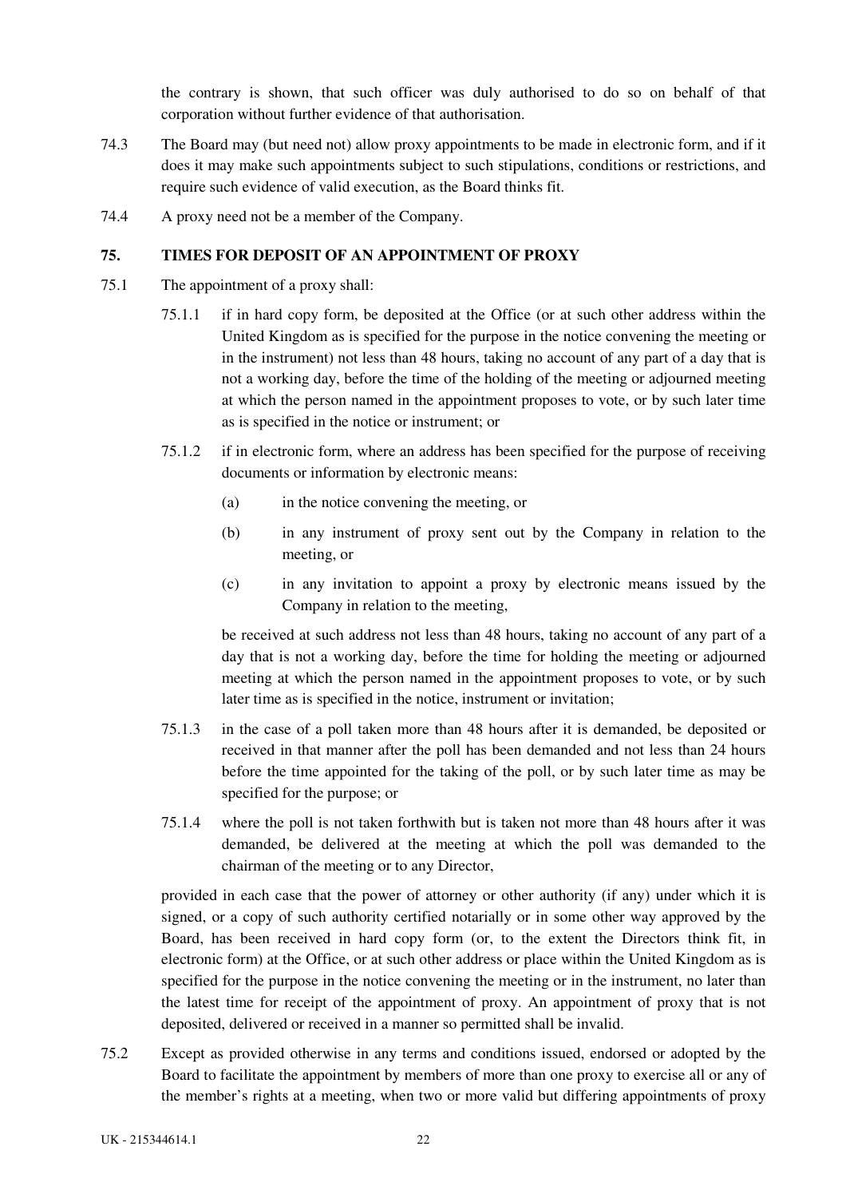the contrary is shown, that such officer was duly authorised to do so on behalf of that corporation without further evidence of that authorisation.

74.3 The Board may (but need not) allow proxy appointments to be made in electronic form, and if it does it may make such appointments subject to such stipulations, conditions or restrictions, and require such evidence of valid execution, as the Board thinks fit.

74.4 A proxy need not be a member of the Company.

## 75. TIMES FOR DEPOSIT OF AN APPOINTMENT OF PROXY

75.1 The appointment of a proxy shall:

75.1.1 if in hard copy form, be deposited at the Office (or at such other address within the United Kingdom as is specified for the purpose in the notice convening the meeting or in the instrument) not less than 48 hours, taking no account of any part of a day that is not a working day, before the time of the holding of the meeting or adjourned meeting at which the person named in the appointment proposes to vote, or by such later time as is specified in the notice or instrument; or

75.1.2 if in electronic form, where an address has been specified for the purpose of receiving documents or information by electronic means:

(a) in the notice convening the meeting, or

(b) in any instrument of proxy sent out by the Company in relation to the meeting, or

(c) in any invitation to appoint a proxy by electronic means issued by the Company in relation to the meeting,

be received at such address not less than 48 hours, taking no account of any part of a day that is not a working day, before the time for holding the meeting or adjourned meeting at which the person named in the appointment proposes to vote, or by such later time as is specified in the notice, instrument or invitation;

75.1.3 in the case of a poll taken more than 48 hours after it is demanded, be deposited or received in that manner after the poll has been demanded and not less than 24 hours before the time appointed for the taking of the poll, or by such later time as may be specified for the purpose; or

75.1.4 where the poll is not taken forthwith but is taken not more than 48 hours after it was demanded, be delivered at the meeting at which the poll was demanded to the chairman of the meeting or to any Director,

provided in each case that the power of attorney or other authority (if any) under which it is signed, or a copy of such authority certified notarially or in some other way approved by the Board, has been received in hard copy form (or, to the extent the Directors think fit, in electronic form) at the Office, or at such other address or place within the United Kingdom as is specified for the purpose in the notice convening the meeting or in the instrument, no later than the latest time for receipt of the appointment of proxy. An appointment of proxy that is not deposited, delivered or received in a manner so permitted shall be invalid.

75.2 Except as provided otherwise in any terms and conditions issued, endorsed or adopted by the Board to facilitate the appointment by members of more than one proxy to exercise all or any of the member's rights at a meeting, when two or more valid but differing appointments of proxy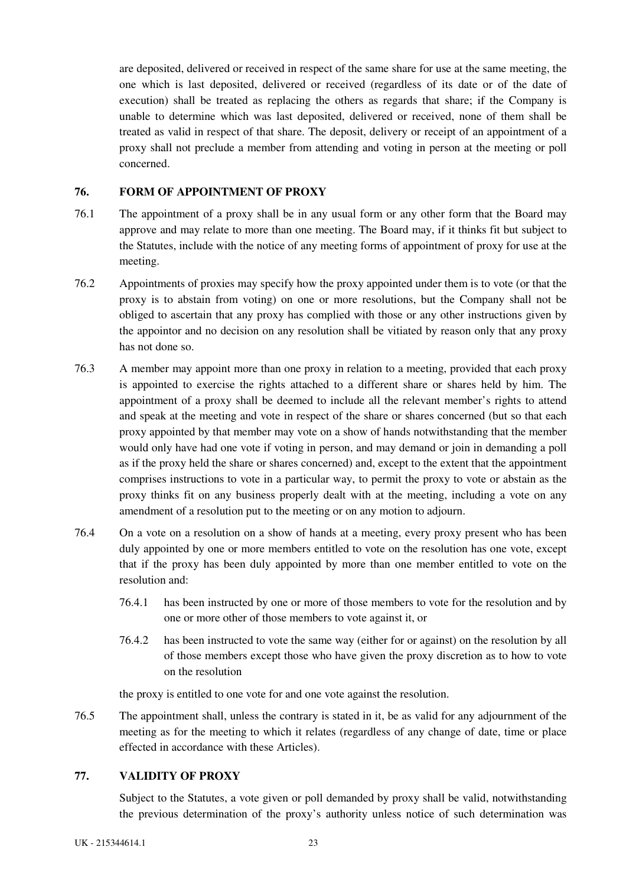are deposited, delivered or received in respect of the same share for use at the same meeting, the one which is last deposited, delivered or received (regardless of its date or of the date of execution) shall be treated as replacing the others as regards that share; if the Company is unable to determine which was last deposited, delivered or received, none of them shall be treated as valid in respect of that share. The deposit, delivery or receipt of an appointment of a proxy shall not preclude a member from attending and voting in person at the meeting or poll concerned.

## 76. FORM OF APPOINTMENT OF PROXY

76.1 The appointment of a proxy shall be in any usual form or any other form that the Board may approve and may relate to more than one meeting. The Board may, if it thinks fit but subject to the Statutes, include with the notice of any meeting forms of appointment of proxy for use at the meeting.

76.2 Appointments of proxies may specify how the proxy appointed under them is to vote (or that the proxy is to abstain from voting) on one or more resolutions, but the Company shall not be obliged to ascertain that any proxy has complied with those or any other instructions given by the appointor and no decision on any resolution shall be vitiated by reason only that any proxy has not done so.

76.3 A member may appoint more than one proxy in relation to a meeting, provided that each proxy is appointed to exercise the rights attached to a different share or shares held by him. The appointment of a proxy shall be deemed to include all the relevant member's rights to attend and speak at the meeting and vote in respect of the share or shares concerned (but so that each proxy appointed by that member may vote on a show of hands notwithstanding that the member would only have had one vote if voting in person, and may demand or join in demanding a poll as if the proxy held the share or shares concerned) and, except to the extent that the appointment comprises instructions to vote in a particular way, to permit the proxy to vote or abstain as the proxy thinks fit on any business properly dealt with at the meeting, including a vote on any amendment of a resolution put to the meeting or on any motion to adjourn.

76.4 On a vote on a resolution on a show of hands at a meeting, every proxy present who has been duly appointed by one or more members entitled to vote on the resolution has one vote, except that if the proxy has been duly appointed by more than one member entitled to vote on the resolution and:

76.4.1 has been instructed by one or more of those members to vote for the resolution and by one or more other of those members to vote against it, or

76.4.2 has been instructed to vote the same way (either for or against) on the resolution by all of those members except those who have given the proxy discretion as to how to vote on the resolution

the proxy is entitled to one vote for and one vote against the resolution.

76.5 The appointment shall, unless the contrary is stated in it, be as valid for any adjournment of the meeting as for the meeting to which it relates (regardless of any change of date, time or place effected in accordance with these Articles).

## 77. VALIDITY OF PROXY

Subject to the Statutes, a vote given or poll demanded by proxy shall be valid, notwithstanding the previous determination of the proxy's authority unless notice of such determination was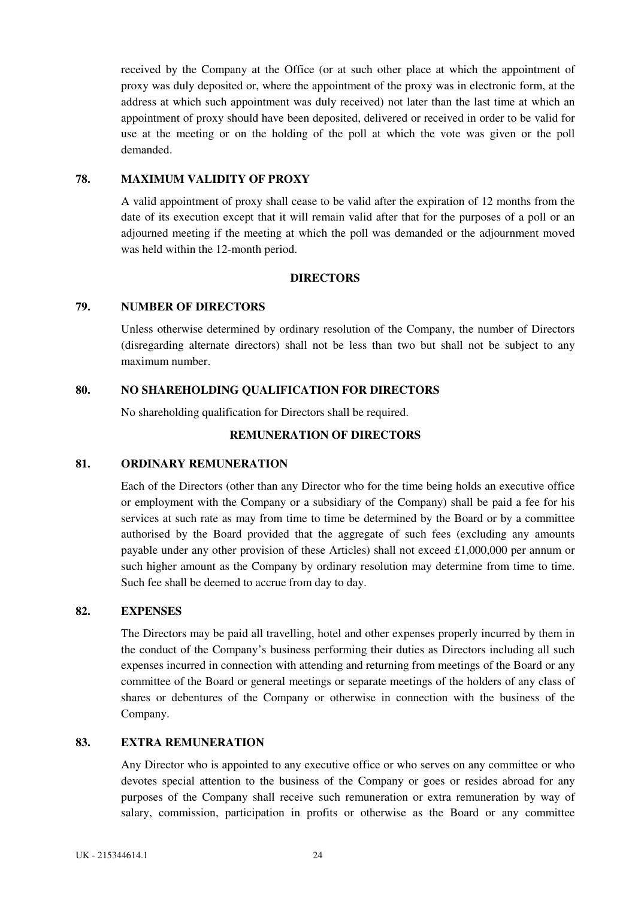received by the Company at the Office (or at such other place at which the appointment of proxy was duly deposited or, where the appointment of the proxy was in electronic form, at the address at which such appointment was duly received) not later than the last time at which an appointment of proxy should have been deposited, delivered or received in order to be valid for use at the meeting or on the holding of the poll at which the vote was given or the poll demanded.

### 78. MAXIMUM VALIDITY OF PROXY

A valid appointment of proxy shall cease to be valid after the expiration of 12 months from the date of its execution except that it will remain valid after that for the purposes of a poll or an adjourned meeting if the meeting at which the poll was demanded or the adjournment moved was held within the 12-month period.

## DIRECTORS

### 79. NUMBER OF DIRECTORS

Unless otherwise determined by ordinary resolution of the Company, the number of Directors (disregarding alternate directors) shall not be less than two but shall not be subject to any maximum number.

### 80. NO SHAREHOLDING QUALIFICATION FOR DIRECTORS

No shareholding qualification for Directors shall be required.

## REMUNERATION OF DIRECTORS

### 81. ORDINARY REMUNERATION

Each of the Directors (other than any Director who for the time being holds an executive office or employment with the Company or a subsidiary of the Company) shall be paid a fee for his services at such rate as may from time to time be determined by the Board or by a committee authorised by the Board provided that the aggregate of such fees (excluding any amounts payable under any other provision of these Articles) shall not exceed £1,000,000 per annum or such higher amount as the Company by ordinary resolution may determine from time to time. Such fee shall be deemed to accrue from day to day.

### 82. EXPENSES

The Directors may be paid all travelling, hotel and other expenses properly incurred by them in the conduct of the Company's business performing their duties as Directors including all such expenses incurred in connection with attending and returning from meetings of the Board or any committee of the Board or general meetings or separate meetings of the holders of any class of shares or debentures of the Company or otherwise in connection with the business of the Company.

### 83. EXTRA REMUNERATION

Any Director who is appointed to any executive office or who serves on any committee or who devotes special attention to the business of the Company or goes or resides abroad for any purposes of the Company shall receive such remuneration or extra remuneration by way of salary, commission, participation in profits or otherwise as the Board or any committee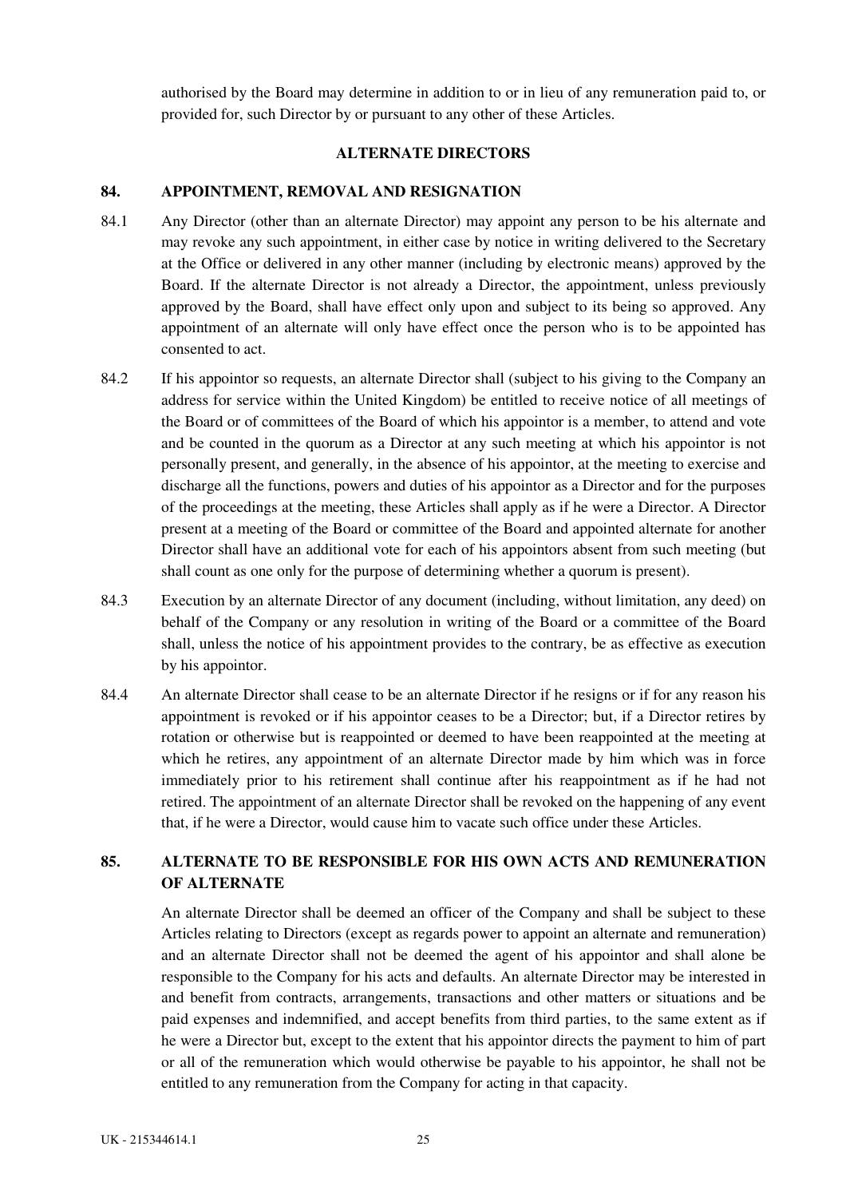authorised by the Board may determine in addition to or in lieu of any remuneration paid to, or provided for, such Director by or pursuant to any other of these Articles.

## ALTERNATE DIRECTORS

### 84. APPOINTMENT, REMOVAL AND RESIGNATION

84.1 Any Director (other than an alternate Director) may appoint any person to be his alternate and may revoke any such appointment, in either case by notice in writing delivered to the Secretary at the Office or delivered in any other manner (including by electronic means) approved by the Board. If the alternate Director is not already a Director, the appointment, unless previously approved by the Board, shall have effect only upon and subject to its being so approved. Any appointment of an alternate will only have effect once the person who is to be appointed has consented to act.

84.2 If his appointor so requests, an alternate Director shall (subject to his giving to the Company an address for service within the United Kingdom) be entitled to receive notice of all meetings of the Board or of committees of the Board of which his appointor is a member, to attend and vote and be counted in the quorum as a Director at any such meeting at which his appointor is not personally present, and generally, in the absence of his appointor, at the meeting to exercise and discharge all the functions, powers and duties of his appointor as a Director and for the purposes of the proceedings at the meeting, these Articles shall apply as if he were a Director. A Director present at a meeting of the Board or committee of the Board and appointed alternate for another Director shall have an additional vote for each of his appointors absent from such meeting (but shall count as one only for the purpose of determining whether a quorum is present).

84.3 Execution by an alternate Director of any document (including, without limitation, any deed) on behalf of the Company or any resolution in writing of the Board or a committee of the Board shall, unless the notice of his appointment provides to the contrary, be as effective as execution by his appointor.

84.4 An alternate Director shall cease to be an alternate Director if he resigns or if for any reason his appointment is revoked or if his appointor ceases to be a Director; but, if a Director retires by rotation or otherwise but is reappointed or deemed to have been reappointed at the meeting at which he retires, any appointment of an alternate Director made by him which was in force immediately prior to his retirement shall continue after his reappointment as if he had not retired. The appointment of an alternate Director shall be revoked on the happening of any event that, if he were a Director, would cause him to vacate such office under these Articles.

### 85. ALTERNATE TO BE RESPONSIBLE FOR HIS OWN ACTS AND REMUNERATION OF ALTERNATE

An alternate Director shall be deemed an officer of the Company and shall be subject to these Articles relating to Directors (except as regards power to appoint an alternate and remuneration) and an alternate Director shall not be deemed the agent of his appointor and shall alone be responsible to the Company for his acts and defaults. An alternate Director may be interested in and benefit from contracts, arrangements, transactions and other matters or situations and be paid expenses and indemnified, and accept benefits from third parties, to the same extent as if he were a Director but, except to the extent that his appointor directs the payment to him of part or all of the remuneration which would otherwise be payable to his appointor, he shall not be entitled to any remuneration from the Company for acting in that capacity.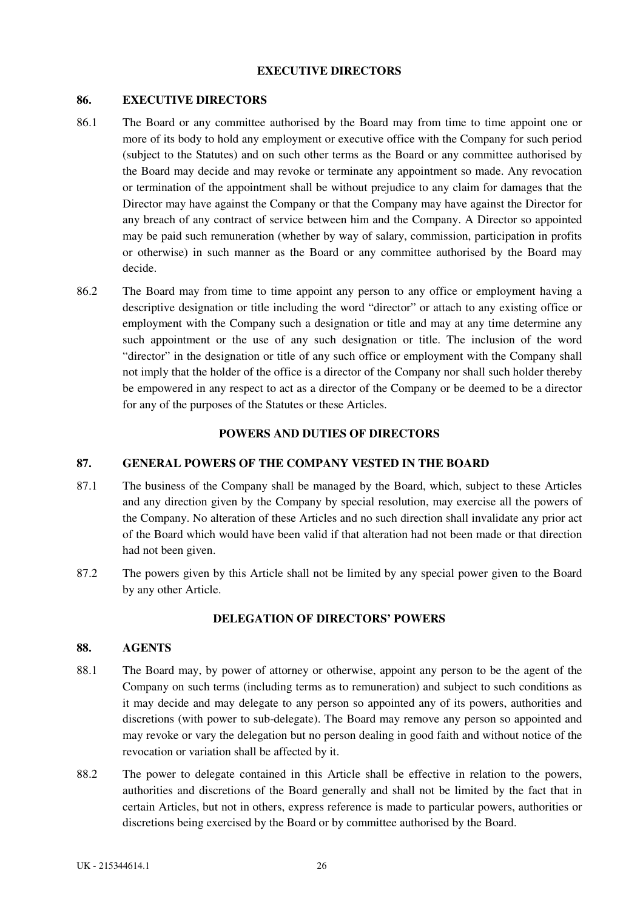## EXECUTIVE DIRECTORS

### 86. EXECUTIVE DIRECTORS

86.1 The Board or any committee authorised by the Board may from time to time appoint one or more of its body to hold any employment or executive office with the Company for such period (subject to the Statutes) and on such other terms as the Board or any committee authorised by the Board may decide and may revoke or terminate any appointment so made. Any revocation or termination of the appointment shall be without prejudice to any claim for damages that the Director may have against the Company or that the Company may have against the Director for any breach of any contract of service between him and the Company. A Director so appointed may be paid such remuneration (whether by way of salary, commission, participation in profits or otherwise) in such manner as the Board or any committee authorised by the Board may decide.

86.2 The Board may from time to time appoint any person to any office or employment having a descriptive designation or title including the word "director" or attach to any existing office or employment with the Company such a designation or title and may at any time determine any such appointment or the use of any such designation or title. The inclusion of the word "director" in the designation or title of any such office or employment with the Company shall not imply that the holder of the office is a director of the Company nor shall such holder thereby be empowered in any respect to act as a director of the Company or be deemed to be a director for any of the purposes of the Statutes or these Articles.

## POWERS AND DUTIES OF DIRECTORS

### 87. GENERAL POWERS OF THE COMPANY VESTED IN THE BOARD

87.1 The business of the Company shall be managed by the Board, which, subject to these Articles and any direction given by the Company by special resolution, may exercise all the powers of the Company. No alteration of these Articles and no such direction shall invalidate any prior act of the Board which would have been valid if that alteration had not been made or that direction had not been given.

87.2 The powers given by this Article shall not be limited by any special power given to the Board by any other Article.

## DELEGATION OF DIRECTORS' POWERS

### 88. AGENTS

88.1 The Board may, by power of attorney or otherwise, appoint any person to be the agent of the Company on such terms (including terms as to remuneration) and subject to such conditions as it may decide and may delegate to any person so appointed any of its powers, authorities and discretions (with power to sub-delegate). The Board may remove any person so appointed and may revoke or vary the delegation but no person dealing in good faith and without notice of the revocation or variation shall be affected by it.

88.2 The power to delegate contained in this Article shall be effective in relation to the powers, authorities and discretions of the Board generally and shall not be limited by the fact that in certain Articles, but not in others, express reference is made to particular powers, authorities or discretions being exercised by the Board or by committee authorised by the Board.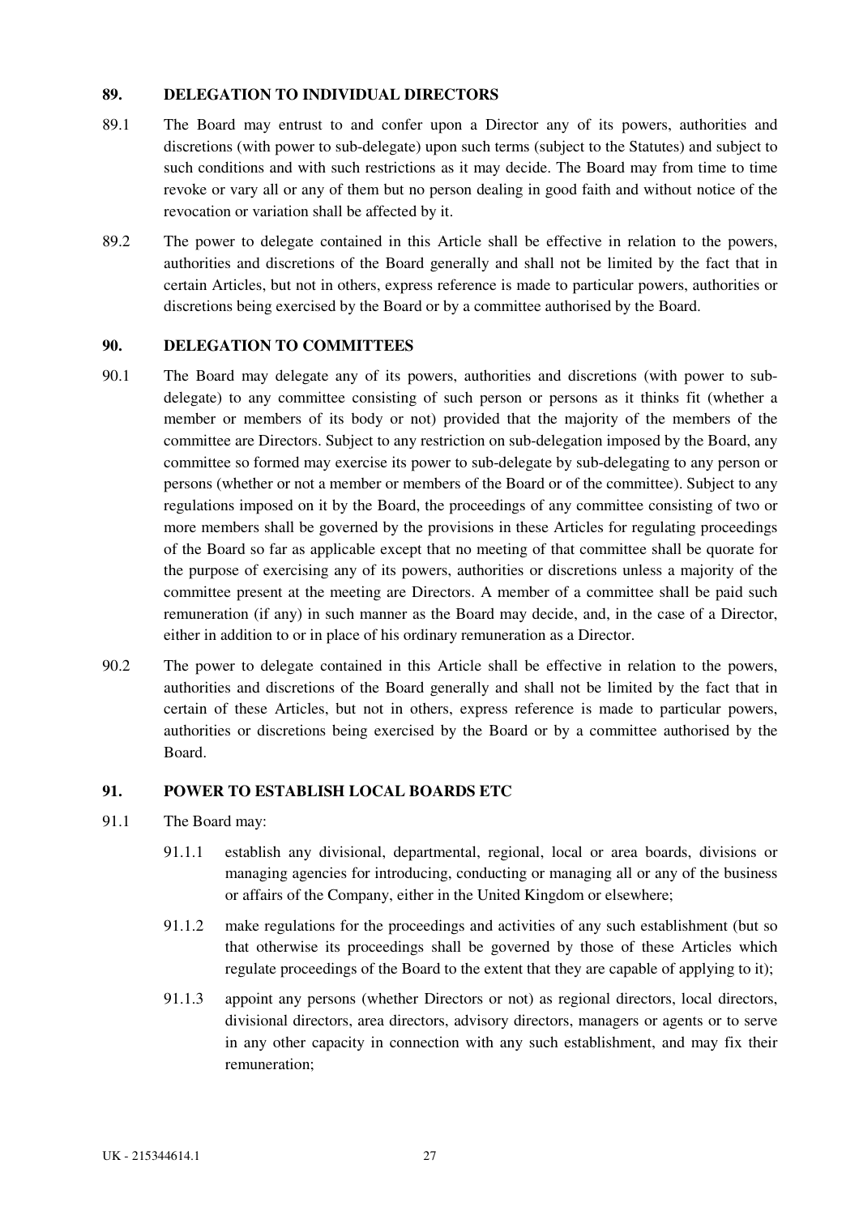## 89. DELEGATION TO INDIVIDUAL DIRECTORS

89.1 The Board may entrust to and confer upon a Director any of its powers, authorities and discretions (with power to sub-delegate) upon such terms (subject to the Statutes) and subject to such conditions and with such restrictions as it may decide. The Board may from time to time revoke or vary all or any of them but no person dealing in good faith and without notice of the revocation or variation shall be affected by it.

89.2 The power to delegate contained in this Article shall be effective in relation to the powers, authorities and discretions of the Board generally and shall not be limited by the fact that in certain Articles, but not in others, express reference is made to particular powers, authorities or discretions being exercised by the Board or by a committee authorised by the Board.

## 90. DELEGATION TO COMMITTEES

90.1 The Board may delegate any of its powers, authorities and discretions (with power to sub-delegate) to any committee consisting of such person or persons as it thinks fit (whether a member or members of its body or not) provided that the majority of the members of the committee are Directors. Subject to any restriction on sub-delegation imposed by the Board, any committee so formed may exercise its power to sub-delegate by sub-delegating to any person or persons (whether or not a member or members of the Board or of the committee). Subject to any regulations imposed on it by the Board, the proceedings of any committee consisting of two or more members shall be governed by the provisions in these Articles for regulating proceedings of the Board so far as applicable except that no meeting of that committee shall be quorate for the purpose of exercising any of its powers, authorities or discretions unless a majority of the committee present at the meeting are Directors. A member of a committee shall be paid such remuneration (if any) in such manner as the Board may decide, and, in the case of a Director, either in addition to or in place of his ordinary remuneration as a Director.

90.2 The power to delegate contained in this Article shall be effective in relation to the powers, authorities and discretions of the Board generally and shall not be limited by the fact that in certain of these Articles, but not in others, express reference is made to particular powers, authorities or discretions being exercised by the Board or by a committee authorised by the Board.

## 91. POWER TO ESTABLISH LOCAL BOARDS ETC

91.1 The Board may:

91.1.1 establish any divisional, departmental, regional, local or area boards, divisions or managing agencies for introducing, conducting or managing all or any of the business or affairs of the Company, either in the United Kingdom or elsewhere;

91.1.2 make regulations for the proceedings and activities of any such establishment (but so that otherwise its proceedings shall be governed by those of these Articles which regulate proceedings of the Board to the extent that they are capable of applying to it);

91.1.3 appoint any persons (whether Directors or not) as regional directors, local directors, divisional directors, area directors, advisory directors, managers or agents or to serve in any other capacity in connection with any such establishment, and may fix their remuneration;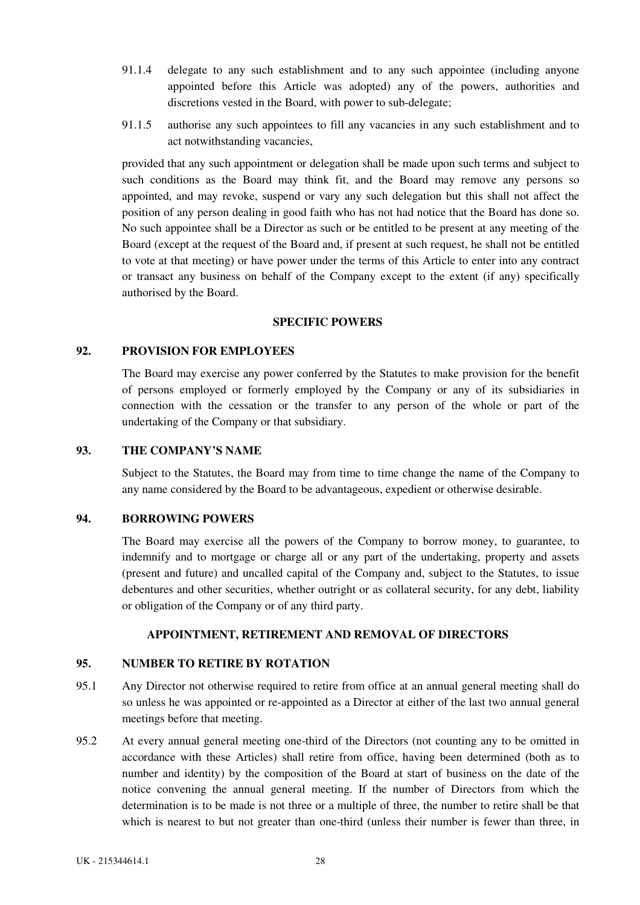91.1.4 delegate to any such establishment and to any such appointee (including anyone appointed before this Article was adopted) any of the powers, authorities and discretions vested in the Board, with power to sub-delegate;

91.1.5 authorise any such appointees to fill any vacancies in any such establishment and to act notwithstanding vacancies,

provided that any such appointment or delegation shall be made upon such terms and subject to such conditions as the Board may think fit, and the Board may remove any persons so appointed, and may revoke, suspend or vary any such delegation but this shall not affect the position of any person dealing in good faith who has not had notice that the Board has done so. No such appointee shall be a Director as such or be entitled to be present at any meeting of the Board (except at the request of the Board and, if present at such request, he shall not be entitled to vote at that meeting) or have power under the terms of this Article to enter into any contract or transact any business on behalf of the Company except to the extent (if any) specifically authorised by the Board.

## SPECIFIC POWERS

### 92. PROVISION FOR EMPLOYEES

The Board may exercise any power conferred by the Statutes to make provision for the benefit of persons employed or formerly employed by the Company or any of its subsidiaries in connection with the cessation or the transfer to any person of the whole or part of the undertaking of the Company or that subsidiary.

### 93. THE COMPANY'S NAME

Subject to the Statutes, the Board may from time to time change the name of the Company to any name considered by the Board to be advantageous, expedient or otherwise desirable.

### 94. BORROWING POWERS

The Board may exercise all the powers of the Company to borrow money, to guarantee, to indemnify and to mortgage or charge all or any part of the undertaking, property and assets (present and future) and uncalled capital of the Company and, subject to the Statutes, to issue debentures and other securities, whether outright or as collateral security, for any debt, liability or obligation of the Company or of any third party.

## APPOINTMENT, RETIREMENT AND REMOVAL OF DIRECTORS

### 95. NUMBER TO RETIRE BY ROTATION

95.1 Any Director not otherwise required to retire from office at an annual general meeting shall do so unless he was appointed or re-appointed as a Director at either of the last two annual general meetings before that meeting.

95.2 At every annual general meeting one-third of the Directors (not counting any to be omitted in accordance with these Articles) shall retire from office, having been determined (both as to number and identity) by the composition of the Board at start of business on the date of the notice convening the annual general meeting. If the number of Directors from which the determination is to be made is not three or a multiple of three, the number to retire shall be that which is nearest to but not greater than one-third (unless their number is fewer than three, in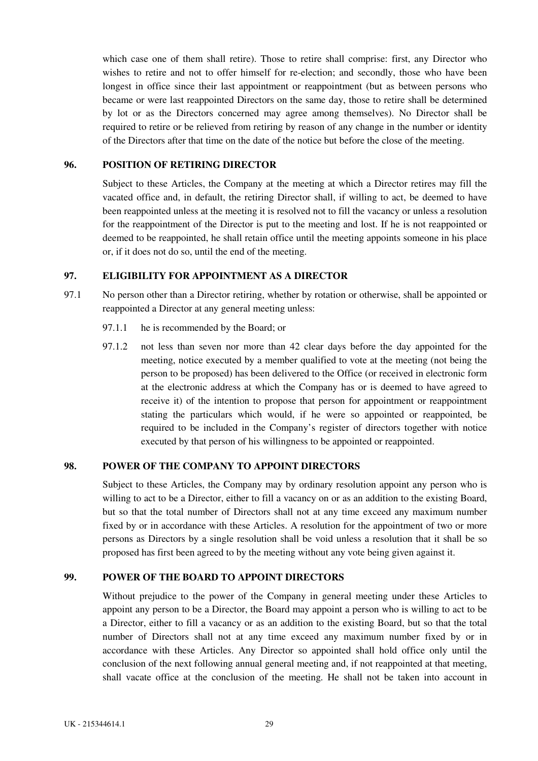which case one of them shall retire). Those to retire shall comprise: first, any Director who wishes to retire and not to offer himself for re-election; and secondly, those who have been longest in office since their last appointment or reappointment (but as between persons who became or were last reappointed Directors on the same day, those to retire shall be determined by lot or as the Directors concerned may agree among themselves). No Director shall be required to retire or be relieved from retiring by reason of any change in the number or identity of the Directors after that time on the date of the notice but before the close of the meeting.

## 96. POSITION OF RETIRING DIRECTOR

Subject to these Articles, the Company at the meeting at which a Director retires may fill the vacated office and, in default, the retiring Director shall, if willing to act, be deemed to have been reappointed unless at the meeting it is resolved not to fill the vacancy or unless a resolution for the reappointment of the Director is put to the meeting and lost. If he is not reappointed or deemed to be reappointed, he shall retain office until the meeting appoints someone in his place or, if it does not do so, until the end of the meeting.

## 97. ELIGIBILITY FOR APPOINTMENT AS A DIRECTOR

97.1 No person other than a Director retiring, whether by rotation or otherwise, shall be appointed or reappointed a Director at any general meeting unless:

97.1.1 he is recommended by the Board; or

97.1.2 not less than seven nor more than 42 clear days before the day appointed for the meeting, notice executed by a member qualified to vote at the meeting (not being the person to be proposed) has been delivered to the Office (or received in electronic form at the electronic address at which the Company has or is deemed to have agreed to receive it) of the intention to propose that person for appointment or reappointment stating the particulars which would, if he were so appointed or reappointed, be required to be included in the Company's register of directors together with notice executed by that person of his willingness to be appointed or reappointed.

## 98. POWER OF THE COMPANY TO APPOINT DIRECTORS

Subject to these Articles, the Company may by ordinary resolution appoint any person who is willing to act to be a Director, either to fill a vacancy on or as an addition to the existing Board, but so that the total number of Directors shall not at any time exceed any maximum number fixed by or in accordance with these Articles. A resolution for the appointment of two or more persons as Directors by a single resolution shall be void unless a resolution that it shall be so proposed has first been agreed to by the meeting without any vote being given against it.

## 99. POWER OF THE BOARD TO APPOINT DIRECTORS

Without prejudice to the power of the Company in general meeting under these Articles to appoint any person to be a Director, the Board may appoint a person who is willing to act to be a Director, either to fill a vacancy or as an addition to the existing Board, but so that the total number of Directors shall not at any time exceed any maximum number fixed by or in accordance with these Articles. Any Director so appointed shall hold office only until the conclusion of the next following annual general meeting and, if not reappointed at that meeting, shall vacate office at the conclusion of the meeting. He shall not be taken into account in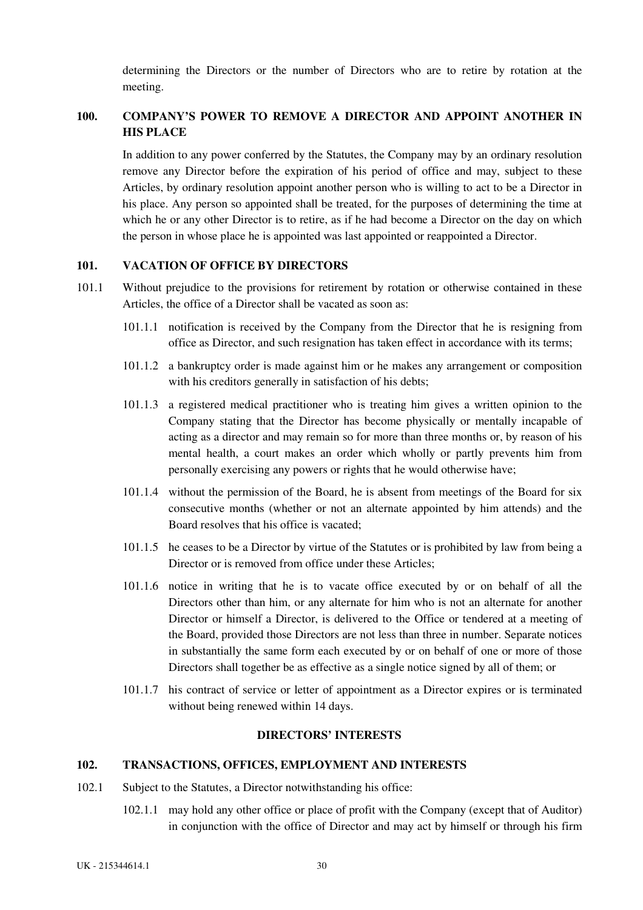determining the Directors or the number of Directors who are to retire by rotation at the meeting.

## 100. COMPANY'S POWER TO REMOVE A DIRECTOR AND APPOINT ANOTHER IN HIS PLACE

In addition to any power conferred by the Statutes, the Company may by an ordinary resolution remove any Director before the expiration of his period of office and may, subject to these Articles, by ordinary resolution appoint another person who is willing to act to be a Director in his place. Any person so appointed shall be treated, for the purposes of determining the time at which he or any other Director is to retire, as if he had become a Director on the day on which the person in whose place he is appointed was last appointed or reappointed a Director.

## 101. VACATION OF OFFICE BY DIRECTORS

101.1 Without prejudice to the provisions for retirement by rotation or otherwise contained in these Articles, the office of a Director shall be vacated as soon as:

101.1.1 notification is received by the Company from the Director that he is resigning from office as Director, and such resignation has taken effect in accordance with its terms;

101.1.2 a bankruptcy order is made against him or he makes any arrangement or composition with his creditors generally in satisfaction of his debts;

101.1.3 a registered medical practitioner who is treating him gives a written opinion to the Company stating that the Director has become physically or mentally incapable of acting as a director and may remain so for more than three months or, by reason of his mental health, a court makes an order which wholly or partly prevents him from personally exercising any powers or rights that he would otherwise have;

101.1.4 without the permission of the Board, he is absent from meetings of the Board for six consecutive months (whether or not an alternate appointed by him attends) and the Board resolves that his office is vacated;

101.1.5 he ceases to be a Director by virtue of the Statutes or is prohibited by law from being a Director or is removed from office under these Articles;

101.1.6 notice in writing that he is to vacate office executed by or on behalf of all the Directors other than him, or any alternate for him who is not an alternate for another Director or himself a Director, is delivered to the Office or tendered at a meeting of the Board, provided those Directors are not less than three in number. Separate notices in substantially the same form each executed by or on behalf of one or more of those Directors shall together be as effective as a single notice signed by all of them; or

101.1.7 his contract of service or letter of appointment as a Director expires or is terminated without being renewed within 14 days.

## DIRECTORS' INTERESTS

## 102. TRANSACTIONS, OFFICES, EMPLOYMENT AND INTERESTS

102.1 Subject to the Statutes, a Director notwithstanding his office:

102.1.1 may hold any other office or place of profit with the Company (except that of Auditor) in conjunction with the office of Director and may act by himself or through his firm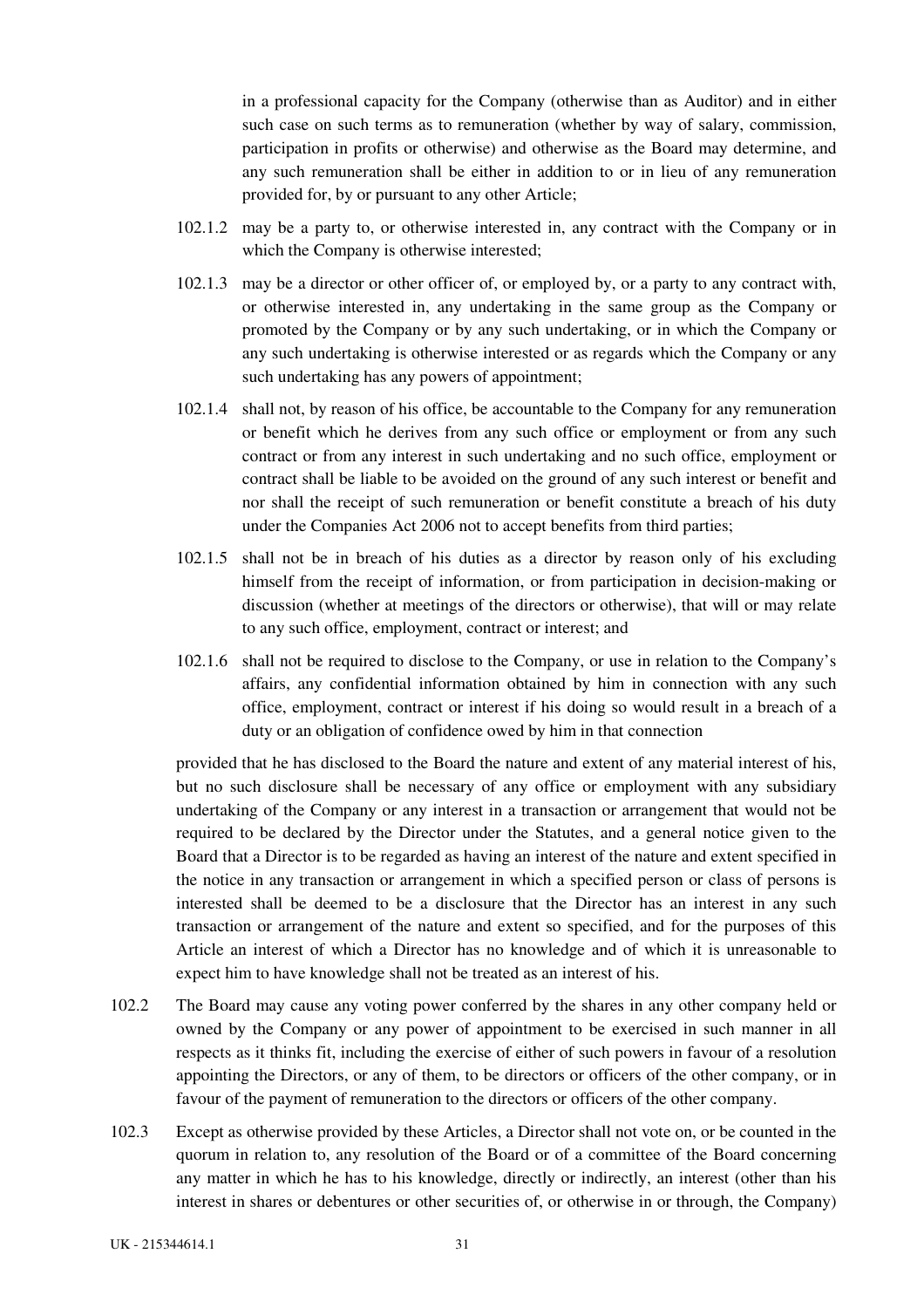in a professional capacity for the Company (otherwise than as Auditor) and in either such case on such terms as to remuneration (whether by way of salary, commission, participation in profits or otherwise) and otherwise as the Board may determine, and any such remuneration shall be either in addition to or in lieu of any remuneration provided for, by or pursuant to any other Article;

102.1.2 may be a party to, or otherwise interested in, any contract with the Company or in which the Company is otherwise interested;

102.1.3 may be a director or other officer of, or employed by, or a party to any contract with, or otherwise interested in, any undertaking in the same group as the Company or promoted by the Company or by any such undertaking, or in which the Company or any such undertaking is otherwise interested or as regards which the Company or any such undertaking has any powers of appointment;

102.1.4 shall not, by reason of his office, be accountable to the Company for any remuneration or benefit which he derives from any such office or employment or from any such contract or from any interest in such undertaking and no such office, employment or contract shall be liable to be avoided on the ground of any such interest or benefit and nor shall the receipt of such remuneration or benefit constitute a breach of his duty under the Companies Act 2006 not to accept benefits from third parties;

102.1.5 shall not be in breach of his duties as a director by reason only of his excluding himself from the receipt of information, or from participation in decision-making or discussion (whether at meetings of the directors or otherwise), that will or may relate to any such office, employment, contract or interest; and

102.1.6 shall not be required to disclose to the Company, or use in relation to the Company's affairs, any confidential information obtained by him in connection with any such office, employment, contract or interest if his doing so would result in a breach of a duty or an obligation of confidence owed by him in that connection

provided that he has disclosed to the Board the nature and extent of any material interest of his, but no such disclosure shall be necessary of any office or employment with any subsidiary undertaking of the Company or any interest in a transaction or arrangement that would not be required to be declared by the Director under the Statutes, and a general notice given to the Board that a Director is to be regarded as having an interest of the nature and extent specified in the notice in any transaction or arrangement in which a specified person or class of persons is interested shall be deemed to be a disclosure that the Director has an interest in any such transaction or arrangement of the nature and extent so specified, and for the purposes of this Article an interest of which a Director has no knowledge and of which it is unreasonable to expect him to have knowledge shall not be treated as an interest of his.

102.2 The Board may cause any voting power conferred by the shares in any other company held or owned by the Company or any power of appointment to be exercised in such manner in all respects as it thinks fit, including the exercise of either of such powers in favour of a resolution appointing the Directors, or any of them, to be directors or officers of the other company, or in favour of the payment of remuneration to the directors or officers of the other company.

102.3 Except as otherwise provided by these Articles, a Director shall not vote on, or be counted in the quorum in relation to, any resolution of the Board or of a committee of the Board concerning any matter in which he has to his knowledge, directly or indirectly, an interest (other than his interest in shares or debentures or other securities of, or otherwise in or through, the Company)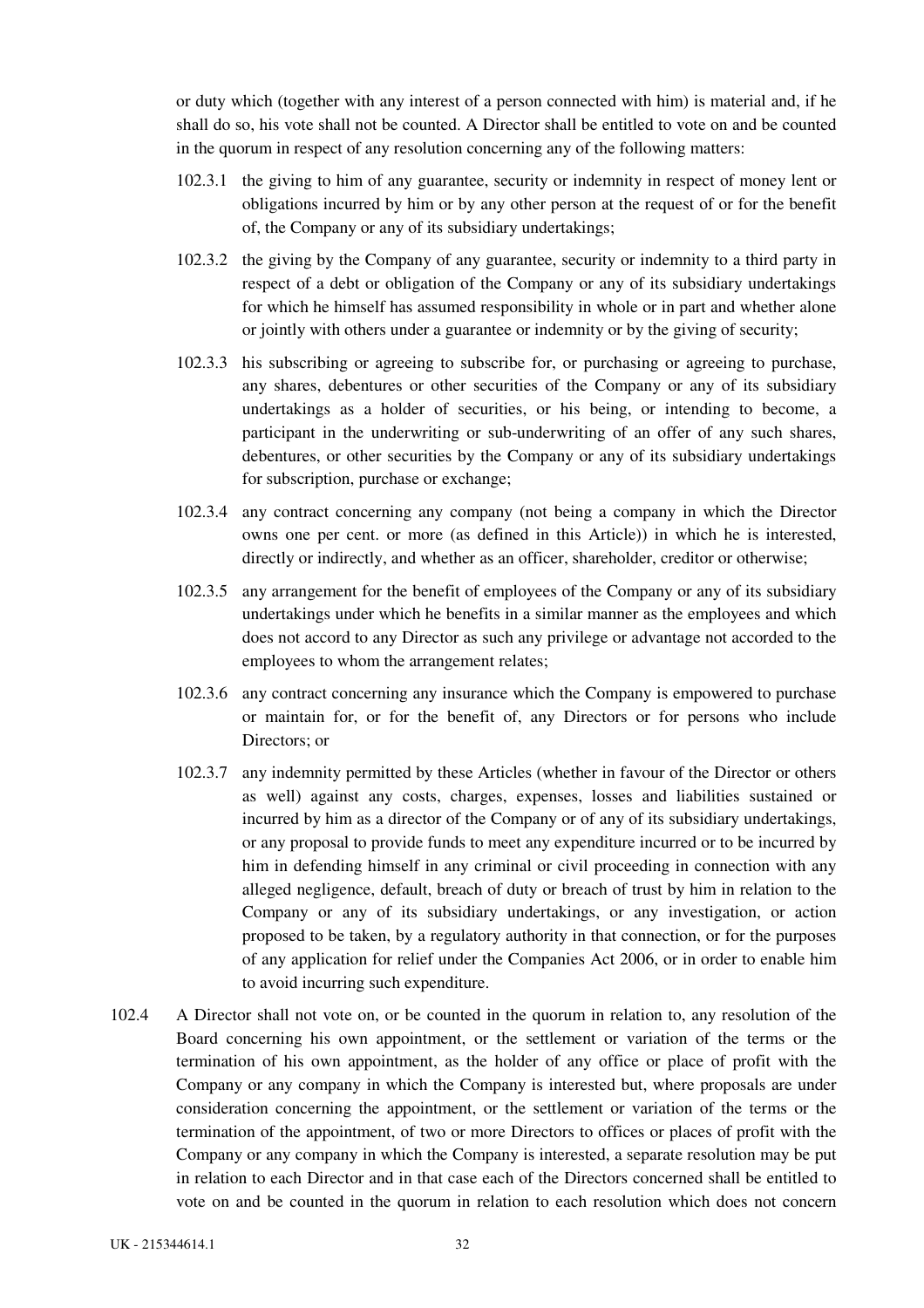or duty which (together with any interest of a person connected with him) is material and, if he shall do so, his vote shall not be counted. A Director shall be entitled to vote on and be counted in the quorum in respect of any resolution concerning any of the following matters:

102.3.1 the giving to him of any guarantee, security or indemnity in respect of money lent or obligations incurred by him or by any other person at the request of or for the benefit of, the Company or any of its subsidiary undertakings;

102.3.2 the giving by the Company of any guarantee, security or indemnity to a third party in respect of a debt or obligation of the Company or any of its subsidiary undertakings for which he himself has assumed responsibility in whole or in part and whether alone or jointly with others under a guarantee or indemnity or by the giving of security;

102.3.3 his subscribing or agreeing to subscribe for, or purchasing or agreeing to purchase, any shares, debentures or other securities of the Company or any of its subsidiary undertakings as a holder of securities, or his being, or intending to become, a participant in the underwriting or sub-underwriting of an offer of any such shares, debentures, or other securities by the Company or any of its subsidiary undertakings for subscription, purchase or exchange;

102.3.4 any contract concerning any company (not being a company in which the Director owns one per cent. or more (as defined in this Article)) in which he is interested, directly or indirectly, and whether as an officer, shareholder, creditor or otherwise;

102.3.5 any arrangement for the benefit of employees of the Company or any of its subsidiary undertakings under which he benefits in a similar manner as the employees and which does not accord to any Director as such any privilege or advantage not accorded to the employees to whom the arrangement relates;

102.3.6 any contract concerning any insurance which the Company is empowered to purchase or maintain for, or for the benefit of, any Directors or for persons who include Directors; or

102.3.7 any indemnity permitted by these Articles (whether in favour of the Director or others as well) against any costs, charges, expenses, losses and liabilities sustained or incurred by him as a director of the Company or of any of its subsidiary undertakings, or any proposal to provide funds to meet any expenditure incurred or to be incurred by him in defending himself in any criminal or civil proceeding in connection with any alleged negligence, default, breach of duty or breach of trust by him in relation to the Company or any of its subsidiary undertakings, or any investigation, or action proposed to be taken, by a regulatory authority in that connection, or for the purposes of any application for relief under the Companies Act 2006, or in order to enable him to avoid incurring such expenditure.

102.4 A Director shall not vote on, or be counted in the quorum in relation to, any resolution of the Board concerning his own appointment, or the settlement or variation of the terms or the termination of his own appointment, as the holder of any office or place of profit with the Company or any company in which the Company is interested but, where proposals are under consideration concerning the appointment, or the settlement or variation of the terms or the termination of the appointment, of two or more Directors to offices or places of profit with the Company or any company in which the Company is interested, a separate resolution may be put in relation to each Director and in that case each of the Directors concerned shall be entitled to vote on and be counted in the quorum in relation to each resolution which does not concern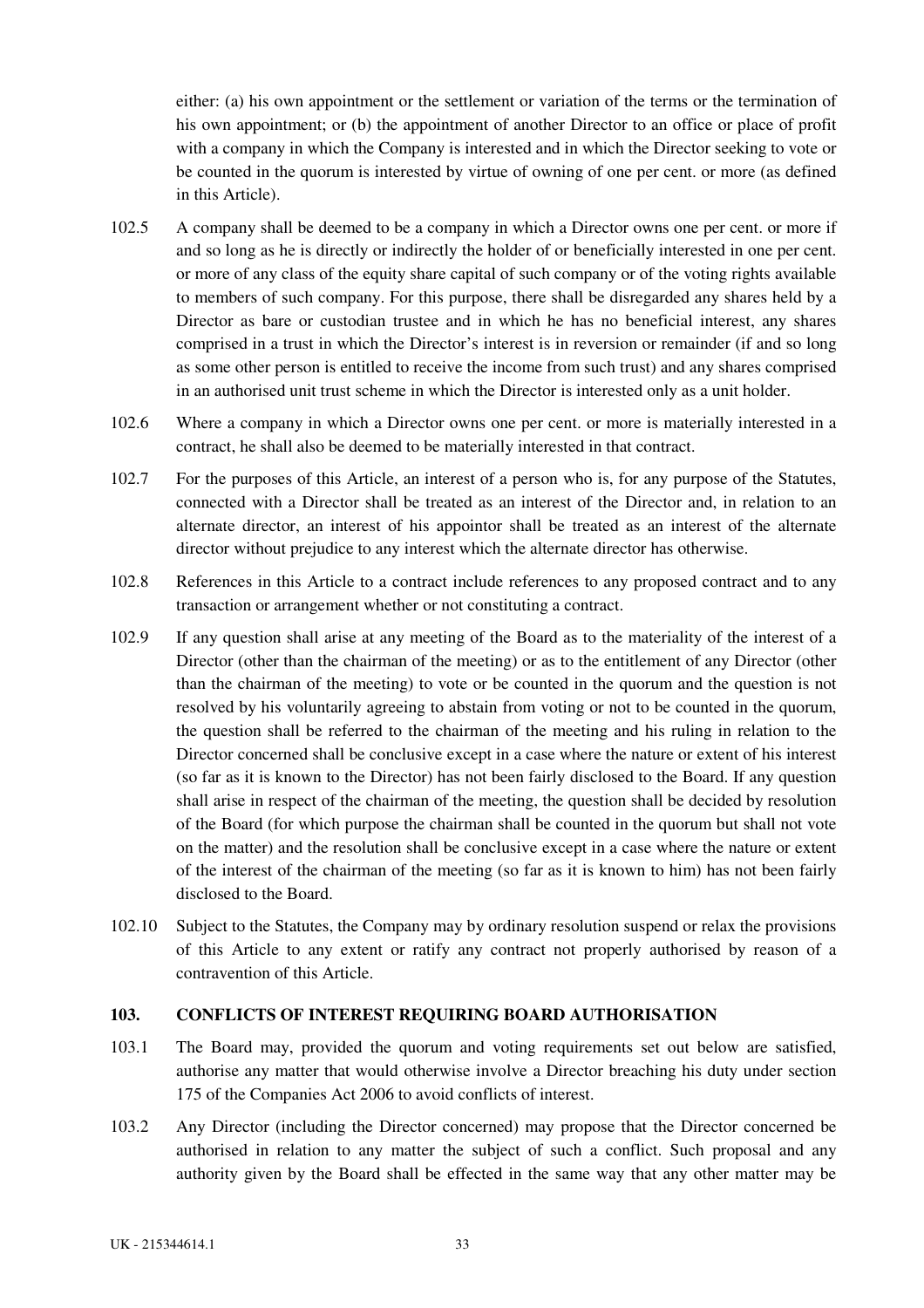either: (a) his own appointment or the settlement or variation of the terms or the termination of his own appointment; or (b) the appointment of another Director to an office or place of profit with a company in which the Company is interested and in which the Director seeking to vote or be counted in the quorum is interested by virtue of owning of one per cent. or more (as defined in this Article).

102.5 A company shall be deemed to be a company in which a Director owns one per cent. or more if and so long as he is directly or indirectly the holder of or beneficially interested in one per cent. or more of any class of the equity share capital of such company or of the voting rights available to members of such company. For this purpose, there shall be disregarded any shares held by a Director as bare or custodian trustee and in which he has no beneficial interest, any shares comprised in a trust in which the Director's interest is in reversion or remainder (if and so long as some other person is entitled to receive the income from such trust) and any shares comprised in an authorised unit trust scheme in which the Director is interested only as a unit holder.

102.6 Where a company in which a Director owns one per cent. or more is materially interested in a contract, he shall also be deemed to be materially interested in that contract.

102.7 For the purposes of this Article, an interest of a person who is, for any purpose of the Statutes, connected with a Director shall be treated as an interest of the Director and, in relation to an alternate director, an interest of his appointor shall be treated as an interest of the alternate director without prejudice to any interest which the alternate director has otherwise.

102.8 References in this Article to a contract include references to any proposed contract and to any transaction or arrangement whether or not constituting a contract.

102.9 If any question shall arise at any meeting of the Board as to the materiality of the interest of a Director (other than the chairman of the meeting) or as to the entitlement of any Director (other than the chairman of the meeting) to vote or be counted in the quorum and the question is not resolved by his voluntarily agreeing to abstain from voting or not to be counted in the quorum, the question shall be referred to the chairman of the meeting and his ruling in relation to the Director concerned shall be conclusive except in a case where the nature or extent of his interest (so far as it is known to the Director) has not been fairly disclosed to the Board. If any question shall arise in respect of the chairman of the meeting, the question shall be decided by resolution of the Board (for which purpose the chairman shall be counted in the quorum but shall not vote on the matter) and the resolution shall be conclusive except in a case where the nature or extent of the interest of the chairman of the meeting (so far as it is known to him) has not been fairly disclosed to the Board.

102.10 Subject to the Statutes, the Company may by ordinary resolution suspend or relax the provisions of this Article to any extent or ratify any contract not properly authorised by reason of a contravention of this Article.

### 103. CONFLICTS OF INTEREST REQUIRING BOARD AUTHORISATION

103.1 The Board may, provided the quorum and voting requirements set out below are satisfied, authorise any matter that would otherwise involve a Director breaching his duty under section 175 of the Companies Act 2006 to avoid conflicts of interest.

103.2 Any Director (including the Director concerned) may propose that the Director concerned be authorised in relation to any matter the subject of such a conflict. Such proposal and any authority given by the Board shall be effected in the same way that any other matter may be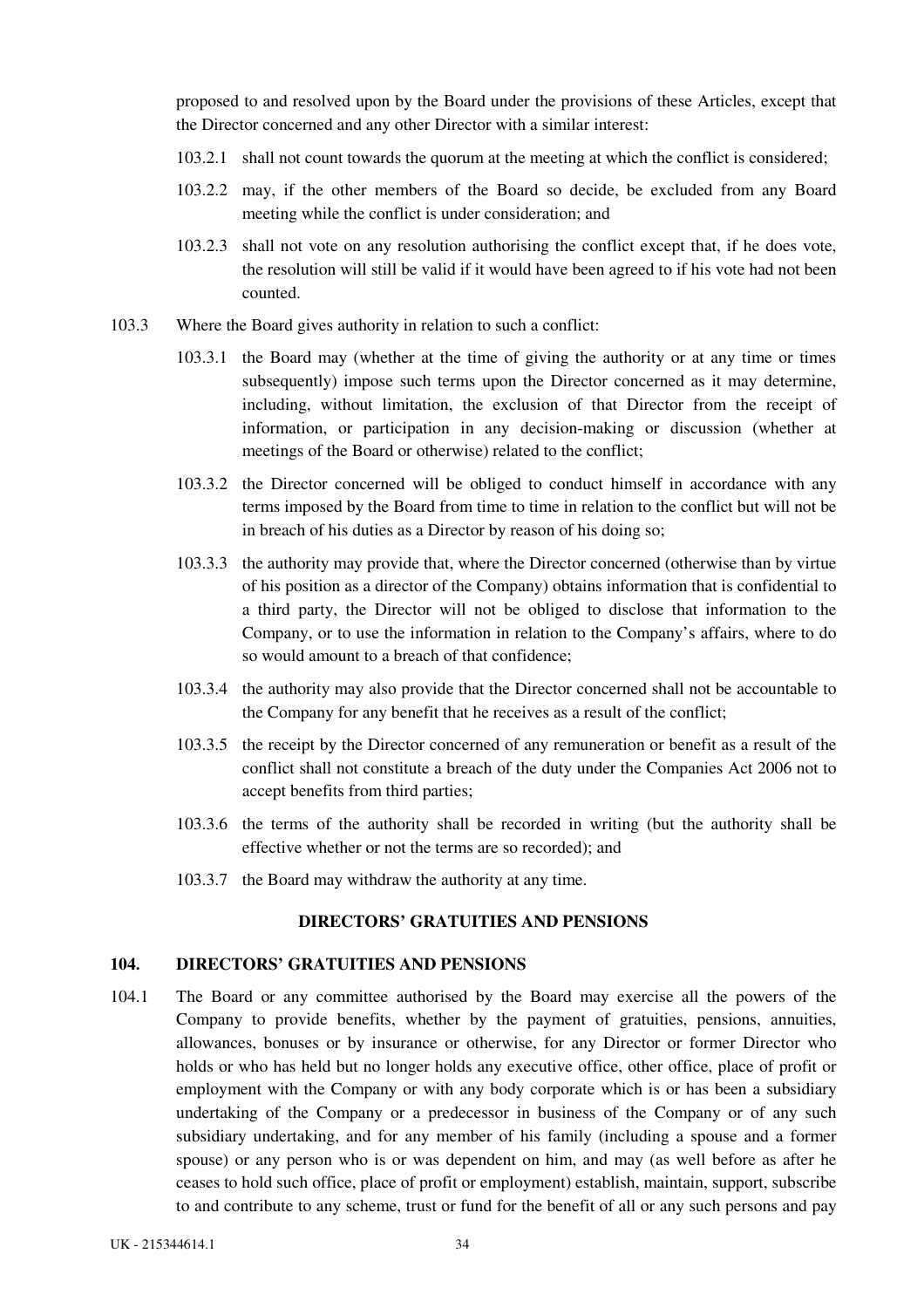proposed to and resolved upon by the Board under the provisions of these Articles, except that the Director concerned and any other Director with a similar interest:

103.2.1 shall not count towards the quorum at the meeting at which the conflict is considered;

103.2.2 may, if the other members of the Board so decide, be excluded from any Board meeting while the conflict is under consideration; and

103.2.3 shall not vote on any resolution authorising the conflict except that, if he does vote, the resolution will still be valid if it would have been agreed to if his vote had not been counted.

103.3 Where the Board gives authority in relation to such a conflict:

103.3.1 the Board may (whether at the time of giving the authority or at any time or times subsequently) impose such terms upon the Director concerned as it may determine, including, without limitation, the exclusion of that Director from the receipt of information, or participation in any decision-making or discussion (whether at meetings of the Board or otherwise) related to the conflict;

103.3.2 the Director concerned will be obliged to conduct himself in accordance with any terms imposed by the Board from time to time in relation to the conflict but will not be in breach of his duties as a Director by reason of his doing so;

103.3.3 the authority may provide that, where the Director concerned (otherwise than by virtue of his position as a director of the Company) obtains information that is confidential to a third party, the Director will not be obliged to disclose that information to the Company, or to use the information in relation to the Company's affairs, where to do so would amount to a breach of that confidence;

103.3.4 the authority may also provide that the Director concerned shall not be accountable to the Company for any benefit that he receives as a result of the conflict;

103.3.5 the receipt by the Director concerned of any remuneration or benefit as a result of the conflict shall not constitute a breach of the duty under the Companies Act 2006 not to accept benefits from third parties;

103.3.6 the terms of the authority shall be recorded in writing (but the authority shall be effective whether or not the terms are so recorded); and

103.3.7 the Board may withdraw the authority at any time.

## DIRECTORS' GRATUITIES AND PENSIONS

### 104. DIRECTORS' GRATUITIES AND PENSIONS

104.1 The Board or any committee authorised by the Board may exercise all the powers of the Company to provide benefits, whether by the payment of gratuities, pensions, annuities, allowances, bonuses or by insurance or otherwise, for any Director or former Director who holds or who has held but no longer holds any executive office, other office, place of profit or employment with the Company or with any body corporate which is or has been a subsidiary undertaking of the Company or a predecessor in business of the Company or of any such subsidiary undertaking, and for any member of his family (including a spouse and a former spouse) or any person who is or was dependent on him, and may (as well before as after he ceases to hold such office, place of profit or employment) establish, maintain, support, subscribe to and contribute to any scheme, trust or fund for the benefit of all or any such persons and pay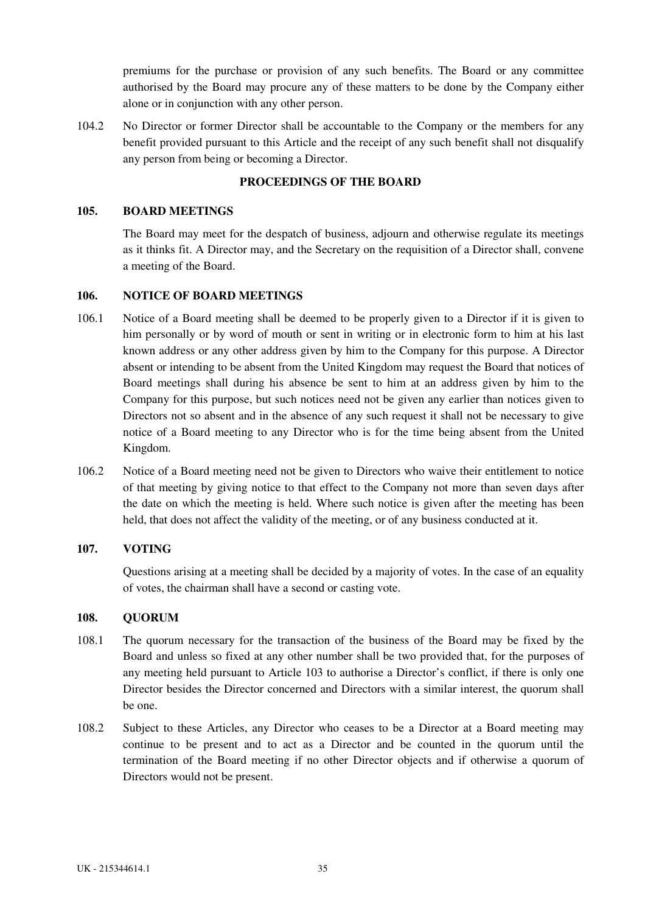premiums for the purchase or provision of any such benefits. The Board or any committee authorised by the Board may procure any of these matters to be done by the Company either alone or in conjunction with any other person.

104.2 No Director or former Director shall be accountable to the Company or the members for any benefit provided pursuant to this Article and the receipt of any such benefit shall not disqualify any person from being or becoming a Director.

## PROCEEDINGS OF THE BOARD

### 105. BOARD MEETINGS

The Board may meet for the despatch of business, adjourn and otherwise regulate its meetings as it thinks fit. A Director may, and the Secretary on the requisition of a Director shall, convene a meeting of the Board.

### 106. NOTICE OF BOARD MEETINGS

106.1 Notice of a Board meeting shall be deemed to be properly given to a Director if it is given to him personally or by word of mouth or sent in writing or in electronic form to him at his last known address or any other address given by him to the Company for this purpose. A Director absent or intending to be absent from the United Kingdom may request the Board that notices of Board meetings shall during his absence be sent to him at an address given by him to the Company for this purpose, but such notices need not be given any earlier than notices given to Directors not so absent and in the absence of any such request it shall not be necessary to give notice of a Board meeting to any Director who is for the time being absent from the United Kingdom.

106.2 Notice of a Board meeting need not be given to Directors who waive their entitlement to notice of that meeting by giving notice to that effect to the Company not more than seven days after the date on which the meeting is held. Where such notice is given after the meeting has been held, that does not affect the validity of the meeting, or of any business conducted at it.

### 107. VOTING

Questions arising at a meeting shall be decided by a majority of votes. In the case of an equality of votes, the chairman shall have a second or casting vote.

### 108. QUORUM

108.1 The quorum necessary for the transaction of the business of the Board may be fixed by the Board and unless so fixed at any other number shall be two provided that, for the purposes of any meeting held pursuant to Article 103 to authorise a Director's conflict, if there is only one Director besides the Director concerned and Directors with a similar interest, the quorum shall be one.

108.2 Subject to these Articles, any Director who ceases to be a Director at a Board meeting may continue to be present and to act as a Director and be counted in the quorum until the termination of the Board meeting if no other Director objects and if otherwise a quorum of Directors would not be present.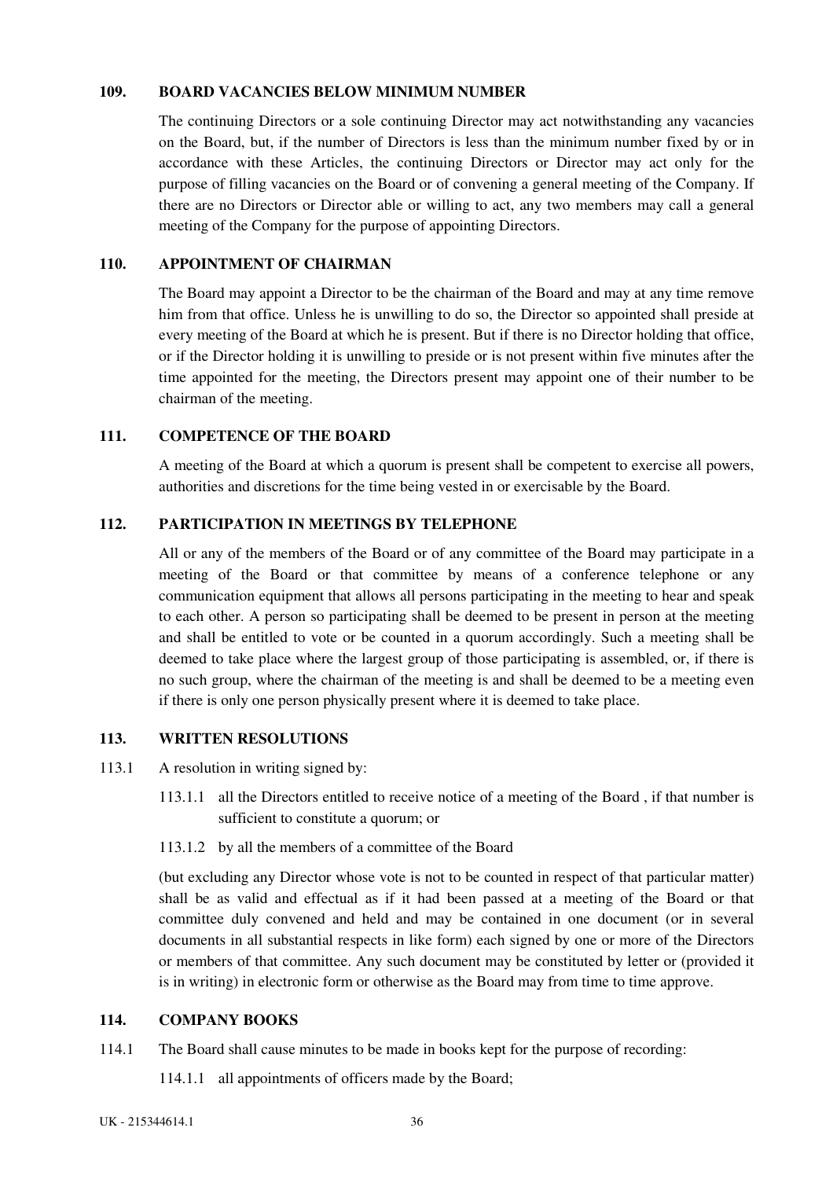## 109. BOARD VACANCIES BELOW MINIMUM NUMBER

The continuing Directors or a sole continuing Director may act notwithstanding any vacancies on the Board, but, if the number of Directors is less than the minimum number fixed by or in accordance with these Articles, the continuing Directors or Director may act only for the purpose of filling vacancies on the Board or of convening a general meeting of the Company. If there are no Directors or Director able or willing to act, any two members may call a general meeting of the Company for the purpose of appointing Directors.

## 110. APPOINTMENT OF CHAIRMAN

The Board may appoint a Director to be the chairman of the Board and may at any time remove him from that office. Unless he is unwilling to do so, the Director so appointed shall preside at every meeting of the Board at which he is present. But if there is no Director holding that office, or if the Director holding it is unwilling to preside or is not present within five minutes after the time appointed for the meeting, the Directors present may appoint one of their number to be chairman of the meeting.

## 111. COMPETENCE OF THE BOARD

A meeting of the Board at which a quorum is present shall be competent to exercise all powers, authorities and discretions for the time being vested in or exercisable by the Board.

## 112. PARTICIPATION IN MEETINGS BY TELEPHONE

All or any of the members of the Board or of any committee of the Board may participate in a meeting of the Board or that committee by means of a conference telephone or any communication equipment that allows all persons participating in the meeting to hear and speak to each other. A person so participating shall be deemed to be present in person at the meeting and shall be entitled to vote or be counted in a quorum accordingly. Such a meeting shall be deemed to take place where the largest group of those participating is assembled, or, if there is no such group, where the chairman of the meeting is and shall be deemed to be a meeting even if there is only one person physically present where it is deemed to take place.

## 113. WRITTEN RESOLUTIONS

113.1 A resolution in writing signed by:

113.1.1 all the Directors entitled to receive notice of a meeting of the Board , if that number is sufficient to constitute a quorum; or

113.1.2 by all the members of a committee of the Board

(but excluding any Director whose vote is not to be counted in respect of that particular matter) shall be as valid and effectual as if it had been passed at a meeting of the Board or that committee duly convened and held and may be contained in one document (or in several documents in all substantial respects in like form) each signed by one or more of the Directors or members of that committee. Any such document may be constituted by letter or (provided it is in writing) in electronic form or otherwise as the Board may from time to time approve.

## 114. COMPANY BOOKS

114.1 The Board shall cause minutes to be made in books kept for the purpose of recording:

114.1.1 all appointments of officers made by the Board;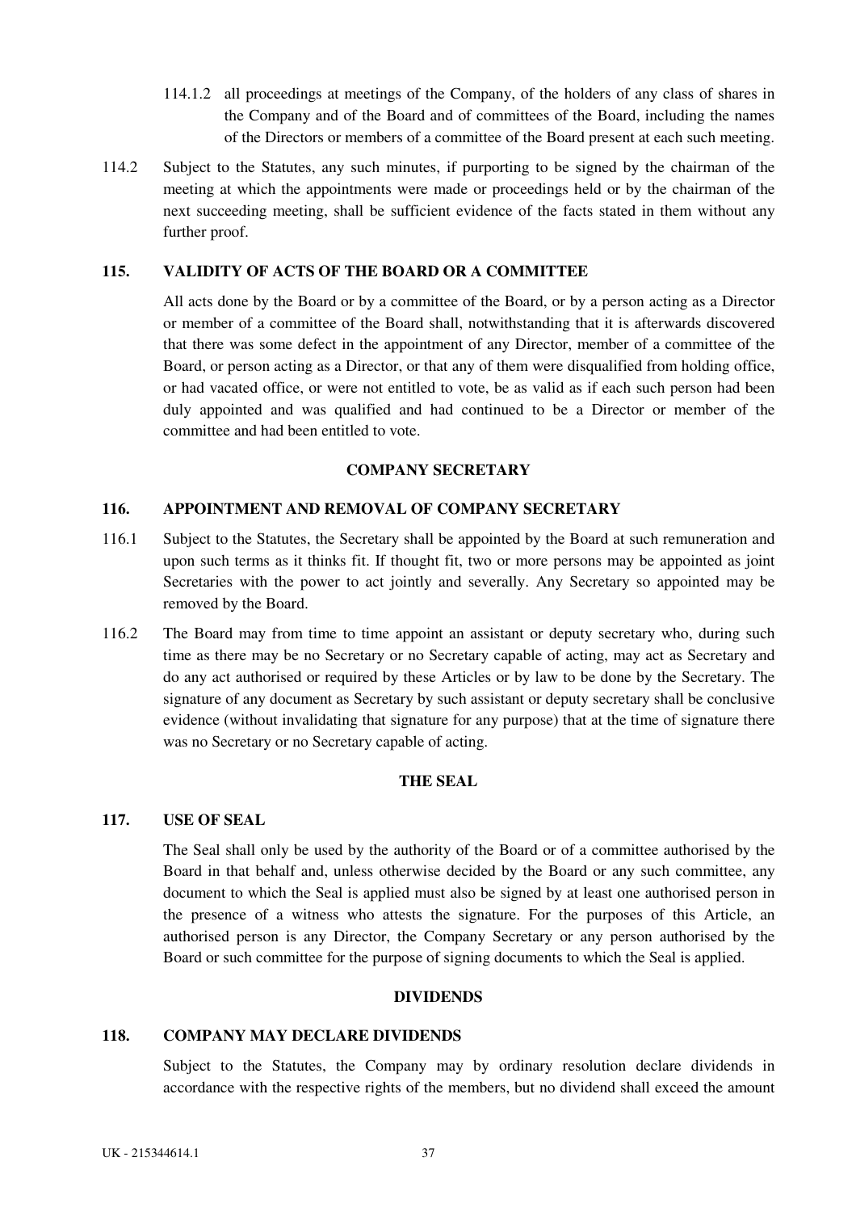114.1.2 all proceedings at meetings of the Company, of the holders of any class of shares in the Company and of the Board and of committees of the Board, including the names of the Directors or members of a committee of the Board present at each such meeting.

114.2 Subject to the Statutes, any such minutes, if purporting to be signed by the chairman of the meeting at which the appointments were made or proceedings held or by the chairman of the next succeeding meeting, shall be sufficient evidence of the facts stated in them without any further proof.

### 115. VALIDITY OF ACTS OF THE BOARD OR A COMMITTEE

All acts done by the Board or by a committee of the Board, or by a person acting as a Director or member of a committee of the Board shall, notwithstanding that it is afterwards discovered that there was some defect in the appointment of any Director, member of a committee of the Board, or person acting as a Director, or that any of them were disqualified from holding office, or had vacated office, or were not entitled to vote, be as valid as if each such person had been duly appointed and was qualified and had continued to be a Director or member of the committee and had been entitled to vote.

## COMPANY SECRETARY

### 116. APPOINTMENT AND REMOVAL OF COMPANY SECRETARY

116.1 Subject to the Statutes, the Secretary shall be appointed by the Board at such remuneration and upon such terms as it thinks fit. If thought fit, two or more persons may be appointed as joint Secretaries with the power to act jointly and severally. Any Secretary so appointed may be removed by the Board.

116.2 The Board may from time to time appoint an assistant or deputy secretary who, during such time as there may be no Secretary or no Secretary capable of acting, may act as Secretary and do any act authorised or required by these Articles or by law to be done by the Secretary. The signature of any document as Secretary by such assistant or deputy secretary shall be conclusive evidence (without invalidating that signature for any purpose) that at the time of signature there was no Secretary or no Secretary capable of acting.

## THE SEAL

### 117. USE OF SEAL

The Seal shall only be used by the authority of the Board or of a committee authorised by the Board in that behalf and, unless otherwise decided by the Board or any such committee, any document to which the Seal is applied must also be signed by at least one authorised person in the presence of a witness who attests the signature. For the purposes of this Article, an authorised person is any Director, the Company Secretary or any person authorised by the Board or such committee for the purpose of signing documents to which the Seal is applied.

## DIVIDENDS

### 118. COMPANY MAY DECLARE DIVIDENDS

Subject to the Statutes, the Company may by ordinary resolution declare dividends in accordance with the respective rights of the members, but no dividend shall exceed the amount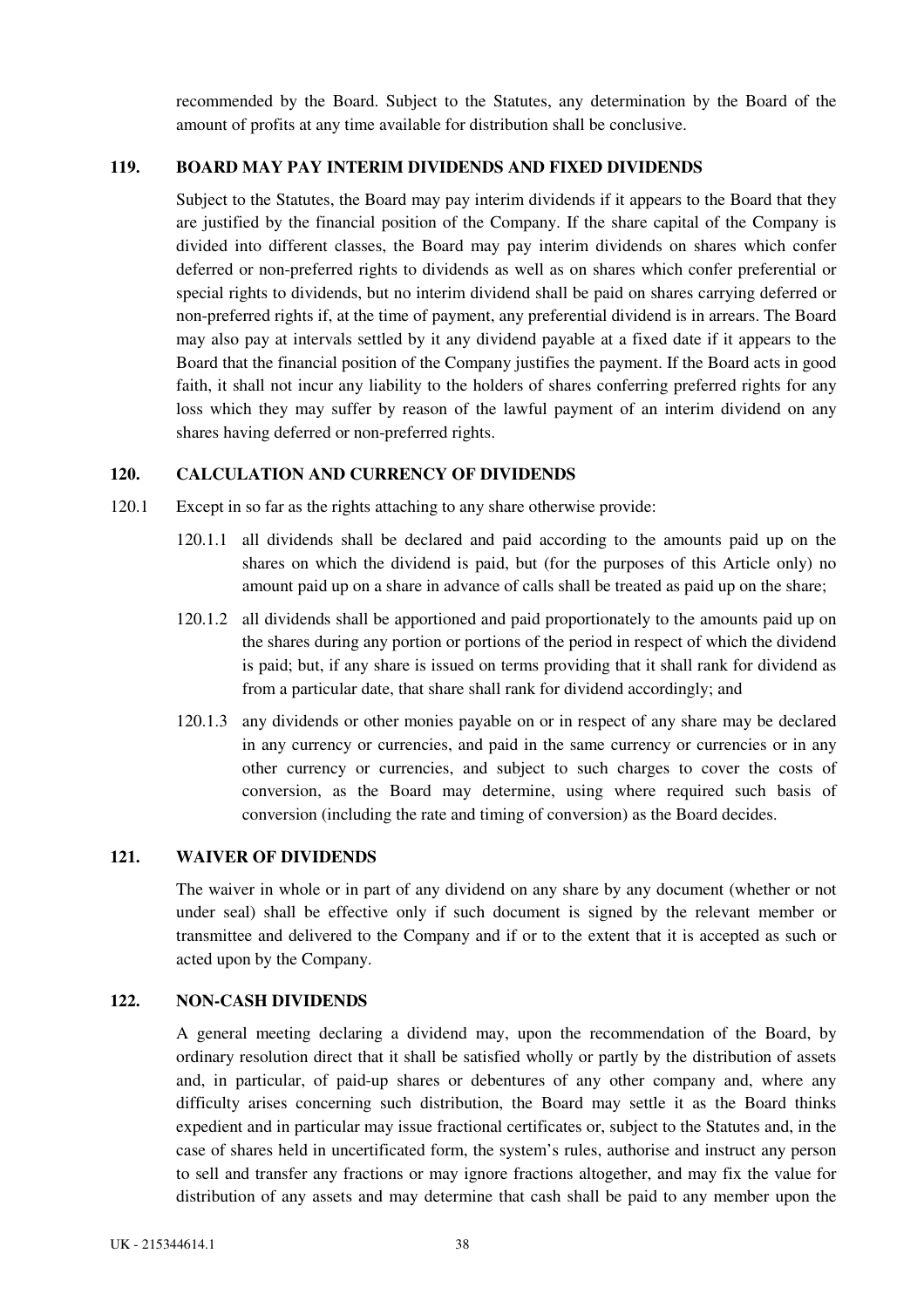recommended by the Board. Subject to the Statutes, any determination by the Board of the amount of profits at any time available for distribution shall be conclusive.

## 119. BOARD MAY PAY INTERIM DIVIDENDS AND FIXED DIVIDENDS

Subject to the Statutes, the Board may pay interim dividends if it appears to the Board that they are justified by the financial position of the Company. If the share capital of the Company is divided into different classes, the Board may pay interim dividends on shares which confer deferred or non-preferred rights to dividends as well as on shares which confer preferential or special rights to dividends, but no interim dividend shall be paid on shares carrying deferred or non-preferred rights if, at the time of payment, any preferential dividend is in arrears. The Board may also pay at intervals settled by it any dividend payable at a fixed date if it appears to the Board that the financial position of the Company justifies the payment. If the Board acts in good faith, it shall not incur any liability to the holders of shares conferring preferred rights for any loss which they may suffer by reason of the lawful payment of an interim dividend on any shares having deferred or non-preferred rights.

## 120. CALCULATION AND CURRENCY OF DIVIDENDS

120.1 Except in so far as the rights attaching to any share otherwise provide:

120.1.1 all dividends shall be declared and paid according to the amounts paid up on the shares on which the dividend is paid, but (for the purposes of this Article only) no amount paid up on a share in advance of calls shall be treated as paid up on the share;

120.1.2 all dividends shall be apportioned and paid proportionately to the amounts paid up on the shares during any portion or portions of the period in respect of which the dividend is paid; but, if any share is issued on terms providing that it shall rank for dividend as from a particular date, that share shall rank for dividend accordingly; and

120.1.3 any dividends or other monies payable on or in respect of any share may be declared in any currency or currencies, and paid in the same currency or currencies or in any other currency or currencies, and subject to such charges to cover the costs of conversion, as the Board may determine, using where required such basis of conversion (including the rate and timing of conversion) as the Board decides.

## 121. WAIVER OF DIVIDENDS

The waiver in whole or in part of any dividend on any share by any document (whether or not under seal) shall be effective only if such document is signed by the relevant member or transmittee and delivered to the Company and if or to the extent that it is accepted as such or acted upon by the Company.

## 122. NON-CASH DIVIDENDS

A general meeting declaring a dividend may, upon the recommendation of the Board, by ordinary resolution direct that it shall be satisfied wholly or partly by the distribution of assets and, in particular, of paid-up shares or debentures of any other company and, where any difficulty arises concerning such distribution, the Board may settle it as the Board thinks expedient and in particular may issue fractional certificates or, subject to the Statutes and, in the case of shares held in uncertificated form, the system's rules, authorise and instruct any person to sell and transfer any fractions or may ignore fractions altogether, and may fix the value for distribution of any assets and may determine that cash shall be paid to any member upon the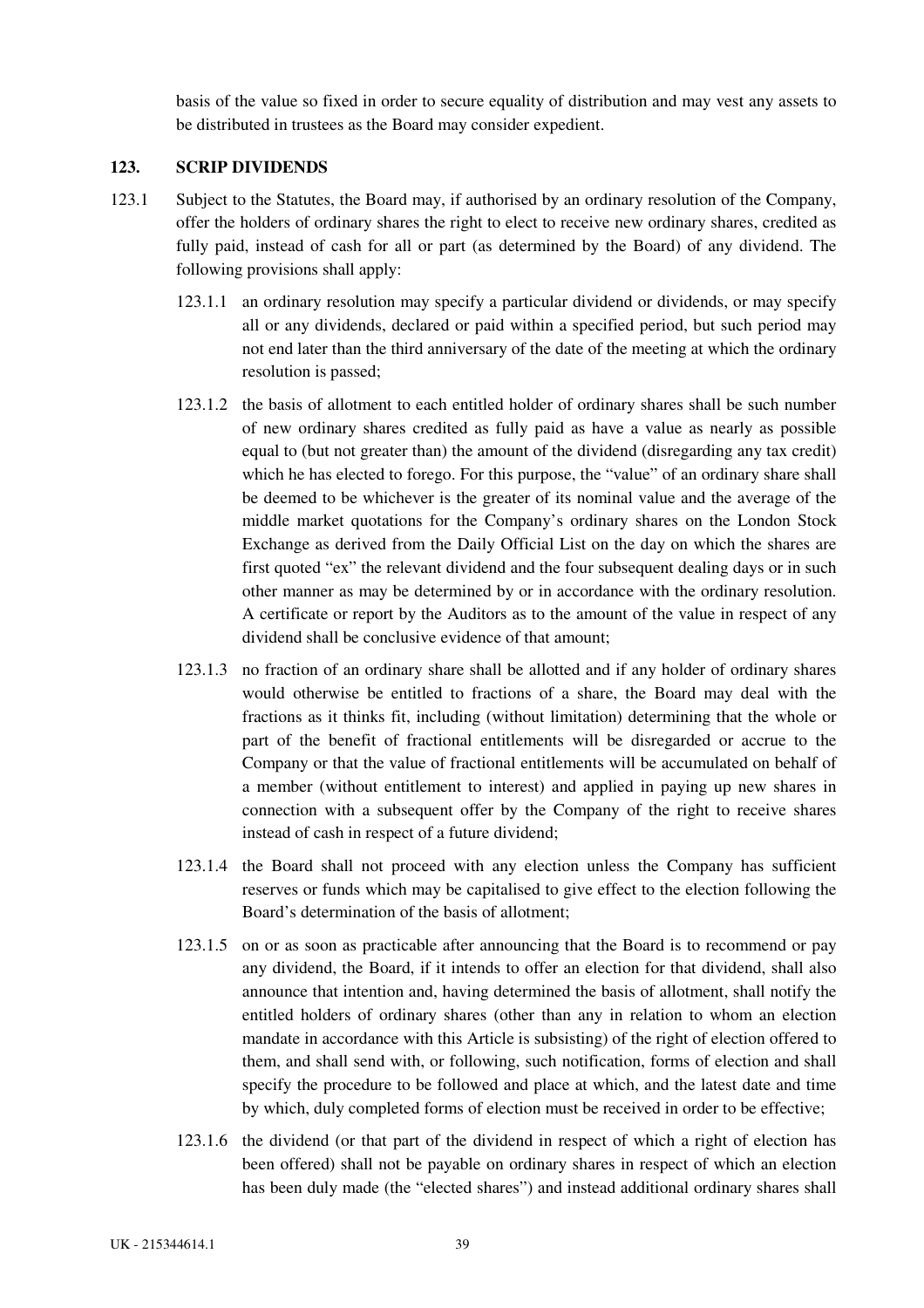basis of the value so fixed in order to secure equality of distribution and may vest any assets to be distributed in trustees as the Board may consider expedient.

## 123. SCRIP DIVIDENDS

123.1 Subject to the Statutes, the Board may, if authorised by an ordinary resolution of the Company, offer the holders of ordinary shares the right to elect to receive new ordinary shares, credited as fully paid, instead of cash for all or part (as determined by the Board) of any dividend. The following provisions shall apply:

123.1.1 an ordinary resolution may specify a particular dividend or dividends, or may specify all or any dividends, declared or paid within a specified period, but such period may not end later than the third anniversary of the date of the meeting at which the ordinary resolution is passed;

123.1.2 the basis of allotment to each entitled holder of ordinary shares shall be such number of new ordinary shares credited as fully paid as have a value as nearly as possible equal to (but not greater than) the amount of the dividend (disregarding any tax credit) which he has elected to forego. For this purpose, the "value" of an ordinary share shall be deemed to be whichever is the greater of its nominal value and the average of the middle market quotations for the Company's ordinary shares on the London Stock Exchange as derived from the Daily Official List on the day on which the shares are first quoted "ex" the relevant dividend and the four subsequent dealing days or in such other manner as may be determined by or in accordance with the ordinary resolution. A certificate or report by the Auditors as to the amount of the value in respect of any dividend shall be conclusive evidence of that amount;

123.1.3 no fraction of an ordinary share shall be allotted and if any holder of ordinary shares would otherwise be entitled to fractions of a share, the Board may deal with the fractions as it thinks fit, including (without limitation) determining that the whole or part of the benefit of fractional entitlements will be disregarded or accrue to the Company or that the value of fractional entitlements will be accumulated on behalf of a member (without entitlement to interest) and applied in paying up new shares in connection with a subsequent offer by the Company of the right to receive shares instead of cash in respect of a future dividend;

123.1.4 the Board shall not proceed with any election unless the Company has sufficient reserves or funds which may be capitalised to give effect to the election following the Board's determination of the basis of allotment;

123.1.5 on or as soon as practicable after announcing that the Board is to recommend or pay any dividend, the Board, if it intends to offer an election for that dividend, shall also announce that intention and, having determined the basis of allotment, shall notify the entitled holders of ordinary shares (other than any in relation to whom an election mandate in accordance with this Article is subsisting) of the right of election offered to them, and shall send with, or following, such notification, forms of election and shall specify the procedure to be followed and place at which, and the latest date and time by which, duly completed forms of election must be received in order to be effective;

123.1.6 the dividend (or that part of the dividend in respect of which a right of election has been offered) shall not be payable on ordinary shares in respect of which an election has been duly made (the "elected shares") and instead additional ordinary shares shall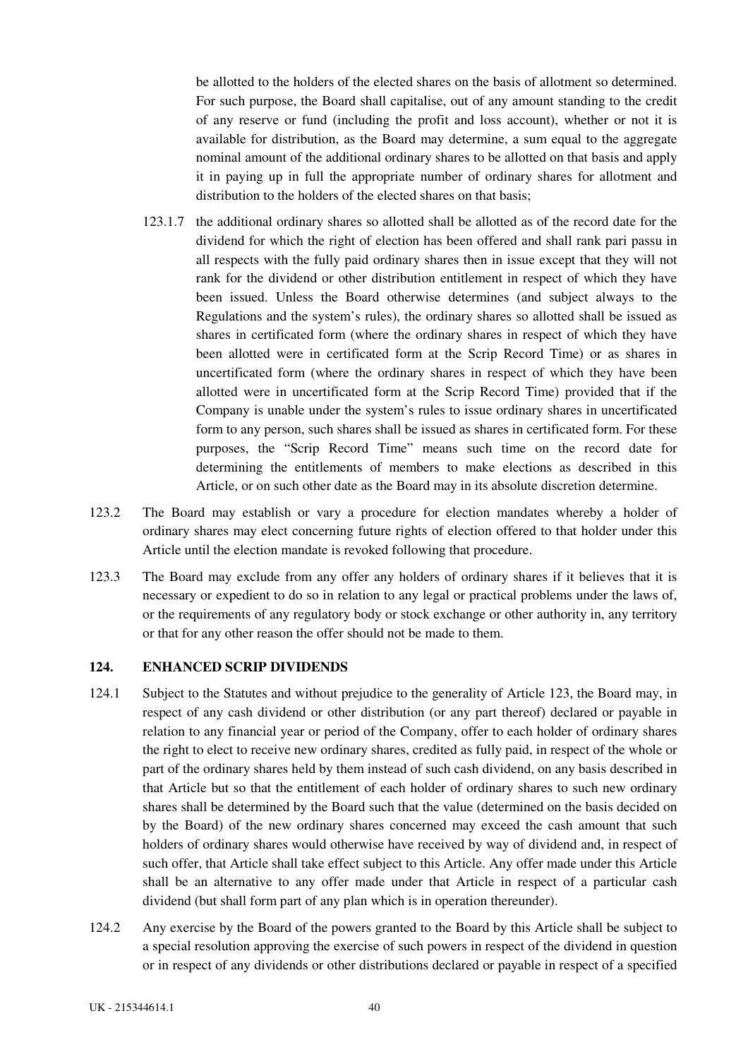be allotted to the holders of the elected shares on the basis of allotment so determined. For such purpose, the Board shall capitalise, out of any amount standing to the credit of any reserve or fund (including the profit and loss account), whether or not it is available for distribution, as the Board may determine, a sum equal to the aggregate nominal amount of the additional ordinary shares to be allotted on that basis and apply it in paying up in full the appropriate number of ordinary shares for allotment and distribution to the holders of the elected shares on that basis;

123.1.7 the additional ordinary shares so allotted shall be allotted as of the record date for the dividend for which the right of election has been offered and shall rank pari passu in all respects with the fully paid ordinary shares then in issue except that they will not rank for the dividend or other distribution entitlement in respect of which they have been issued. Unless the Board otherwise determines (and subject always to the Regulations and the system's rules), the ordinary shares so allotted shall be issued as shares in certificated form (where the ordinary shares in respect of which they have been allotted were in certificated form at the Scrip Record Time) or as shares in uncertificated form (where the ordinary shares in respect of which they have been allotted were in uncertificated form at the Scrip Record Time) provided that if the Company is unable under the system's rules to issue ordinary shares in uncertificated form to any person, such shares shall be issued as shares in certificated form. For these purposes, the "Scrip Record Time" means such time on the record date for determining the entitlements of members to make elections as described in this Article, or on such other date as the Board may in its absolute discretion determine.

123.2 The Board may establish or vary a procedure for election mandates whereby a holder of ordinary shares may elect concerning future rights of election offered to that holder under this Article until the election mandate is revoked following that procedure.

123.3 The Board may exclude from any offer any holders of ordinary shares if it believes that it is necessary or expedient to do so in relation to any legal or practical problems under the laws of, or the requirements of any regulatory body or stock exchange or other authority in, any territory or that for any other reason the offer should not be made to them.

## 124. ENHANCED SCRIP DIVIDENDS

124.1 Subject to the Statutes and without prejudice to the generality of Article 123, the Board may, in respect of any cash dividend or other distribution (or any part thereof) declared or payable in relation to any financial year or period of the Company, offer to each holder of ordinary shares the right to elect to receive new ordinary shares, credited as fully paid, in respect of the whole or part of the ordinary shares held by them instead of such cash dividend, on any basis described in that Article but so that the entitlement of each holder of ordinary shares to such new ordinary shares shall be determined by the Board such that the value (determined on the basis decided on by the Board) of the new ordinary shares concerned may exceed the cash amount that such holders of ordinary shares would otherwise have received by way of dividend and, in respect of such offer, that Article shall take effect subject to this Article. Any offer made under this Article shall be an alternative to any offer made under that Article in respect of a particular cash dividend (but shall form part of any plan which is in operation thereunder).

124.2 Any exercise by the Board of the powers granted to the Board by this Article shall be subject to a special resolution approving the exercise of such powers in respect of the dividend in question or in respect of any dividends or other distributions declared or payable in respect of a specified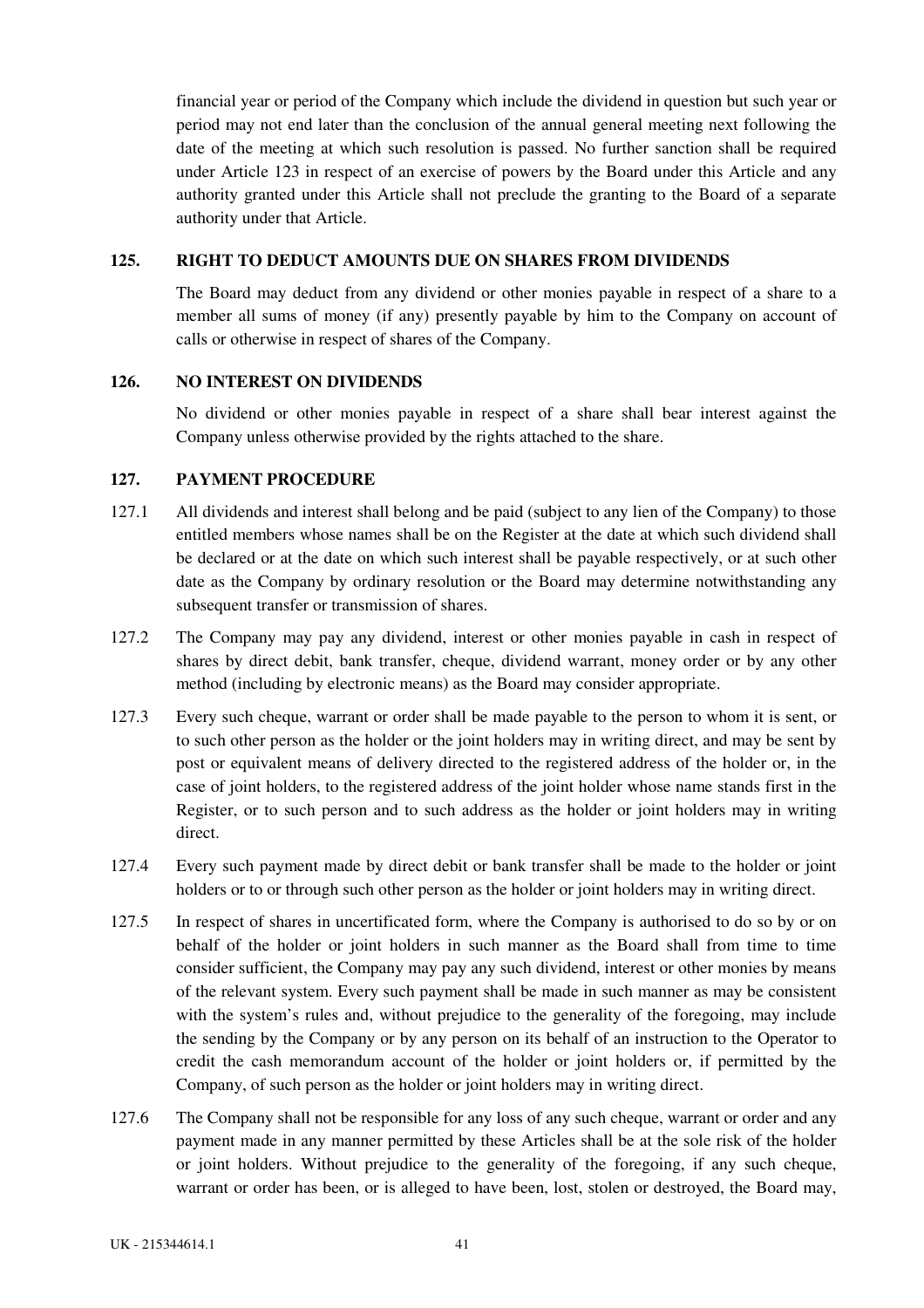financial year or period of the Company which include the dividend in question but such year or period may not end later than the conclusion of the annual general meeting next following the date of the meeting at which such resolution is passed. No further sanction shall be required under Article 123 in respect of an exercise of powers by the Board under this Article and any authority granted under this Article shall not preclude the granting to the Board of a separate authority under that Article.

## 125. RIGHT TO DEDUCT AMOUNTS DUE ON SHARES FROM DIVIDENDS

The Board may deduct from any dividend or other monies payable in respect of a share to a member all sums of money (if any) presently payable by him to the Company on account of calls or otherwise in respect of shares of the Company.

## 126. NO INTEREST ON DIVIDENDS

No dividend or other monies payable in respect of a share shall bear interest against the Company unless otherwise provided by the rights attached to the share.

## 127. PAYMENT PROCEDURE

127.1 All dividends and interest shall belong and be paid (subject to any lien of the Company) to those entitled members whose names shall be on the Register at the date at which such dividend shall be declared or at the date on which such interest shall be payable respectively, or at such other date as the Company by ordinary resolution or the Board may determine notwithstanding any subsequent transfer or transmission of shares.

127.2 The Company may pay any dividend, interest or other monies payable in cash in respect of shares by direct debit, bank transfer, cheque, dividend warrant, money order or by any other method (including by electronic means) as the Board may consider appropriate.

127.3 Every such cheque, warrant or order shall be made payable to the person to whom it is sent, or to such other person as the holder or the joint holders may in writing direct, and may be sent by post or equivalent means of delivery directed to the registered address of the holder or, in the case of joint holders, to the registered address of the joint holder whose name stands first in the Register, or to such person and to such address as the holder or joint holders may in writing direct.

127.4 Every such payment made by direct debit or bank transfer shall be made to the holder or joint holders or to or through such other person as the holder or joint holders may in writing direct.

127.5 In respect of shares in uncertificated form, where the Company is authorised to do so by or on behalf of the holder or joint holders in such manner as the Board shall from time to time consider sufficient, the Company may pay any such dividend, interest or other monies by means of the relevant system. Every such payment shall be made in such manner as may be consistent with the system's rules and, without prejudice to the generality of the foregoing, may include the sending by the Company or by any person on its behalf of an instruction to the Operator to credit the cash memorandum account of the holder or joint holders or, if permitted by the Company, of such person as the holder or joint holders may in writing direct.

127.6 The Company shall not be responsible for any loss of any such cheque, warrant or order and any payment made in any manner permitted by these Articles shall be at the sole risk of the holder or joint holders. Without prejudice to the generality of the foregoing, if any such cheque, warrant or order has been, or is alleged to have been, lost, stolen or destroyed, the Board may,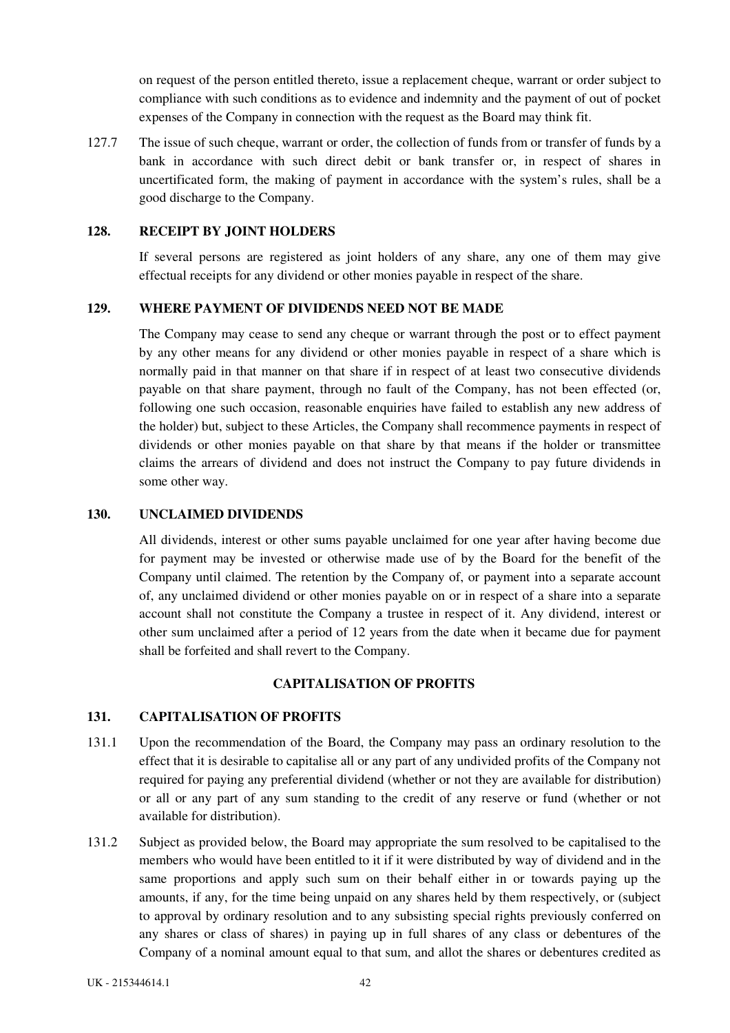on request of the person entitled thereto, issue a replacement cheque, warrant or order subject to compliance with such conditions as to evidence and indemnity and the payment of out of pocket expenses of the Company in connection with the request as the Board may think fit.

127.7 The issue of such cheque, warrant or order, the collection of funds from or transfer of funds by a bank in accordance with such direct debit or bank transfer or, in respect of shares in uncertificated form, the making of payment in accordance with the system's rules, shall be a good discharge to the Company.

**128. RECEIPT BY JOINT HOLDERS**

If several persons are registered as joint holders of any share, any one of them may give effectual receipts for any dividend or other monies payable in respect of the share.

**129. WHERE PAYMENT OF DIVIDENDS NEED NOT BE MADE**

The Company may cease to send any cheque or warrant through the post or to effect payment by any other means for any dividend or other monies payable in respect of a share which is normally paid in that manner on that share if in respect of at least two consecutive dividends payable on that share payment, through no fault of the Company, has not been effected (or, following one such occasion, reasonable enquiries have failed to establish any new address of the holder) but, subject to these Articles, the Company shall recommence payments in respect of dividends or other monies payable on that share by that means if the holder or transmittee claims the arrears of dividend and does not instruct the Company to pay future dividends in some other way.

**130. UNCLAIMED DIVIDENDS**

All dividends, interest or other sums payable unclaimed for one year after having become due for payment may be invested or otherwise made use of by the Board for the benefit of the Company until claimed. The retention by the Company of, or payment into a separate account of, any unclaimed dividend or other monies payable on or in respect of a share into a separate account shall not constitute the Company a trustee in respect of it. Any dividend, interest or other sum unclaimed after a period of 12 years from the date when it became due for payment shall be forfeited and shall revert to the Company.

## CAPITALISATION OF PROFITS

**131. CAPITALISATION OF PROFITS**

131.1 Upon the recommendation of the Board, the Company may pass an ordinary resolution to the effect that it is desirable to capitalise all or any part of any undivided profits of the Company not required for paying any preferential dividend (whether or not they are available for distribution) or all or any part of any sum standing to the credit of any reserve or fund (whether or not available for distribution).

131.2 Subject as provided below, the Board may appropriate the sum resolved to be capitalised to the members who would have been entitled to it if it were distributed by way of dividend and in the same proportions and apply such sum on their behalf either in or towards paying up the amounts, if any, for the time being unpaid on any shares held by them respectively, or (subject to approval by ordinary resolution and to any subsisting special rights previously conferred on any shares or class of shares) in paying up in full shares of any class or debentures of the Company of a nominal amount equal to that sum, and allot the shares or debentures credited as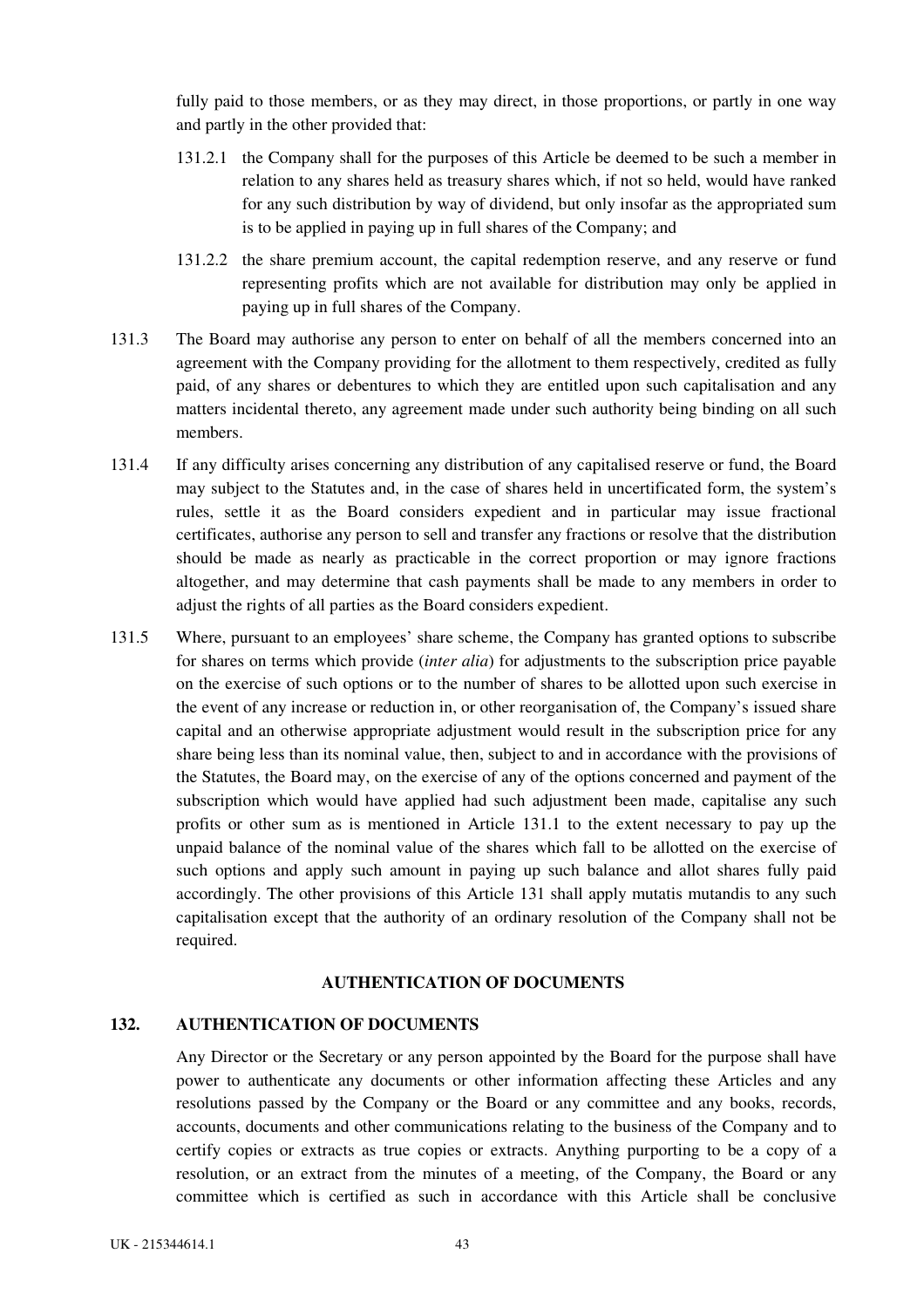fully paid to those members, or as they may direct, in those proportions, or partly in one way and partly in the other provided that:

131.2.1 the Company shall for the purposes of this Article be deemed to be such a member in relation to any shares held as treasury shares which, if not so held, would have ranked for any such distribution by way of dividend, but only insofar as the appropriated sum is to be applied in paying up in full shares of the Company; and

131.2.2 the share premium account, the capital redemption reserve, and any reserve or fund representing profits which are not available for distribution may only be applied in paying up in full shares of the Company.

131.3 The Board may authorise any person to enter on behalf of all the members concerned into an agreement with the Company providing for the allotment to them respectively, credited as fully paid, of any shares or debentures to which they are entitled upon such capitalisation and any matters incidental thereto, any agreement made under such authority being binding on all such members.

131.4 If any difficulty arises concerning any distribution of any capitalised reserve or fund, the Board may subject to the Statutes and, in the case of shares held in uncertificated form, the system's rules, settle it as the Board considers expedient and in particular may issue fractional certificates, authorise any person to sell and transfer any fractions or resolve that the distribution should be made as nearly as practicable in the correct proportion or may ignore fractions altogether, and may determine that cash payments shall be made to any members in order to adjust the rights of all parties as the Board considers expedient.

131.5 Where, pursuant to an employees' share scheme, the Company has granted options to subscribe for shares on terms which provide (*inter alia*) for adjustments to the subscription price payable on the exercise of such options or to the number of shares to be allotted upon such exercise in the event of any increase or reduction in, or other reorganisation of, the Company's issued share capital and an otherwise appropriate adjustment would result in the subscription price for any share being less than its nominal value, then, subject to and in accordance with the provisions of the Statutes, the Board may, on the exercise of any of the options concerned and payment of the subscription which would have applied had such adjustment been made, capitalise any such profits or other sum as is mentioned in Article 131.1 to the extent necessary to pay up the unpaid balance of the nominal value of the shares which fall to be allotted on the exercise of such options and apply such amount in paying up such balance and allot shares fully paid accordingly. The other provisions of this Article 131 shall apply mutatis mutandis to any such capitalisation except that the authority of an ordinary resolution of the Company shall not be required.

## AUTHENTICATION OF DOCUMENTS

### 132. AUTHENTICATION OF DOCUMENTS

Any Director or the Secretary or any person appointed by the Board for the purpose shall have power to authenticate any documents or other information affecting these Articles and any resolutions passed by the Company or the Board or any committee and any books, records, accounts, documents and other communications relating to the business of the Company and to certify copies or extracts as true copies or extracts. Anything purporting to be a copy of a resolution, or an extract from the minutes of a meeting, of the Company, the Board or any committee which is certified as such in accordance with this Article shall be conclusive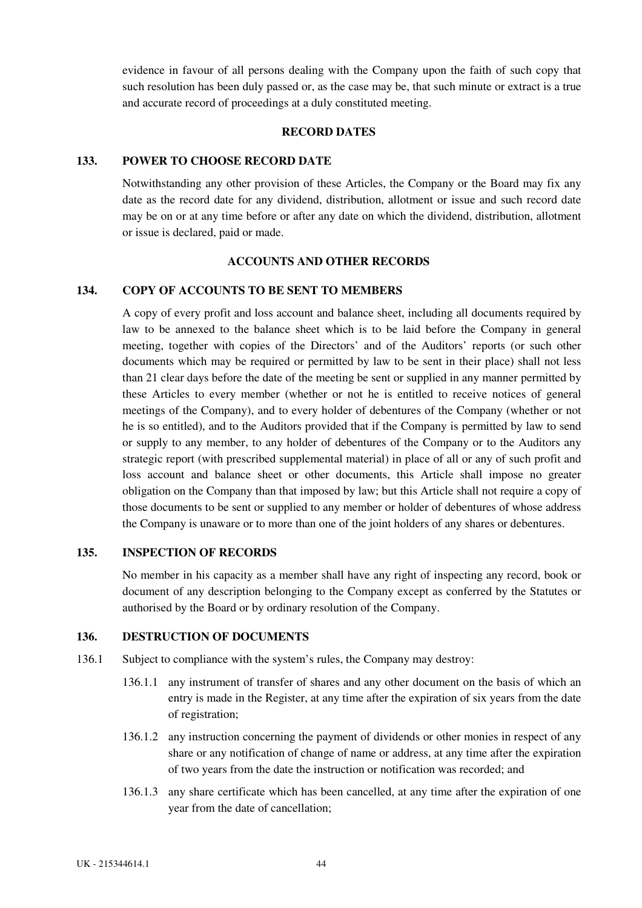evidence in favour of all persons dealing with the Company upon the faith of such copy that such resolution has been duly passed or, as the case may be, that such minute or extract is a true and accurate record of proceedings at a duly constituted meeting.

## RECORD DATES

### 133. POWER TO CHOOSE RECORD DATE

Notwithstanding any other provision of these Articles, the Company or the Board may fix any date as the record date for any dividend, distribution, allotment or issue and such record date may be on or at any time before or after any date on which the dividend, distribution, allotment or issue is declared, paid or made.

## ACCOUNTS AND OTHER RECORDS

### 134. COPY OF ACCOUNTS TO BE SENT TO MEMBERS

A copy of every profit and loss account and balance sheet, including all documents required by law to be annexed to the balance sheet which is to be laid before the Company in general meeting, together with copies of the Directors' and of the Auditors' reports (or such other documents which may be required or permitted by law to be sent in their place) shall not less than 21 clear days before the date of the meeting be sent or supplied in any manner permitted by these Articles to every member (whether or not he is entitled to receive notices of general meetings of the Company), and to every holder of debentures of the Company (whether or not he is so entitled), and to the Auditors provided that if the Company is permitted by law to send or supply to any member, to any holder of debentures of the Company or to the Auditors any strategic report (with prescribed supplemental material) in place of all or any of such profit and loss account and balance sheet or other documents, this Article shall impose no greater obligation on the Company than that imposed by law; but this Article shall not require a copy of those documents to be sent or supplied to any member or holder of debentures of whose address the Company is unaware or to more than one of the joint holders of any shares or debentures.

### 135. INSPECTION OF RECORDS

No member in his capacity as a member shall have any right of inspecting any record, book or document of any description belonging to the Company except as conferred by the Statutes or authorised by the Board or by ordinary resolution of the Company.

### 136. DESTRUCTION OF DOCUMENTS

136.1 Subject to compliance with the system's rules, the Company may destroy:

136.1.1 any instrument of transfer of shares and any other document on the basis of which an entry is made in the Register, at any time after the expiration of six years from the date of registration;

136.1.2 any instruction concerning the payment of dividends or other monies in respect of any share or any notification of change of name or address, at any time after the expiration of two years from the date the instruction or notification was recorded; and

136.1.3 any share certificate which has been cancelled, at any time after the expiration of one year from the date of cancellation;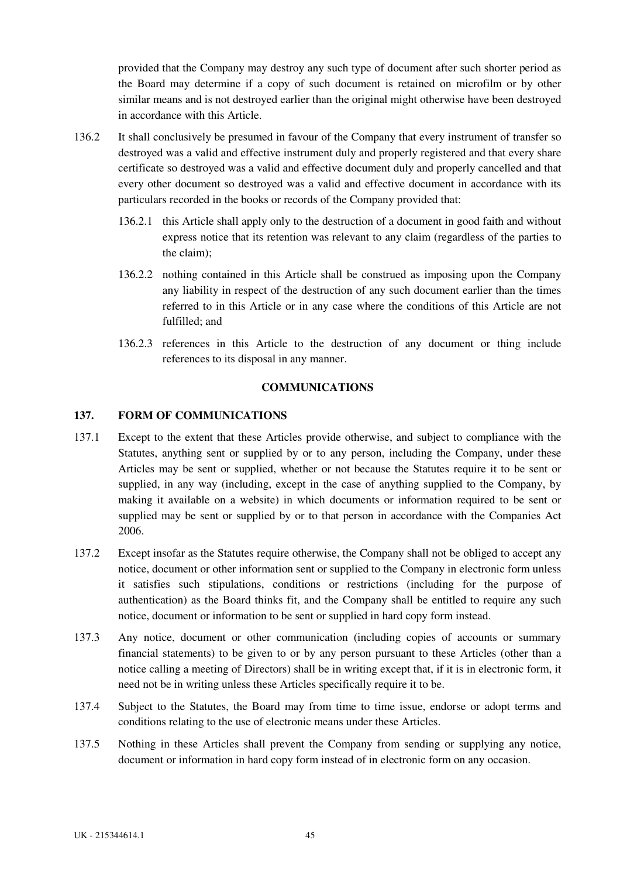provided that the Company may destroy any such type of document after such shorter period as the Board may determine if a copy of such document is retained on microfilm or by other similar means and is not destroyed earlier than the original might otherwise have been destroyed in accordance with this Article.

136.2 It shall conclusively be presumed in favour of the Company that every instrument of transfer so destroyed was a valid and effective instrument duly and properly registered and that every share certificate so destroyed was a valid and effective document duly and properly cancelled and that every other document so destroyed was a valid and effective document in accordance with its particulars recorded in the books or records of the Company provided that:

136.2.1 this Article shall apply only to the destruction of a document in good faith and without express notice that its retention was relevant to any claim (regardless of the parties to the claim);

136.2.2 nothing contained in this Article shall be construed as imposing upon the Company any liability in respect of the destruction of any such document earlier than the times referred to in this Article or in any case where the conditions of this Article are not fulfilled; and

136.2.3 references in this Article to the destruction of any document or thing include references to its disposal in any manner.

## COMMUNICATIONS

### 137. FORM OF COMMUNICATIONS

137.1 Except to the extent that these Articles provide otherwise, and subject to compliance with the Statutes, anything sent or supplied by or to any person, including the Company, under these Articles may be sent or supplied, whether or not because the Statutes require it to be sent or supplied, in any way (including, except in the case of anything supplied to the Company, by making it available on a website) in which documents or information required to be sent or supplied may be sent or supplied by or to that person in accordance with the Companies Act 2006.

137.2 Except insofar as the Statutes require otherwise, the Company shall not be obliged to accept any notice, document or other information sent or supplied to the Company in electronic form unless it satisfies such stipulations, conditions or restrictions (including for the purpose of authentication) as the Board thinks fit, and the Company shall be entitled to require any such notice, document or information to be sent or supplied in hard copy form instead.

137.3 Any notice, document or other communication (including copies of accounts or summary financial statements) to be given to or by any person pursuant to these Articles (other than a notice calling a meeting of Directors) shall be in writing except that, if it is in electronic form, it need not be in writing unless these Articles specifically require it to be.

137.4 Subject to the Statutes, the Board may from time to time issue, endorse or adopt terms and conditions relating to the use of electronic means under these Articles.

137.5 Nothing in these Articles shall prevent the Company from sending or supplying any notice, document or information in hard copy form instead of in electronic form on any occasion.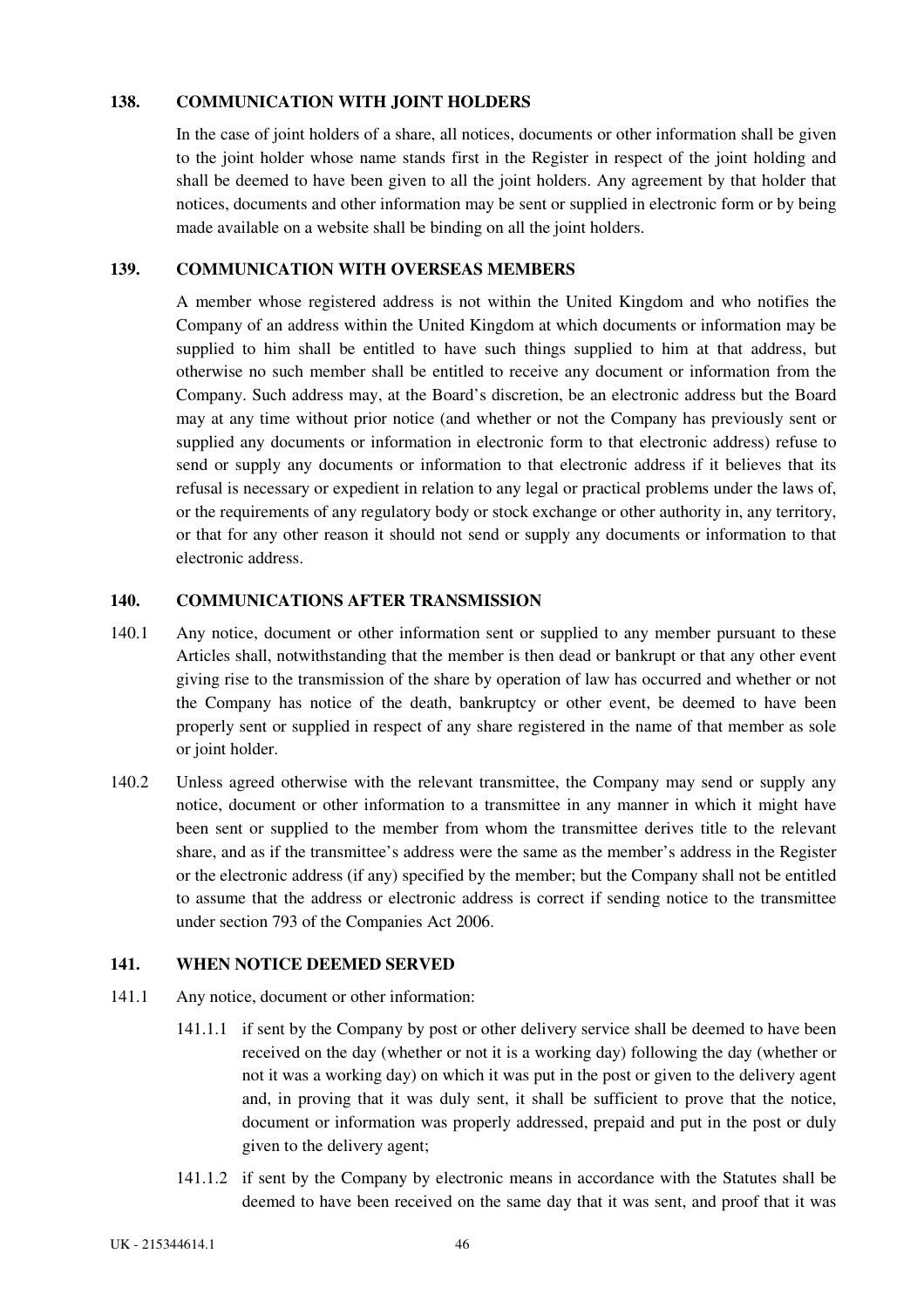## 138. COMMUNICATION WITH JOINT HOLDERS

In the case of joint holders of a share, all notices, documents or other information shall be given to the joint holder whose name stands first in the Register in respect of the joint holding and shall be deemed to have been given to all the joint holders. Any agreement by that holder that notices, documents and other information may be sent or supplied in electronic form or by being made available on a website shall be binding on all the joint holders.

## 139. COMMUNICATION WITH OVERSEAS MEMBERS

A member whose registered address is not within the United Kingdom and who notifies the Company of an address within the United Kingdom at which documents or information may be supplied to him shall be entitled to have such things supplied to him at that address, but otherwise no such member shall be entitled to receive any document or information from the Company. Such address may, at the Board's discretion, be an electronic address but the Board may at any time without prior notice (and whether or not the Company has previously sent or supplied any documents or information in electronic form to that electronic address) refuse to send or supply any documents or information to that electronic address if it believes that its refusal is necessary or expedient in relation to any legal or practical problems under the laws of, or the requirements of any regulatory body or stock exchange or other authority in, any territory, or that for any other reason it should not send or supply any documents or information to that electronic address.

## 140. COMMUNICATIONS AFTER TRANSMISSION

140.1 Any notice, document or other information sent or supplied to any member pursuant to these Articles shall, notwithstanding that the member is then dead or bankrupt or that any other event giving rise to the transmission of the share by operation of law has occurred and whether or not the Company has notice of the death, bankruptcy or other event, be deemed to have been properly sent or supplied in respect of any share registered in the name of that member as sole or joint holder.

140.2 Unless agreed otherwise with the relevant transmittee, the Company may send or supply any notice, document or other information to a transmittee in any manner in which it might have been sent or supplied to the member from whom the transmittee derives title to the relevant share, and as if the transmittee's address were the same as the member's address in the Register or the electronic address (if any) specified by the member; but the Company shall not be entitled to assume that the address or electronic address is correct if sending notice to the transmittee under section 793 of the Companies Act 2006.

## 141. WHEN NOTICE DEEMED SERVED

141.1 Any notice, document or other information:

141.1.1 if sent by the Company by post or other delivery service shall be deemed to have been received on the day (whether or not it is a working day) following the day (whether or not it was a working day) on which it was put in the post or given to the delivery agent and, in proving that it was duly sent, it shall be sufficient to prove that the notice, document or information was properly addressed, prepaid and put in the post or duly given to the delivery agent;

141.1.2 if sent by the Company by electronic means in accordance with the Statutes shall be deemed to have been received on the same day that it was sent, and proof that it was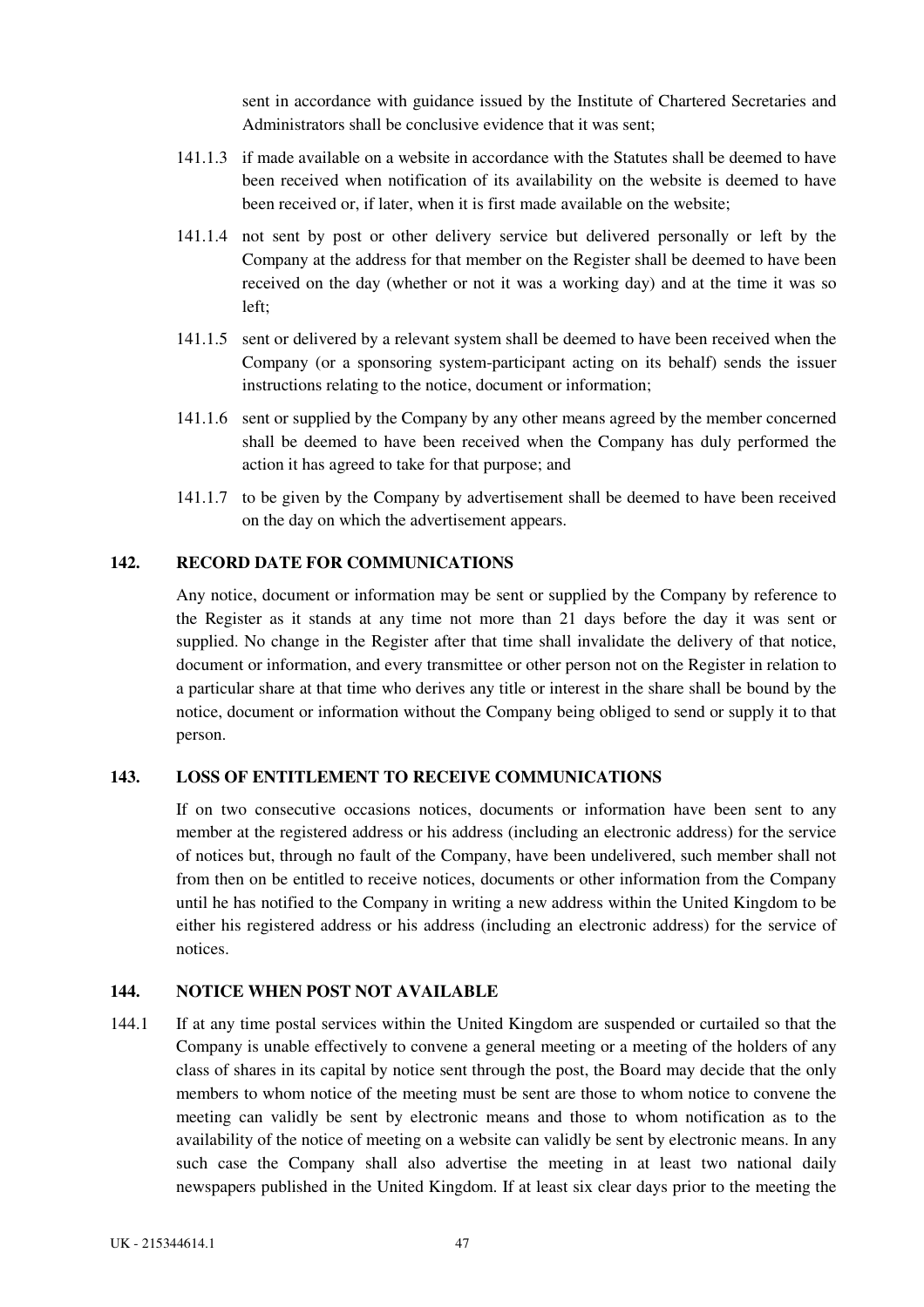sent in accordance with guidance issued by the Institute of Chartered Secretaries and Administrators shall be conclusive evidence that it was sent;

141.1.3 if made available on a website in accordance with the Statutes shall be deemed to have been received when notification of its availability on the website is deemed to have been received or, if later, when it is first made available on the website;

141.1.4 not sent by post or other delivery service but delivered personally or left by the Company at the address for that member on the Register shall be deemed to have been received on the day (whether or not it was a working day) and at the time it was so left;

141.1.5 sent or delivered by a relevant system shall be deemed to have been received when the Company (or a sponsoring system-participant acting on its behalf) sends the issuer instructions relating to the notice, document or information;

141.1.6 sent or supplied by the Company by any other means agreed by the member concerned shall be deemed to have been received when the Company has duly performed the action it has agreed to take for that purpose; and

141.1.7 to be given by the Company by advertisement shall be deemed to have been received on the day on which the advertisement appears.

## 142. RECORD DATE FOR COMMUNICATIONS

Any notice, document or information may be sent or supplied by the Company by reference to the Register as it stands at any time not more than 21 days before the day it was sent or supplied. No change in the Register after that time shall invalidate the delivery of that notice, document or information, and every transmittee or other person not on the Register in relation to a particular share at that time who derives any title or interest in the share shall be bound by the notice, document or information without the Company being obliged to send or supply it to that person.

## 143. LOSS OF ENTITLEMENT TO RECEIVE COMMUNICATIONS

If on two consecutive occasions notices, documents or information have been sent to any member at the registered address or his address (including an electronic address) for the service of notices but, through no fault of the Company, have been undelivered, such member shall not from then on be entitled to receive notices, documents or other information from the Company until he has notified to the Company in writing a new address within the United Kingdom to be either his registered address or his address (including an electronic address) for the service of notices.

## 144. NOTICE WHEN POST NOT AVAILABLE

144.1 If at any time postal services within the United Kingdom are suspended or curtailed so that the Company is unable effectively to convene a general meeting or a meeting of the holders of any class of shares in its capital by notice sent through the post, the Board may decide that the only members to whom notice of the meeting must be sent are those to whom notice to convene the meeting can validly be sent by electronic means and those to whom notification as to the availability of the notice of meeting on a website can validly be sent by electronic means. In any such case the Company shall also advertise the meeting in at least two national daily newspapers published in the United Kingdom. If at least six clear days prior to the meeting the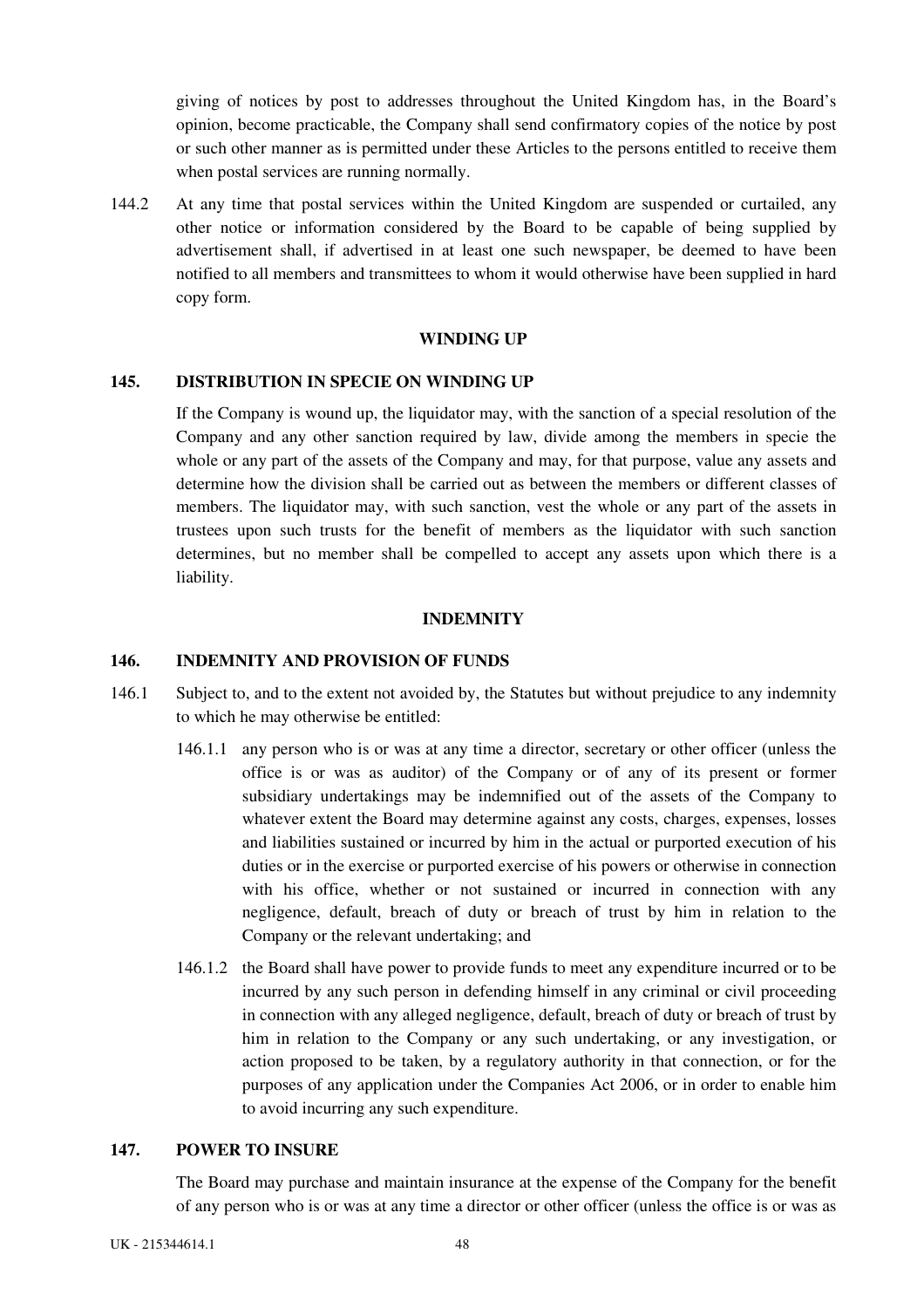giving of notices by post to addresses throughout the United Kingdom has, in the Board's opinion, become practicable, the Company shall send confirmatory copies of the notice by post or such other manner as is permitted under these Articles to the persons entitled to receive them when postal services are running normally.

144.2 At any time that postal services within the United Kingdom are suspended or curtailed, any other notice or information considered by the Board to be capable of being supplied by advertisement shall, if advertised in at least one such newspaper, be deemed to have been notified to all members and transmittees to whom it would otherwise have been supplied in hard copy form.

## WINDING UP

### 145. DISTRIBUTION IN SPECIE ON WINDING UP

If the Company is wound up, the liquidator may, with the sanction of a special resolution of the Company and any other sanction required by law, divide among the members in specie the whole or any part of the assets of the Company and may, for that purpose, value any assets and determine how the division shall be carried out as between the members or different classes of members. The liquidator may, with such sanction, vest the whole or any part of the assets in trustees upon such trusts for the benefit of members as the liquidator with such sanction determines, but no member shall be compelled to accept any assets upon which there is a liability.

## INDEMNITY

### 146. INDEMNITY AND PROVISION OF FUNDS

146.1 Subject to, and to the extent not avoided by, the Statutes but without prejudice to any indemnity to which he may otherwise be entitled:

146.1.1 any person who is or was at any time a director, secretary or other officer (unless the office is or was as auditor) of the Company or of any of its present or former subsidiary undertakings may be indemnified out of the assets of the Company to whatever extent the Board may determine against any costs, charges, expenses, losses and liabilities sustained or incurred by him in the actual or purported execution of his duties or in the exercise or purported exercise of his powers or otherwise in connection with his office, whether or not sustained or incurred in connection with any negligence, default, breach of duty or breach of trust by him in relation to the Company or the relevant undertaking; and

146.1.2 the Board shall have power to provide funds to meet any expenditure incurred or to be incurred by any such person in defending himself in any criminal or civil proceeding in connection with any alleged negligence, default, breach of duty or breach of trust by him in relation to the Company or any such undertaking, or any investigation, or action proposed to be taken, by a regulatory authority in that connection, or for the purposes of any application under the Companies Act 2006, or in order to enable him to avoid incurring any such expenditure.

### 147. POWER TO INSURE

The Board may purchase and maintain insurance at the expense of the Company for the benefit of any person who is or was at any time a director or other officer (unless the office is or was as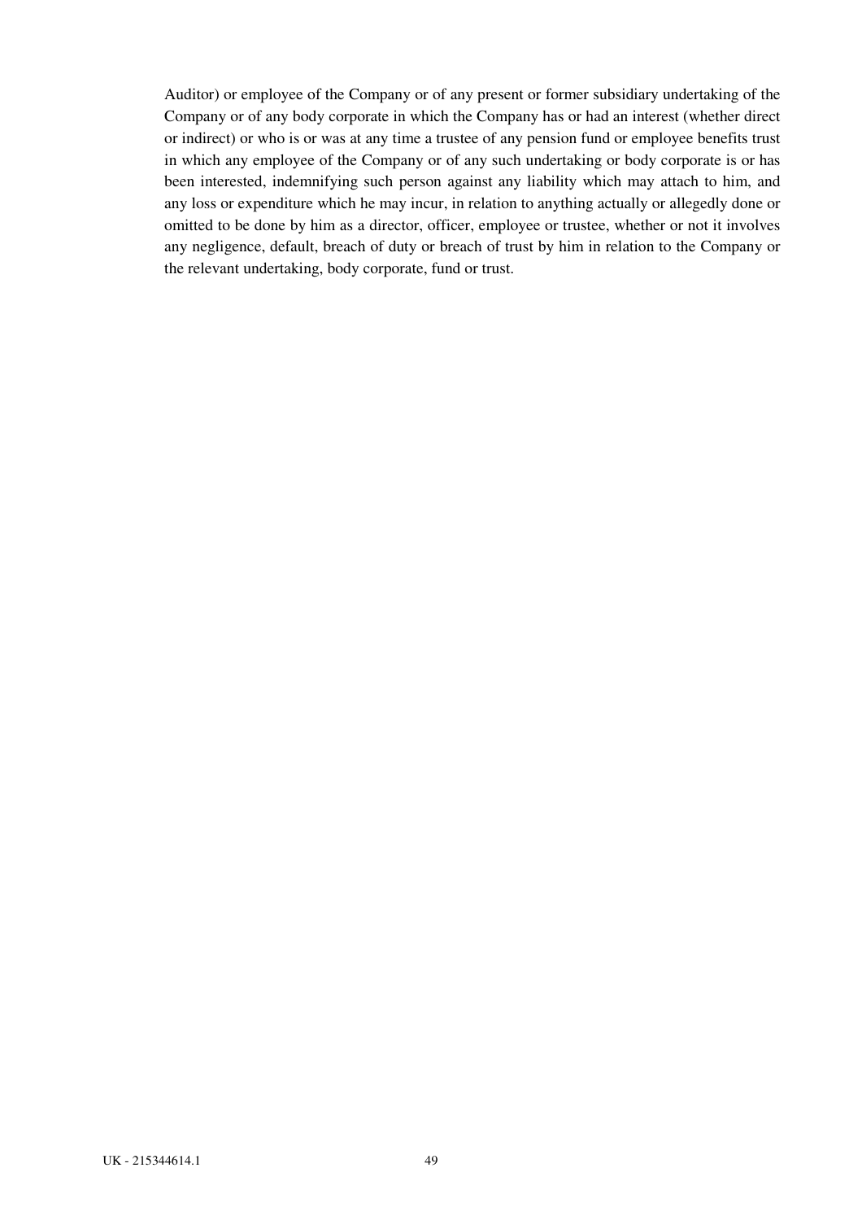Auditor) or employee of the Company or of any present or former subsidiary undertaking of the Company or of any body corporate in which the Company has or had an interest (whether direct or indirect) or who is or was at any time a trustee of any pension fund or employee benefits trust in which any employee of the Company or of any such undertaking or body corporate is or has been interested, indemnifying such person against any liability which may attach to him, and any loss or expenditure which he may incur, in relation to anything actually or allegedly done or omitted to be done by him as a director, officer, employee or trustee, whether or not it involves any negligence, default, breach of duty or breach of trust by him in relation to the Company or the relevant undertaking, body corporate, fund or trust.